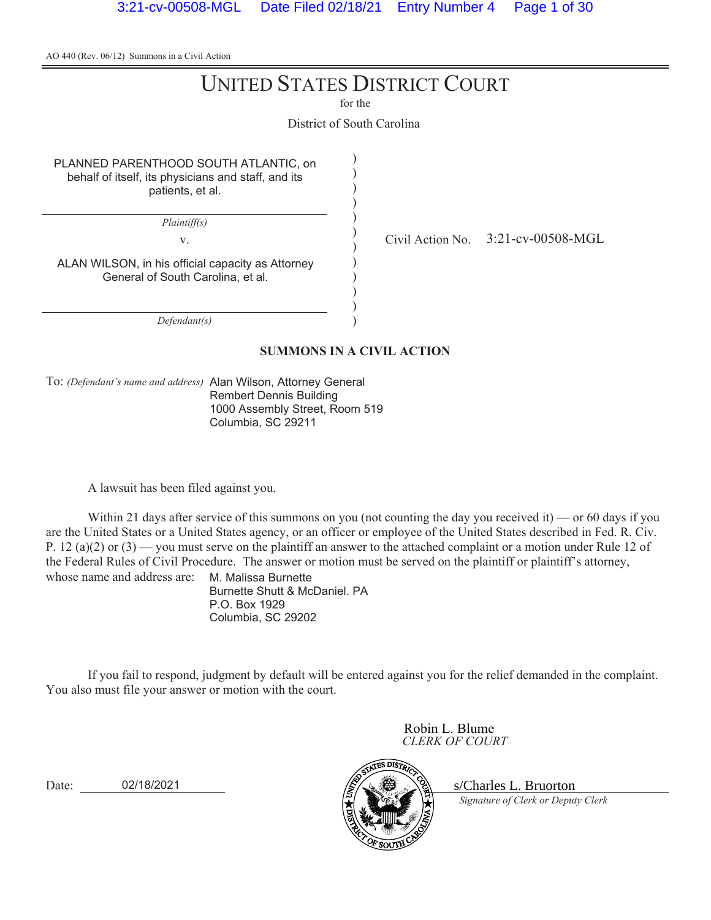AO 440 (Rev. 06/12) Summons in a Civil Action

# UNITED STATES DISTRICT COURT

for the

District of South Carolina

| | | |
|---|---|---|
| PLANNED PARENTHOOD SOUTH ATLANTIC, on behalf of itself, its physicians and staff, and its patients, et al. | ) | |
| *Plaintiff(s)* | ) | |
| v. | ) | Civil Action No. 3:21-cv-00508-MGL |
| ALAN WILSON, in his official capacity as Attorney General of South Carolina, et al. | ) | |
| *Defendant(s)* | ) | |

**SUMMONS IN A CIVIL ACTION**

To: *(Defendant's name and address)* Alan Wilson, Attorney General
Rembert Dennis Building
1000 Assembly Street, Room 519
Columbia, SC 29211

A lawsuit has been filed against you.

Within 21 days after service of this summons on you (not counting the day you received it) — or 60 days if you are the United States or a United States agency, or an officer or employee of the United States described in Fed. R. Civ. P. 12 (a)(2) or (3) — you must serve on the plaintiff an answer to the attached complaint or a motion under Rule 12 of the Federal Rules of Civil Procedure. The answer or motion must be served on the plaintiff or plaintiff's attorney, whose name and address are: M. Malissa Burnette
Burnette Shutt & McDaniel. PA
P.O. Box 1929
Columbia, SC 29202

If you fail to respond, judgment by default will be entered against you for the relief demanded in the complaint. You also must file your answer or motion with the court.

Robin L. Blume
*CLERK OF COURT*

Date: 02/18/2021

s/Charles L. Bruorton
*Signature of Clerk or Deputy Clerk*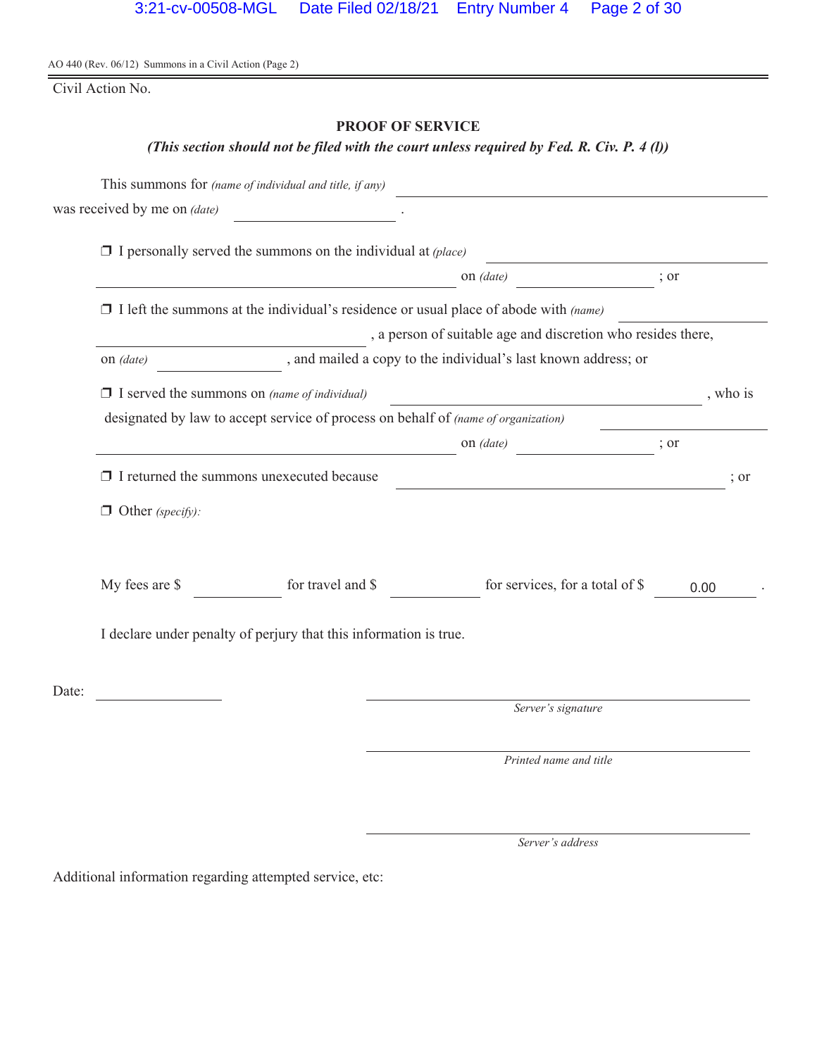AO 440 (Rev. 06/12) Summons in a Civil Action (Page 2)

Civil Action No.

## PROOF OF SERVICE

***(This section should not be filed with the court unless required by Fed. R. Civ. P. 4 (l))***

This summons for *(name of individual and title, if any)* ______________________________
was received by me on *(date)* ______________ .

❒ I personally served the summons on the individual at *(place)* ______________________________
______________________________ on *(date)* ______________ ; or

❒ I left the summons at the individual's residence or usual place of abode with *(name)* ______________
______________________________ , a person of suitable age and discretion who resides there,
on *(date)* ______________ , and mailed a copy to the individual's last known address; or

❒ I served the summons on *(name of individual)* ______________________________ , who is
designated by law to accept service of process on behalf of *(name of organization)* ______________
______________________________ on *(date)* ______________ ; or

❒ I returned the summons unexecuted because ______________________________ ; or

❒ Other *(specify)*:

My fees are $ ________ for travel and $ ________ for services, for a total of $ 0.00 .

I declare under penalty of perjury that this information is true.

Date: ______________

______________________________
*Server's signature*

______________________________
*Printed name and title*

______________________________
*Server's address*

Additional information regarding attempted service, etc: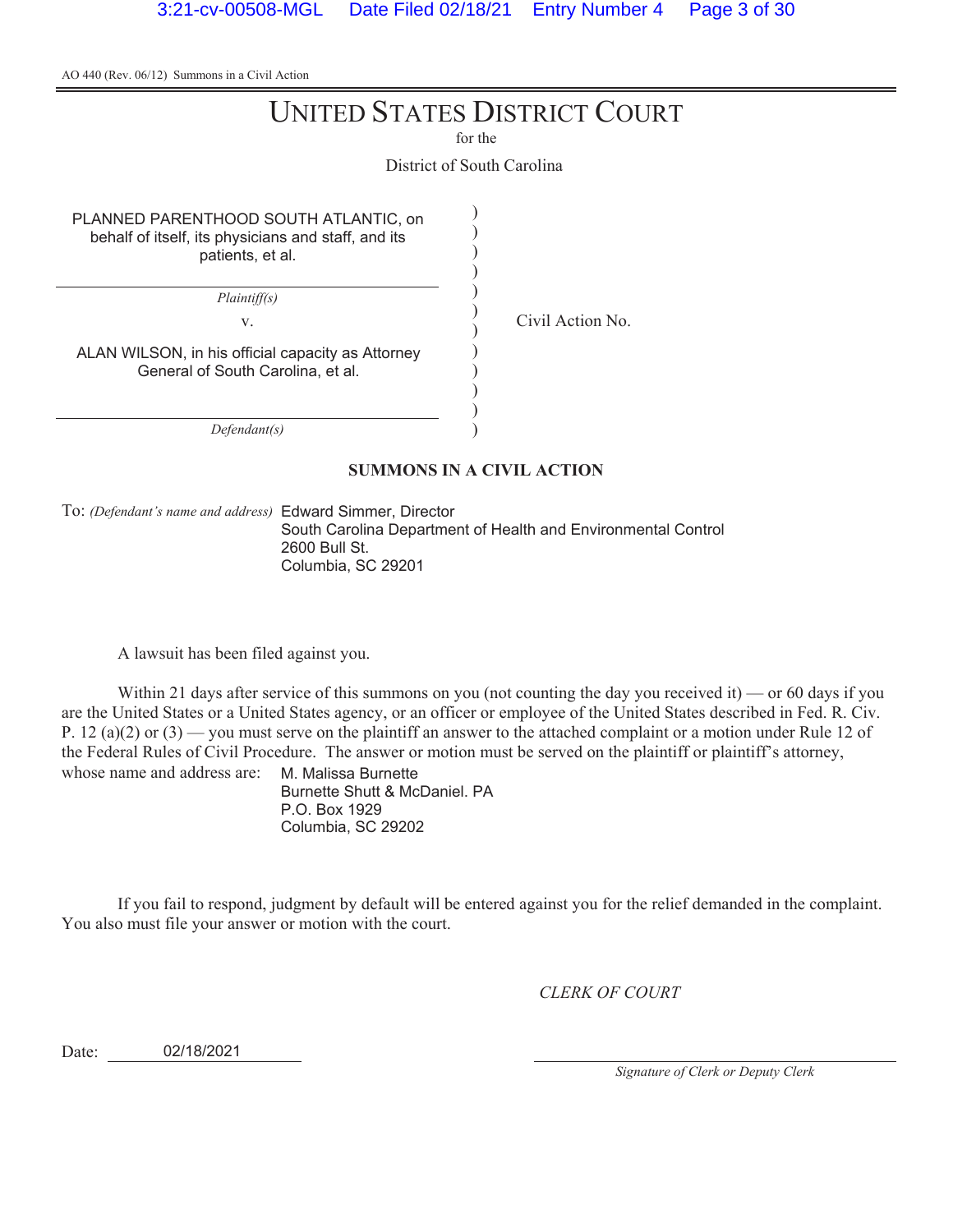AO 440 (Rev. 06/12) Summons in a Civil Action

# UNITED STATES DISTRICT COURT

for the

District of South Carolina

PLANNED PARENTHOOD SOUTH ATLANTIC, on behalf of itself, its physicians and staff, and its patients, et al.

*Plaintiff(s)*

v.

ALAN WILSON, in his official capacity as Attorney General of South Carolina, et al.

*Defendant(s)*

Civil Action No.

**SUMMONS IN A CIVIL ACTION**

To: *(Defendant's name and address)* Edward Simmer, Director
South Carolina Department of Health and Environmental Control
2600 Bull St.
Columbia, SC 29201

A lawsuit has been filed against you.

Within 21 days after service of this summons on you (not counting the day you received it) — or 60 days if you are the United States or a United States agency, or an officer or employee of the United States described in Fed. R. Civ. P. 12 (a)(2) or (3) — you must serve on the plaintiff an answer to the attached complaint or a motion under Rule 12 of the Federal Rules of Civil Procedure. The answer or motion must be served on the plaintiff or plaintiff's attorney, whose name and address are: M. Malissa Burnette
Burnette Shutt & McDaniel. PA
P.O. Box 1929
Columbia, SC 29202

If you fail to respond, judgment by default will be entered against you for the relief demanded in the complaint. You also must file your answer or motion with the court.

*CLERK OF COURT*

Date: 02/18/2021

*Signature of Clerk or Deputy Clerk*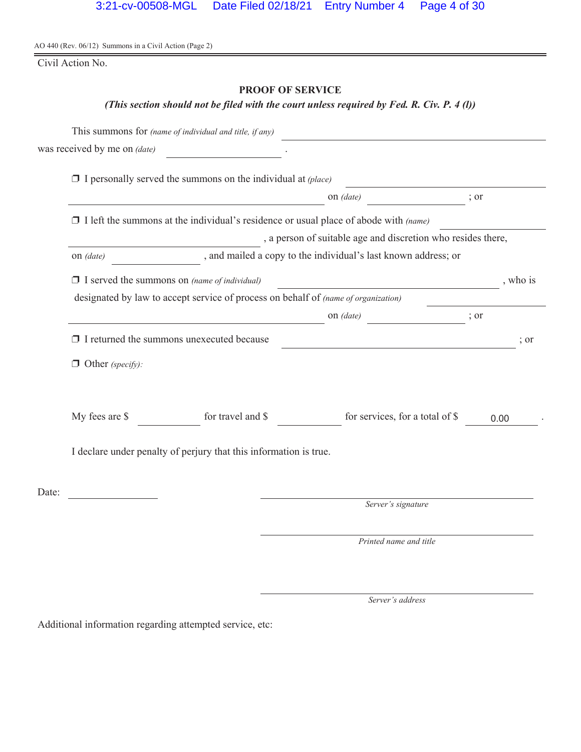AO 440 (Rev. 06/12) Summons in a Civil Action (Page 2)

Civil Action No.

## PROOF OF SERVICE

***(This section should not be filed with the court unless required by Fed. R. Civ. P. 4 (l))***

This summons for *(name of individual and title, if any)* ______________________________

was received by me on *(date)* ________________ .

❒ I personally served the summons on the individual at *(place)* ______________________________ on *(date)* ______________ ; or

❒ I left the summons at the individual's residence or usual place of abode with *(name)* ______________________________ , a person of suitable age and discretion who resides there, on *(date)* ______________ , and mailed a copy to the individual's last known address; or

❒ I served the summons on *(name of individual)* ______________________________ , who is designated by law to accept service of process on behalf of *(name of organization)* ______________________________ on *(date)* ______________ ; or

❒ I returned the summons unexecuted because ______________________________ ; or

❒ Other *(specify)*:

My fees are $ __________ for travel and $ __________ for services, for a total of $ 0.00 .

I declare under penalty of perjury that this information is true.

Date: ______________

______________________________
*Server's signature*

______________________________
*Printed name and title*

______________________________
*Server's address*

Additional information regarding attempted service, etc: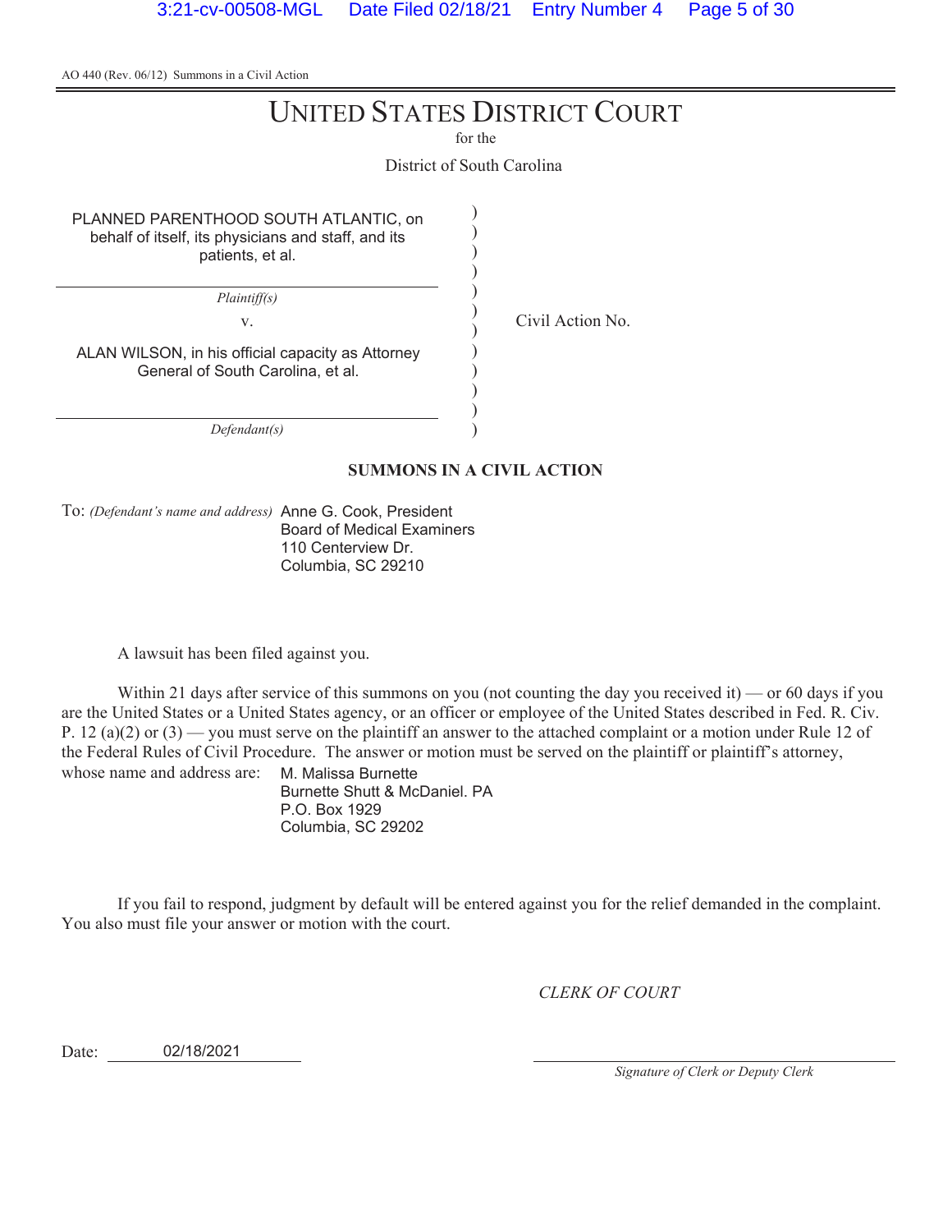AO 440 (Rev. 06/12) Summons in a Civil Action

# UNITED STATES DISTRICT COURT

for the

District of South Carolina

PLANNED PARENTHOOD SOUTH ATLANTIC, on behalf of itself, its physicians and staff, and its patients, et al.

*Plaintiff(s)*

v.

ALAN WILSON, in his official capacity as Attorney General of South Carolina, et al.

*Defendant(s)*

Civil Action No.

**SUMMONS IN A CIVIL ACTION**

To: *(Defendant's name and address)* Anne G. Cook, President
Board of Medical Examiners
110 Centerview Dr.
Columbia, SC 29210

A lawsuit has been filed against you.

Within 21 days after service of this summons on you (not counting the day you received it) — or 60 days if you are the United States or a United States agency, or an officer or employee of the United States described in Fed. R. Civ. P. 12 (a)(2) or (3) — you must serve on the plaintiff an answer to the attached complaint or a motion under Rule 12 of the Federal Rules of Civil Procedure. The answer or motion must be served on the plaintiff or plaintiff's attorney, whose name and address are: M. Malissa Burnette
Burnette Shutt & McDaniel. PA
P.O. Box 1929
Columbia, SC 29202

If you fail to respond, judgment by default will be entered against you for the relief demanded in the complaint. You also must file your answer or motion with the court.

*CLERK OF COURT*

Date: 02/18/2021

*Signature of Clerk or Deputy Clerk*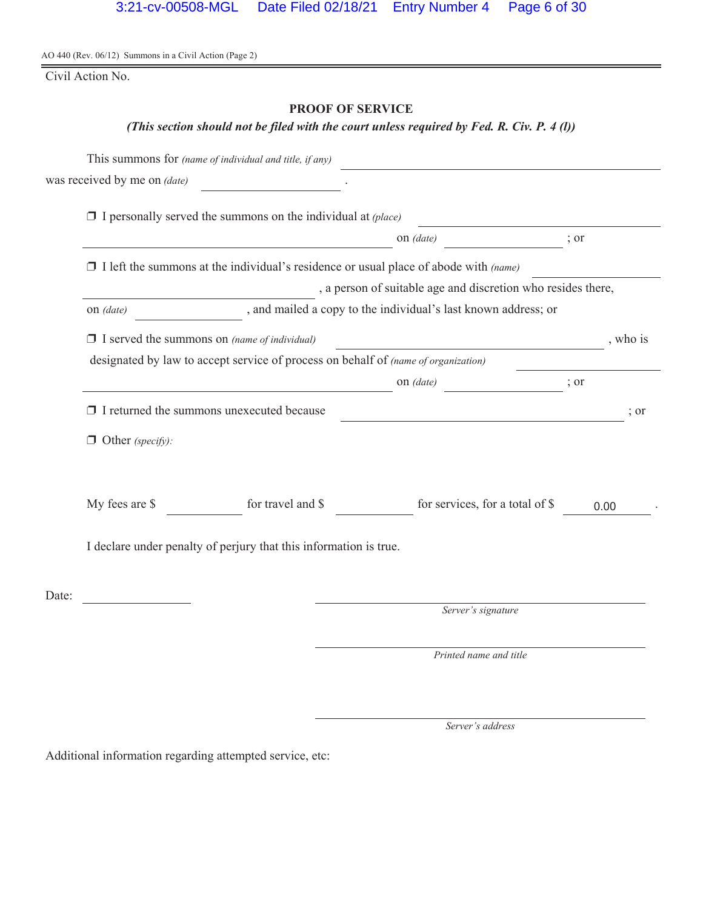AO 440 (Rev. 06/12) Summons in a Civil Action (Page 2)

Civil Action No.

## PROOF OF SERVICE

***(This section should not be filed with the court unless required by Fed. R. Civ. P. 4 (l))***

This summons for *(name of individual and title, if any)* \_\_\_\_\_\_\_\_\_\_\_\_\_\_\_\_\_\_\_\_\_\_\_\_\_\_\_\_

was received by me on *(date)* \_\_\_\_\_\_\_\_\_\_\_\_\_\_ .

❐ I personally served the summons on the individual at *(place)* \_\_\_\_\_\_\_\_\_\_\_\_\_\_\_\_\_\_\_\_\_\_\_\_\_\_\_\_ on *(date)* \_\_\_\_\_\_\_\_\_\_\_\_\_\_ ; or

❐ I left the summons at the individual's residence or usual place of abode with *(name)* \_\_\_\_\_\_\_\_\_\_\_\_\_\_\_\_\_\_\_\_\_\_\_\_\_\_\_\_ , a person of suitable age and discretion who resides there, on *(date)* \_\_\_\_\_\_\_\_\_\_\_\_\_\_ , and mailed a copy to the individual's last known address; or

❐ I served the summons on *(name of individual)* \_\_\_\_\_\_\_\_\_\_\_\_\_\_\_\_\_\_\_\_\_\_\_\_\_\_\_\_ , who is designated by law to accept service of process on behalf of *(name of organization)* \_\_\_\_\_\_\_\_\_\_\_\_\_\_\_\_\_\_\_\_\_\_\_\_\_\_\_\_ on *(date)* \_\_\_\_\_\_\_\_\_\_\_\_\_\_ ; or

❐ I returned the summons unexecuted because \_\_\_\_\_\_\_\_\_\_\_\_\_\_\_\_\_\_\_\_\_\_\_\_\_\_\_\_ ; or

❐ Other *(specify)*:

My fees are $ \_\_\_\_\_\_\_\_ for travel and $ \_\_\_\_\_\_\_\_ for services, for a total of $ 0.00 .

I declare under penalty of perjury that this information is true.

Date: \_\_\_\_\_\_\_\_\_\_\_\_\_\_

\_\_\_\_\_\_\_\_\_\_\_\_\_\_\_\_\_\_\_\_\_\_\_\_\_\_\_\_
*Server's signature*

\_\_\_\_\_\_\_\_\_\_\_\_\_\_\_\_\_\_\_\_\_\_\_\_\_\_\_\_
*Printed name and title*

\_\_\_\_\_\_\_\_\_\_\_\_\_\_\_\_\_\_\_\_\_\_\_\_\_\_\_\_
*Server's address*

Additional information regarding attempted service, etc: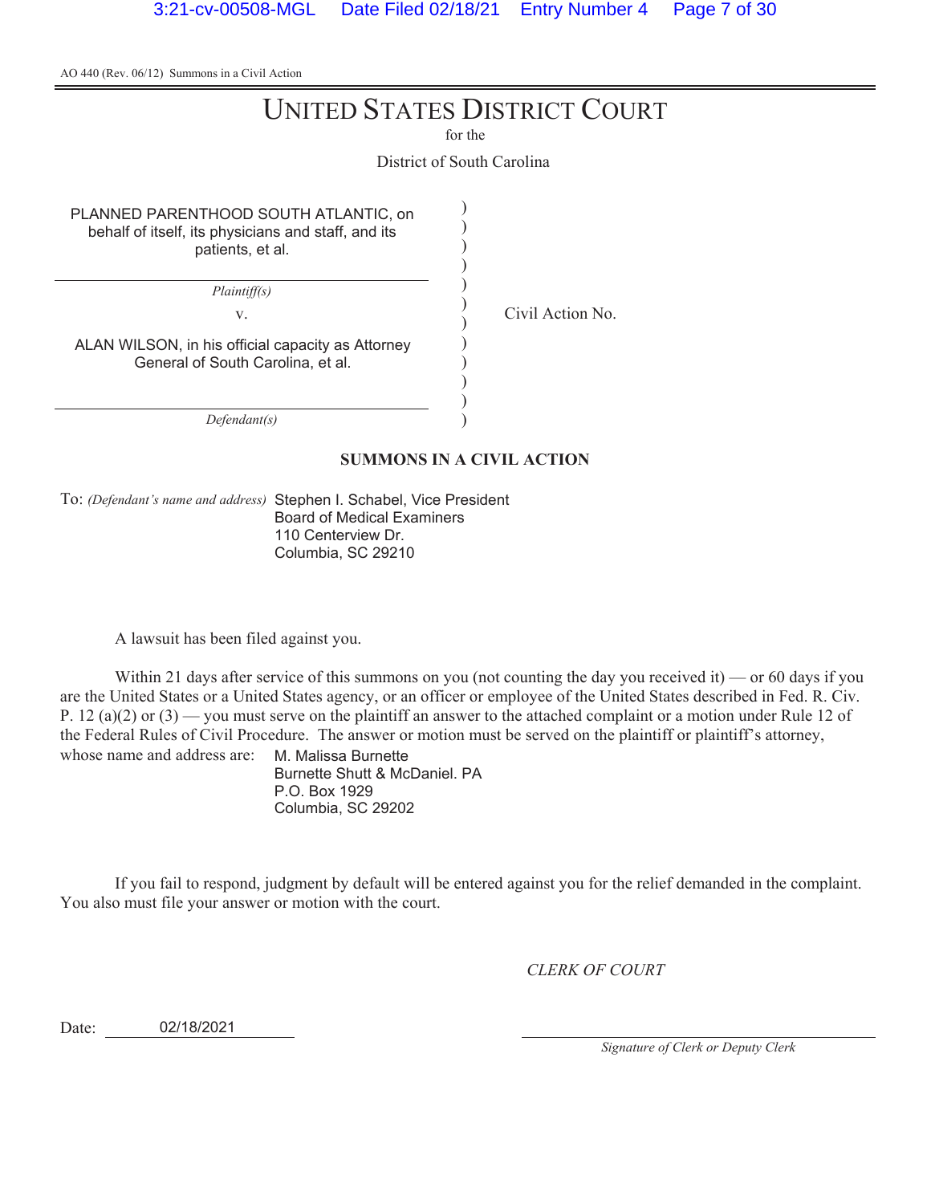AO 440 (Rev. 06/12) Summons in a Civil Action

# UNITED STATES DISTRICT COURT

for the

District of South Carolina

| | | |
|---|---|---|
| PLANNED PARENTHOOD SOUTH ATLANTIC, on behalf of itself, its physicians and staff, and its patients, et al. | ) | |
| *Plaintiff(s)* | ) | |
| v. | ) | Civil Action No. |
| ALAN WILSON, in his official capacity as Attorney General of South Carolina, et al. | ) | |
| *Defendant(s)* | ) | |

**SUMMONS IN A CIVIL ACTION**

To: *(Defendant's name and address)* Stephen I. Schabel, Vice President
Board of Medical Examiners
110 Centerview Dr.
Columbia, SC 29210

A lawsuit has been filed against you.

Within 21 days after service of this summons on you (not counting the day you received it) — or 60 days if you are the United States or a United States agency, or an officer or employee of the United States described in Fed. R. Civ. P. 12 (a)(2) or (3) — you must serve on the plaintiff an answer to the attached complaint or a motion under Rule 12 of the Federal Rules of Civil Procedure. The answer or motion must be served on the plaintiff or plaintiff's attorney, whose name and address are: M. Malissa Burnette
Burnette Shutt & McDaniel. PA
P.O. Box 1929
Columbia, SC 29202

If you fail to respond, judgment by default will be entered against you for the relief demanded in the complaint. You also must file your answer or motion with the court.

*CLERK OF COURT*

Date: 02/18/2021

*Signature of Clerk or Deputy Clerk*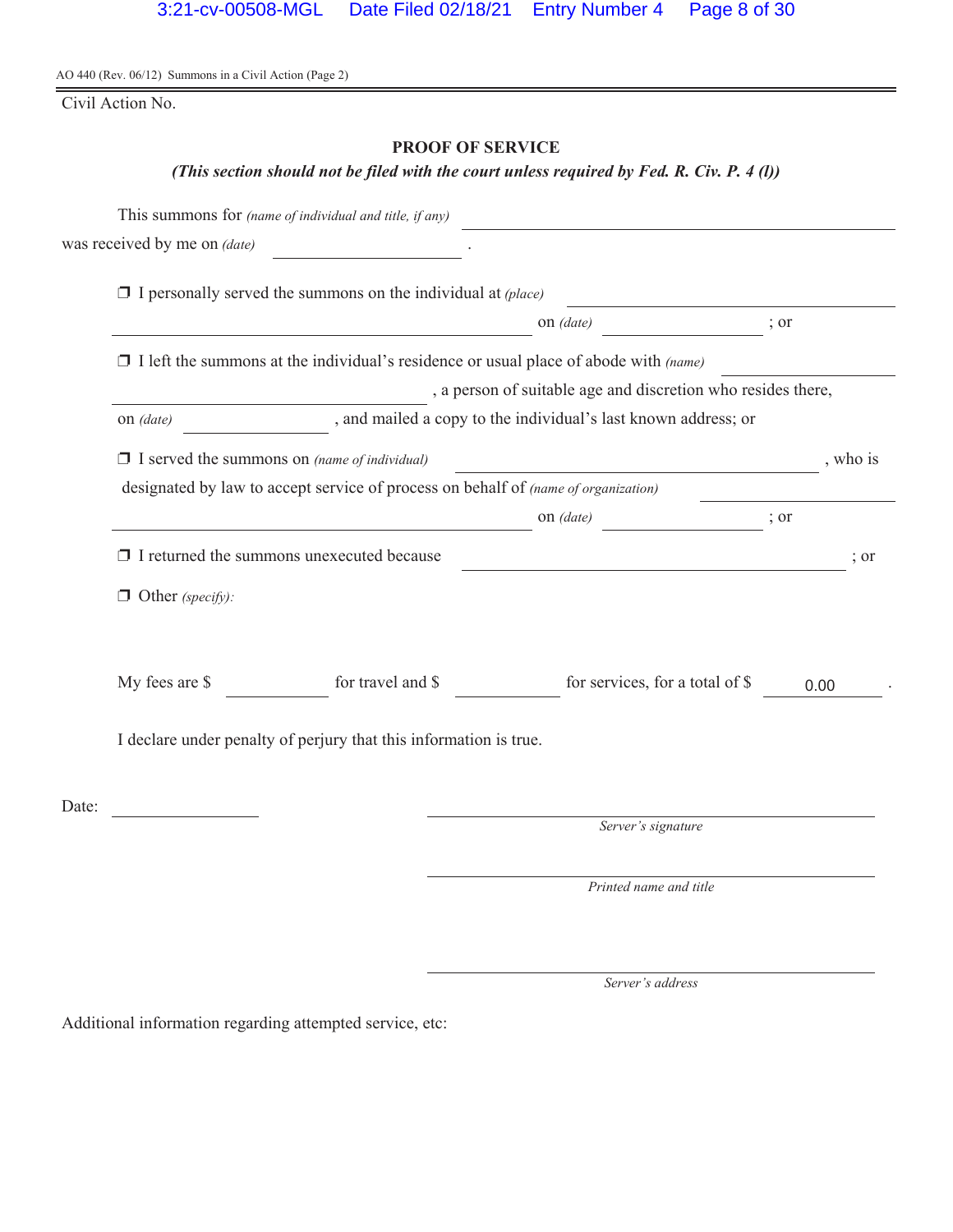AO 440 (Rev. 06/12) Summons in a Civil Action (Page 2)

Civil Action No.

## PROOF OF SERVICE

***(This section should not be filed with the court unless required by Fed. R. Civ. P. 4 (l))***

This summons for *(name of individual and title, if any)* ______________________________
was received by me on *(date)* ______________ .

❒ I personally served the summons on the individual at *(place)* ______________________________
______________________________ on *(date)* ______________ ; or

❒ I left the summons at the individual's residence or usual place of abode with *(name)* ______________
______________________________ , a person of suitable age and discretion who resides there,
on *(date)* ______________ , and mailed a copy to the individual's last known address; or

❒ I served the summons on *(name of individual)* ______________________________ , who is
designated by law to accept service of process on behalf of *(name of organization)* ______________
______________________________ on *(date)* ______________ ; or

❒ I returned the summons unexecuted because ______________________________ ; or

❒ Other *(specify)*:

My fees are $ __________ for travel and $ __________ for services, for a total of $ 0.00 .

I declare under penalty of perjury that this information is true.

Date: ______________

______________________________
*Server's signature*

______________________________
*Printed name and title*

______________________________
*Server's address*

Additional information regarding attempted service, etc: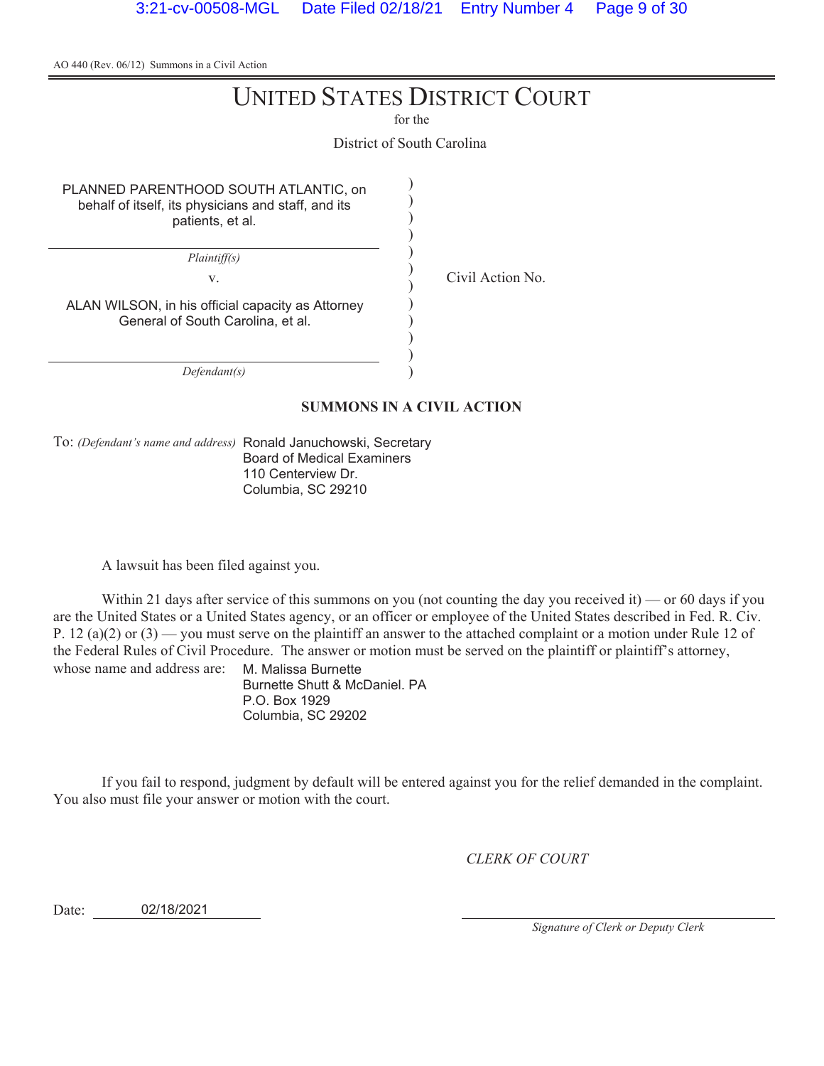AO 440 (Rev. 06/12) Summons in a Civil Action

# UNITED STATES DISTRICT COURT

for the

District of South Carolina

| | | |
|---|---|---|
| PLANNED PARENTHOOD SOUTH ATLANTIC, on behalf of itself, its physicians and staff, and its patients, et al. | ) | |
| *Plaintiff(s)* | ) | |
| v. | ) | Civil Action No. |
| ALAN WILSON, in his official capacity as Attorney General of South Carolina, et al. | ) | |
| *Defendant(s)* | ) | |

**SUMMONS IN A CIVIL ACTION**

To: *(Defendant's name and address)* Ronald Januchowski, Secretary
Board of Medical Examiners
110 Centerview Dr.
Columbia, SC 29210

A lawsuit has been filed against you.

Within 21 days after service of this summons on you (not counting the day you received it) — or 60 days if you are the United States or a United States agency, or an officer or employee of the United States described in Fed. R. Civ. P. 12 (a)(2) or (3) — you must serve on the plaintiff an answer to the attached complaint or a motion under Rule 12 of the Federal Rules of Civil Procedure. The answer or motion must be served on the plaintiff or plaintiff's attorney, whose name and address are: M. Malissa Burnette
Burnette Shutt & McDaniel. PA
P.O. Box 1929
Columbia, SC 29202

If you fail to respond, judgment by default will be entered against you for the relief demanded in the complaint. You also must file your answer or motion with the court.

*CLERK OF COURT*

Date: 02/18/2021

*Signature of Clerk or Deputy Clerk*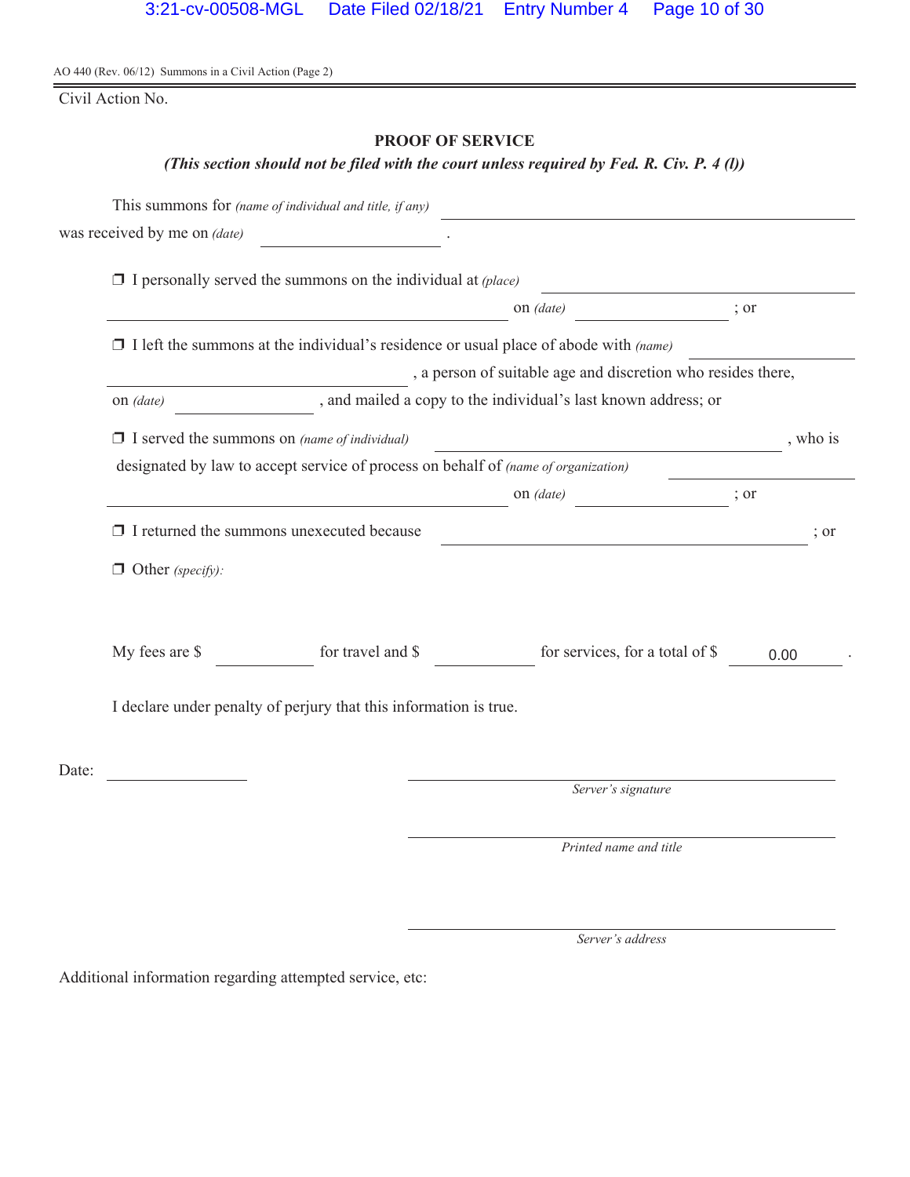AO 440 (Rev. 06/12) Summons in a Civil Action (Page 2)

Civil Action No.

## PROOF OF SERVICE

***(This section should not be filed with the court unless required by Fed. R. Civ. P. 4 (l))***

This summons for *(name of individual and title, if any)* ______________________________
was received by me on *(date)* ________________ .

❒ I personally served the summons on the individual at *(place)* ______________________________
______________________________ on *(date)* ________________ ; or

❒ I left the summons at the individual's residence or usual place of abode with *(name)* ________________
________________ , a person of suitable age and discretion who resides there,
on *(date)* ________________ , and mailed a copy to the individual's last known address; or

❒ I served the summons on *(name of individual)* ______________________________ , who is
designated by law to accept service of process on behalf of *(name of organization)* ________________
______________________________ on *(date)* ________________ ; or

❒ I returned the summons unexecuted because ______________________________ ; or

❒ Other *(specify)*:

My fees are $ ________ for travel and $ ________ for services, for a total of $ 0.00 .

I declare under penalty of perjury that this information is true.

Date: ________________

______________________________
*Server's signature*

______________________________
*Printed name and title*

______________________________
*Server's address*

Additional information regarding attempted service, etc: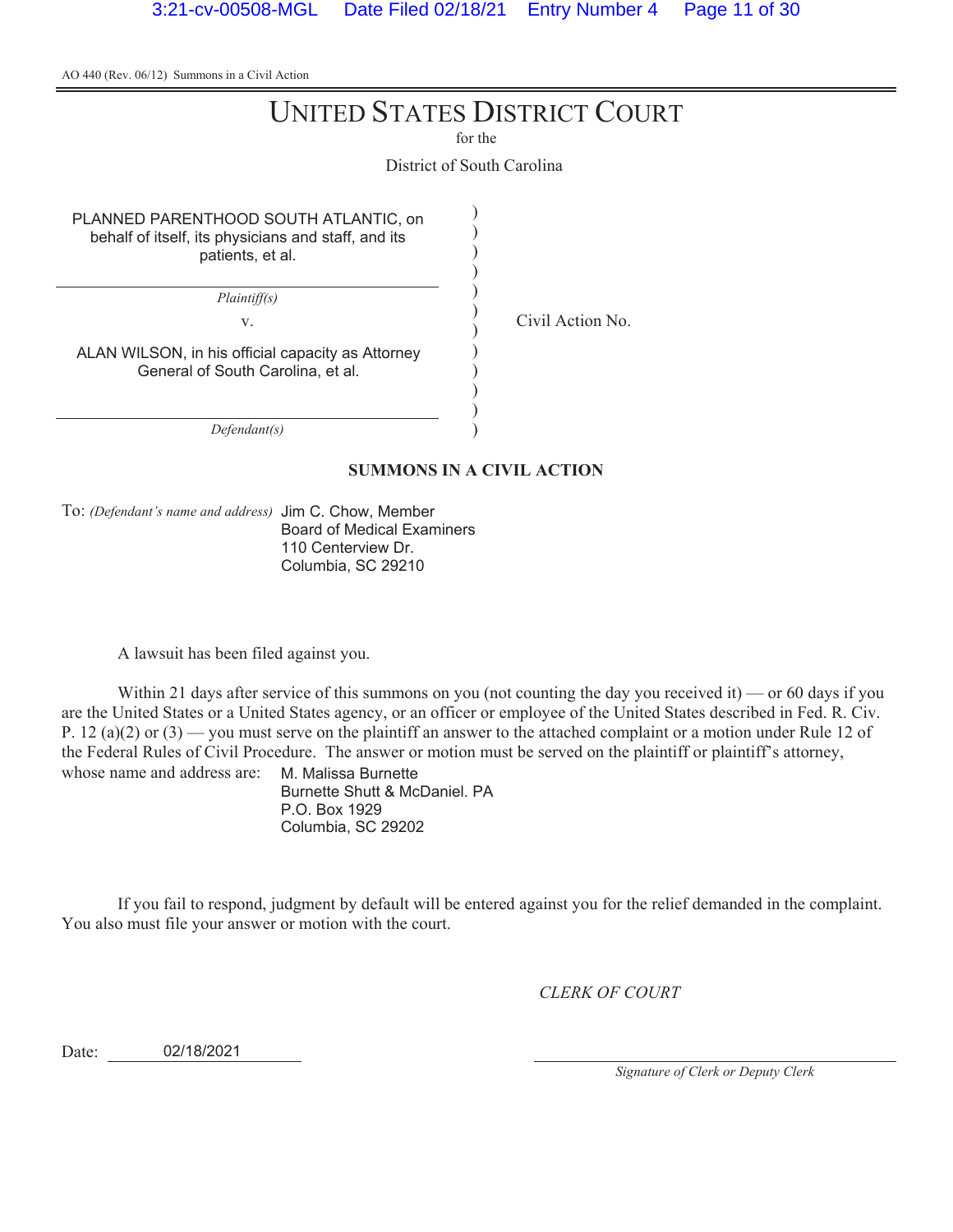AO 440 (Rev. 06/12) Summons in a Civil Action

# UNITED STATES DISTRICT COURT

for the

District of South Carolina

PLANNED PARENTHOOD SOUTH ATLANTIC, on behalf of itself, its physicians and staff, and its patients, et al.

*Plaintiff(s)*

v.

ALAN WILSON, in his official capacity as Attorney General of South Carolina, et al.

*Defendant(s)*

Civil Action No.

**SUMMONS IN A CIVIL ACTION**

To: *(Defendant's name and address)* Jim C. Chow, Member
Board of Medical Examiners
110 Centerview Dr.
Columbia, SC 29210

A lawsuit has been filed against you.

Within 21 days after service of this summons on you (not counting the day you received it) — or 60 days if you are the United States or a United States agency, or an officer or employee of the United States described in Fed. R. Civ. P. 12 (a)(2) or (3) — you must serve on the plaintiff an answer to the attached complaint or a motion under Rule 12 of the Federal Rules of Civil Procedure. The answer or motion must be served on the plaintiff or plaintiff's attorney, whose name and address are: M. Malissa Burnette
Burnette Shutt & McDaniel. PA
P.O. Box 1929
Columbia, SC 29202

If you fail to respond, judgment by default will be entered against you for the relief demanded in the complaint. You also must file your answer or motion with the court.

*CLERK OF COURT*

Date: 02/18/2021

*Signature of Clerk or Deputy Clerk*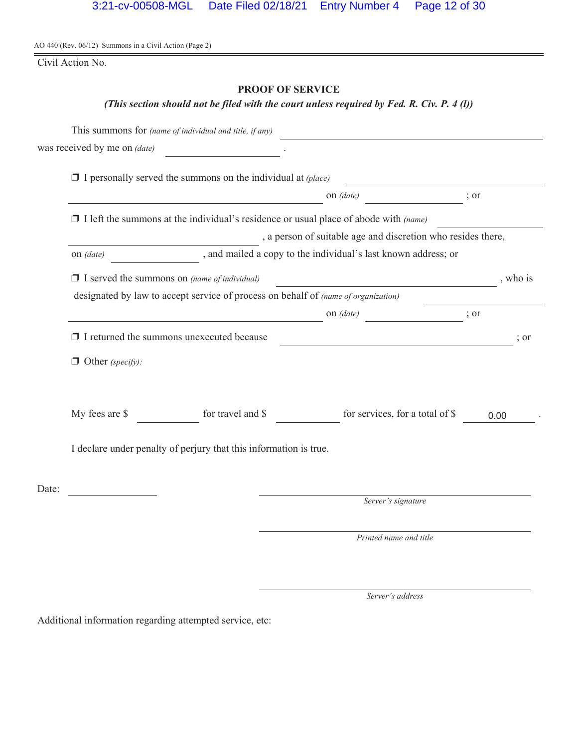AO 440 (Rev. 06/12) Summons in a Civil Action (Page 2)

Civil Action No.

## PROOF OF SERVICE

***(This section should not be filed with the court unless required by Fed. R. Civ. P. 4 (l))***

This summons for *(name of individual and title, if any)* ______________________________
was received by me on *(date)* ______________ .

❒ I personally served the summons on the individual at *(place)* ______________________________
______________________________ on *(date)* ______________ ; or

❒ I left the summons at the individual's residence or usual place of abode with *(name)* ______________
______________________________ , a person of suitable age and discretion who resides there,
on *(date)* ______________ , and mailed a copy to the individual's last known address; or

❒ I served the summons on *(name of individual)* ______________________________ , who is
designated by law to accept service of process on behalf of *(name of organization)* ______________
______________________________ on *(date)* ______________ ; or

❒ I returned the summons unexecuted because ______________________________ ; or

❒ Other *(specify)*:

My fees are $ ______________ for travel and $ ______________ for services, for a total of $ 0.00 .

I declare under penalty of perjury that this information is true.

Date: ______________

______________________________
*Server's signature*

______________________________
*Printed name and title*

______________________________
*Server's address*

Additional information regarding attempted service, etc: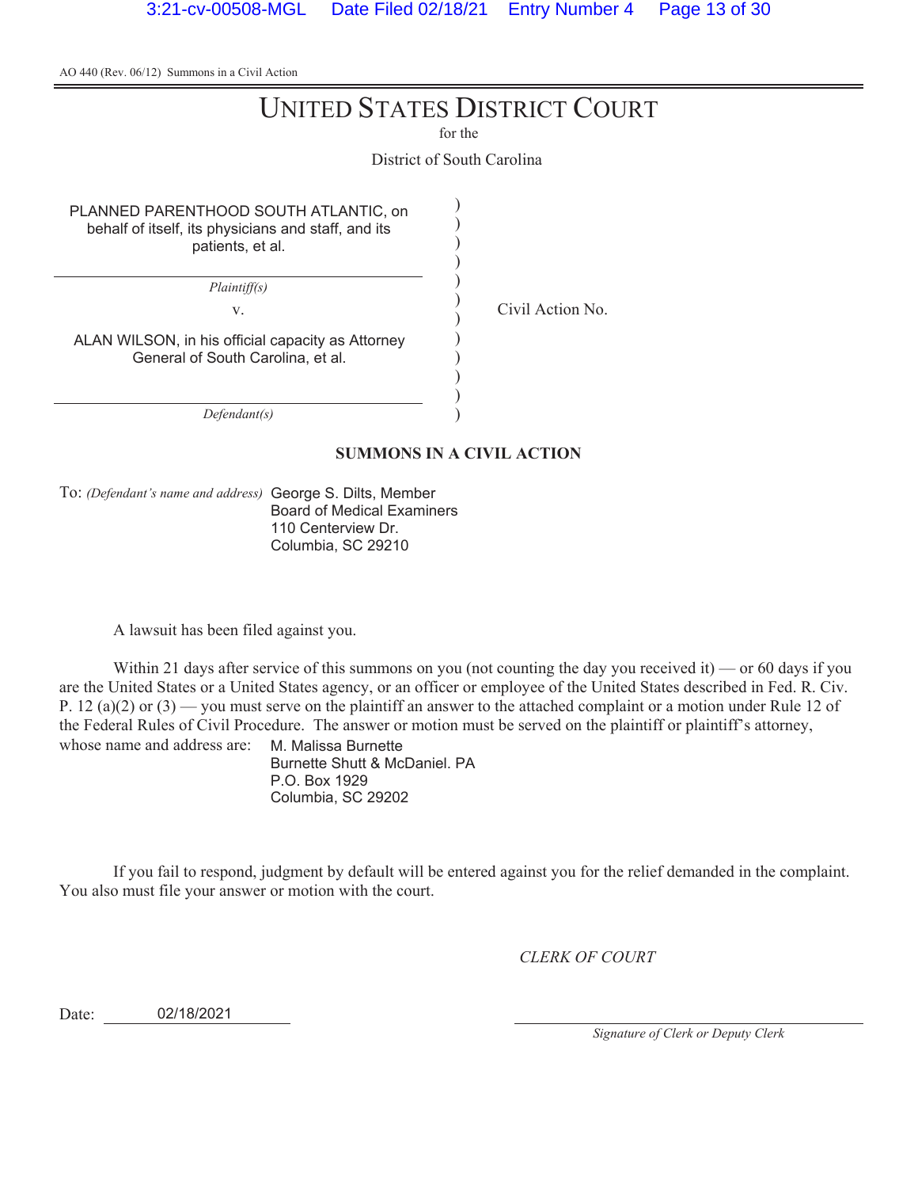AO 440 (Rev. 06/12) Summons in a Civil Action

# UNITED STATES DISTRICT COURT

for the

District of South Carolina

PLANNED PARENTHOOD SOUTH ATLANTIC, on behalf of itself, its physicians and staff, and its patients, et al.

*Plaintiff(s)*

v.

ALAN WILSON, in his official capacity as Attorney General of South Carolina, et al.

*Defendant(s)*

Civil Action No.

## SUMMONS IN A CIVIL ACTION

To: *(Defendant's name and address)* George S. Dilts, Member
Board of Medical Examiners
110 Centerview Dr.
Columbia, SC 29210

A lawsuit has been filed against you.

Within 21 days after service of this summons on you (not counting the day you received it) — or 60 days if you are the United States or a United States agency, or an officer or employee of the United States described in Fed. R. Civ. P. 12 (a)(2) or (3) — you must serve on the plaintiff an answer to the attached complaint or a motion under Rule 12 of the Federal Rules of Civil Procedure. The answer or motion must be served on the plaintiff or plaintiff's attorney, whose name and address are: M. Malissa Burnette
Burnette Shutt & McDaniel. PA
P.O. Box 1929
Columbia, SC 29202

If you fail to respond, judgment by default will be entered against you for the relief demanded in the complaint. You also must file your answer or motion with the court.

*CLERK OF COURT*

Date: 02/18/2021

*Signature of Clerk or Deputy Clerk*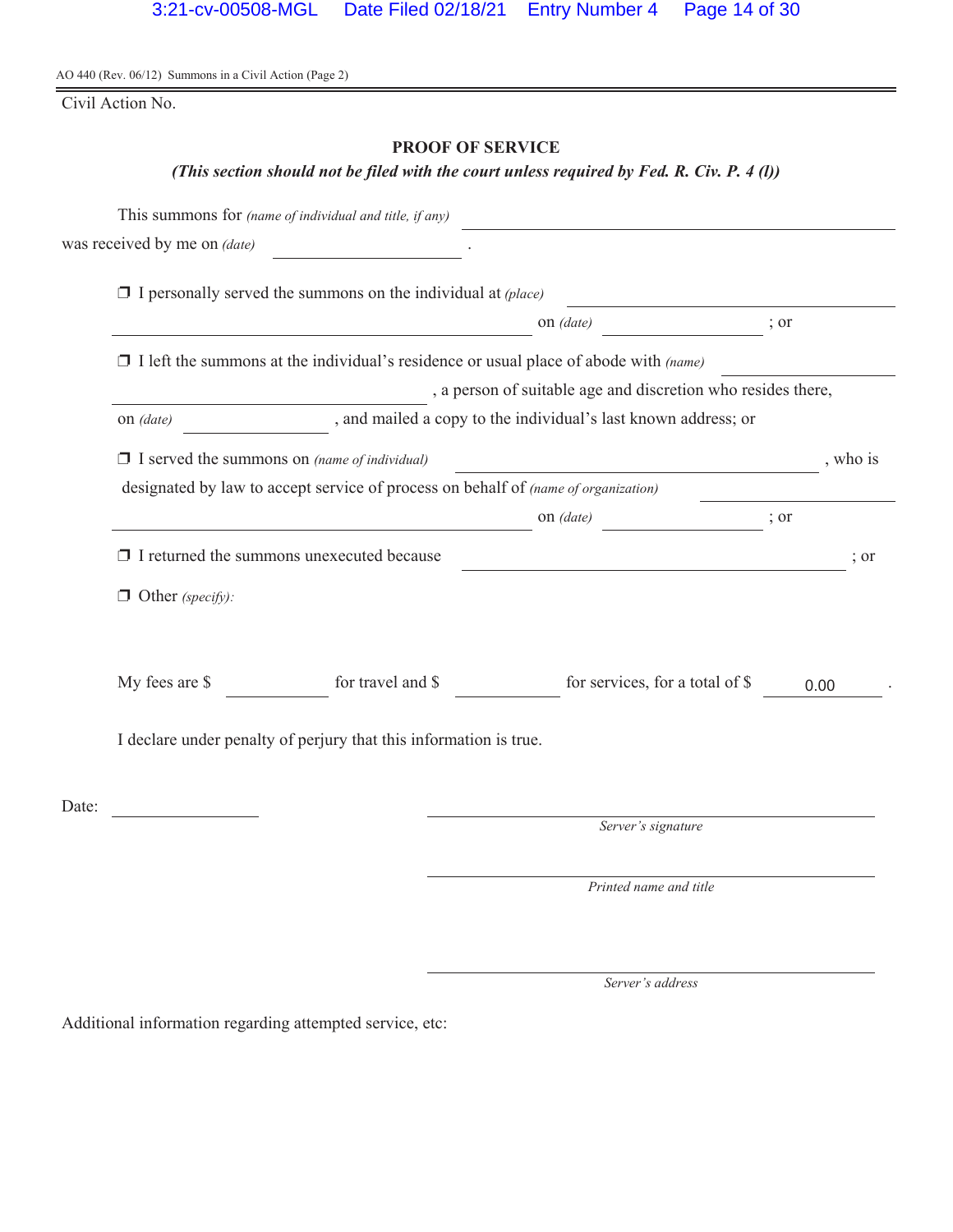AO 440 (Rev. 06/12) Summons in a Civil Action (Page 2)

Civil Action No.

## PROOF OF SERVICE

***(This section should not be filed with the court unless required by Fed. R. Civ. P. 4 (l))***

This summons for *(name of individual and title, if any)* \_\_\_\_\_\_\_\_\_\_\_\_\_\_\_\_\_\_\_\_
was received by me on *(date)* \_\_\_\_\_\_\_\_\_\_ .

❒ I personally served the summons on the individual at *(place)* \_\_\_\_\_\_\_\_\_\_\_\_\_\_\_\_\_\_\_\_
\_\_\_\_\_\_\_\_\_\_\_\_\_\_\_\_\_\_\_\_ on *(date)* \_\_\_\_\_\_\_\_\_\_ ; or

❒ I left the summons at the individual's residence or usual place of abode with *(name)* \_\_\_\_\_\_\_\_\_\_
\_\_\_\_\_\_\_\_\_\_\_\_\_\_\_\_\_\_\_\_ , a person of suitable age and discretion who resides there,
on *(date)* \_\_\_\_\_\_\_\_\_\_ , and mailed a copy to the individual's last known address; or

❒ I served the summons on *(name of individual)* \_\_\_\_\_\_\_\_\_\_\_\_\_\_\_\_\_\_\_\_ , who is
designated by law to accept service of process on behalf of *(name of organization)* \_\_\_\_\_\_\_\_\_\_
\_\_\_\_\_\_\_\_\_\_\_\_\_\_\_\_\_\_\_\_ on *(date)* \_\_\_\_\_\_\_\_\_\_ ; or

❒ I returned the summons unexecuted because \_\_\_\_\_\_\_\_\_\_\_\_\_\_\_\_\_\_\_\_ ; or

❒ Other *(specify)*:

My fees are $ \_\_\_\_\_\_\_\_\_\_ for travel and $ \_\_\_\_\_\_\_\_\_\_ for services, for a total of $ 0.00 .

I declare under penalty of perjury that this information is true.

Date: \_\_\_\_\_\_\_\_\_\_

\_\_\_\_\_\_\_\_\_\_\_\_\_\_\_\_\_\_\_\_
*Server's signature*

\_\_\_\_\_\_\_\_\_\_\_\_\_\_\_\_\_\_\_\_
*Printed name and title*

\_\_\_\_\_\_\_\_\_\_\_\_\_\_\_\_\_\_\_\_
*Server's address*

Additional information regarding attempted service, etc: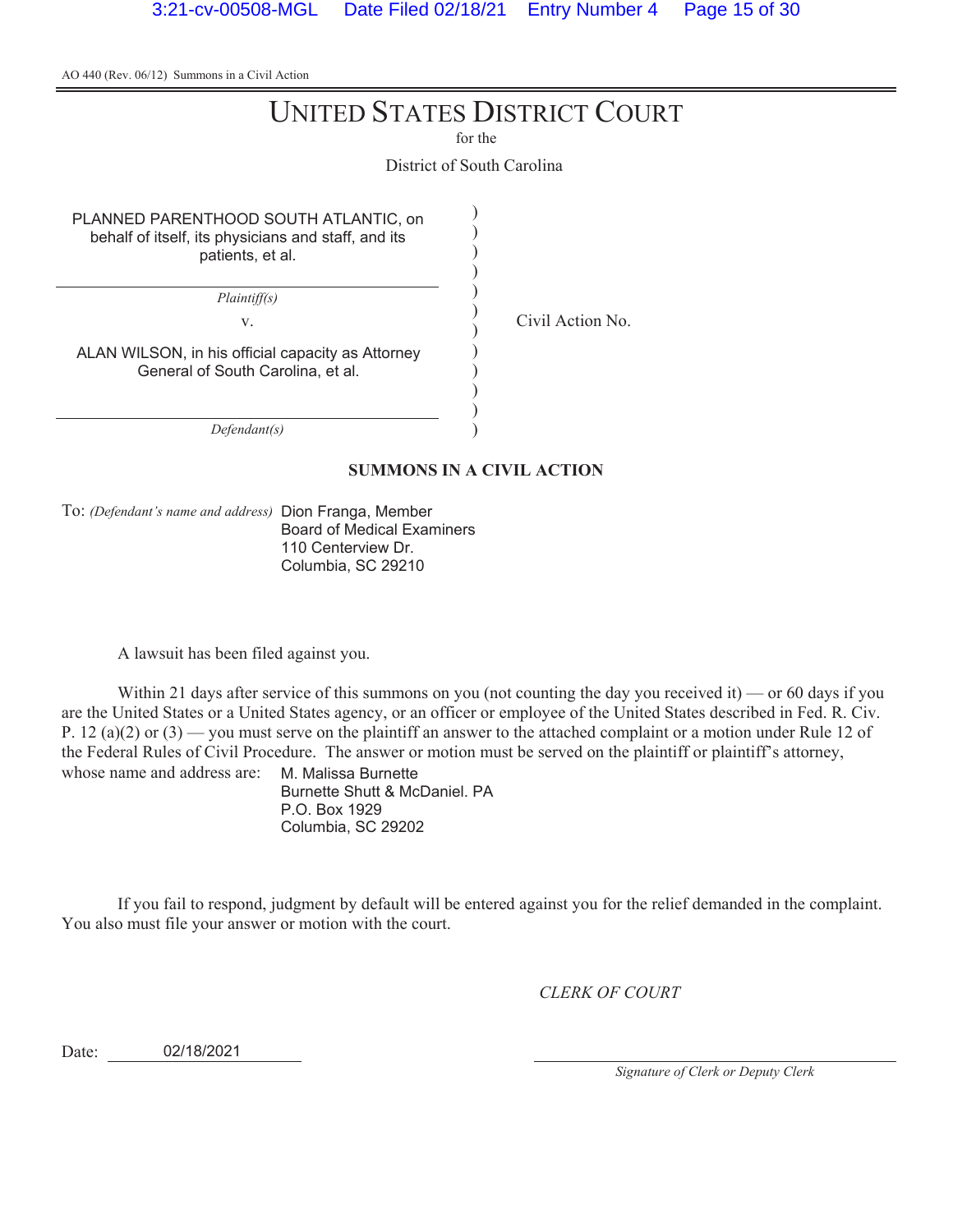AO 440 (Rev. 06/12) Summons in a Civil Action

# UNITED STATES DISTRICT COURT

for the

District of South Carolina

| | | |
|---|---|---|
| PLANNED PARENTHOOD SOUTH ATLANTIC, on behalf of itself, its physicians and staff, and its patients, et al. | ) | |
| *Plaintiff(s)* | ) | |
| v. | ) | Civil Action No. |
| ALAN WILSON, in his official capacity as Attorney General of South Carolina, et al. | ) | |
| *Defendant(s)* | ) | |

**SUMMONS IN A CIVIL ACTION**

To: *(Defendant's name and address)* Dion Franga, Member
Board of Medical Examiners
110 Centerview Dr.
Columbia, SC 29210

A lawsuit has been filed against you.

Within 21 days after service of this summons on you (not counting the day you received it) — or 60 days if you are the United States or a United States agency, or an officer or employee of the United States described in Fed. R. Civ. P. 12 (a)(2) or (3) — you must serve on the plaintiff an answer to the attached complaint or a motion under Rule 12 of the Federal Rules of Civil Procedure. The answer or motion must be served on the plaintiff or plaintiff's attorney, whose name and address are: M. Malissa Burnette
Burnette Shutt & McDaniel. PA
P.O. Box 1929
Columbia, SC 29202

If you fail to respond, judgment by default will be entered against you for the relief demanded in the complaint. You also must file your answer or motion with the court.

*CLERK OF COURT*

Date: 02/18/2021

*Signature of Clerk or Deputy Clerk*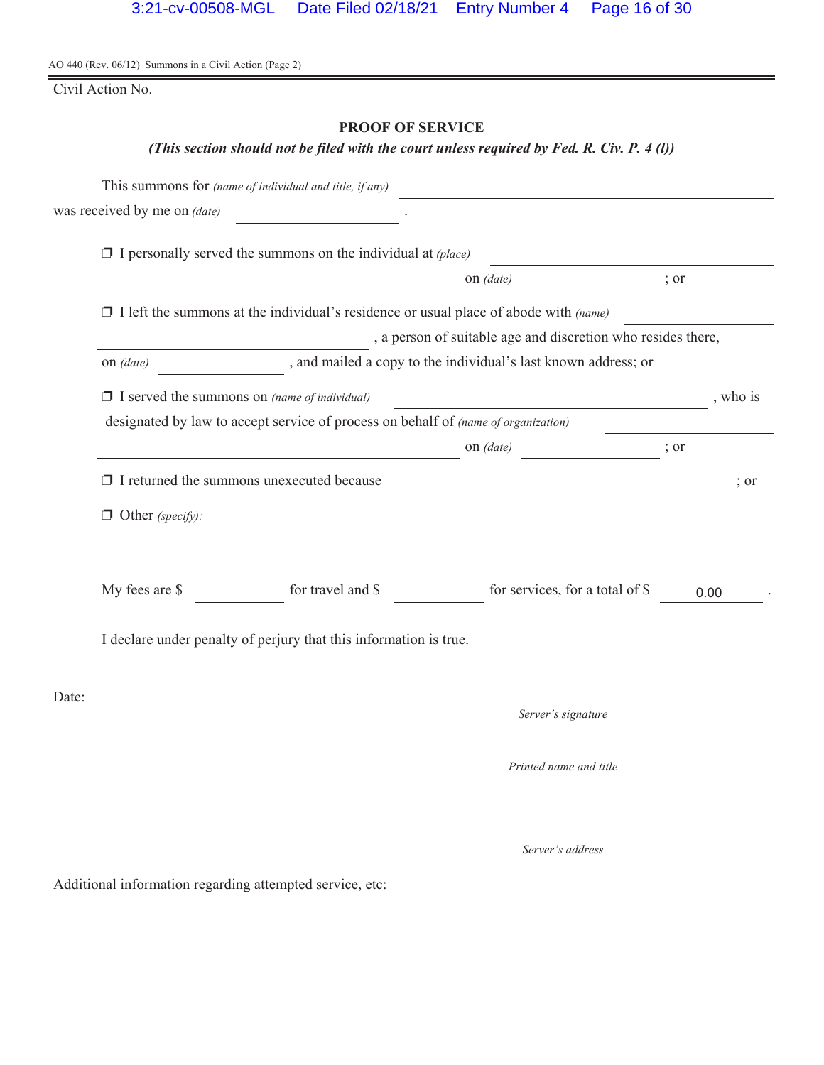AO 440 (Rev. 06/12) Summons in a Civil Action (Page 2)

Civil Action No.

## PROOF OF SERVICE

***(This section should not be filed with the court unless required by Fed. R. Civ. P. 4 (l))***

This summons for *(name of individual and title, if any)* ______________________________
was received by me on *(date)* ____________________ .

❒ I personally served the summons on the individual at *(place)* ______________________________
______________________________ on *(date)* ____________________ ; or

❒ I left the summons at the individual's residence or usual place of abode with *(name)* ____________________
____________________ , a person of suitable age and discretion who resides there,
on *(date)* ____________________ , and mailed a copy to the individual's last known address; or

❒ I served the summons on *(name of individual)* ______________________________ , who is
designated by law to accept service of process on behalf of *(name of organization)* ____________________
______________________________ on *(date)* ____________________ ; or

❒ I returned the summons unexecuted because ______________________________ ; or

❒ Other *(specify)*:

My fees are $ __________ for travel and $ __________ for services, for a total of $ 0.00 .

I declare under penalty of perjury that this information is true.

Date: ____________________

______________________________
*Server's signature*

______________________________
*Printed name and title*

______________________________
*Server's address*

Additional information regarding attempted service, etc: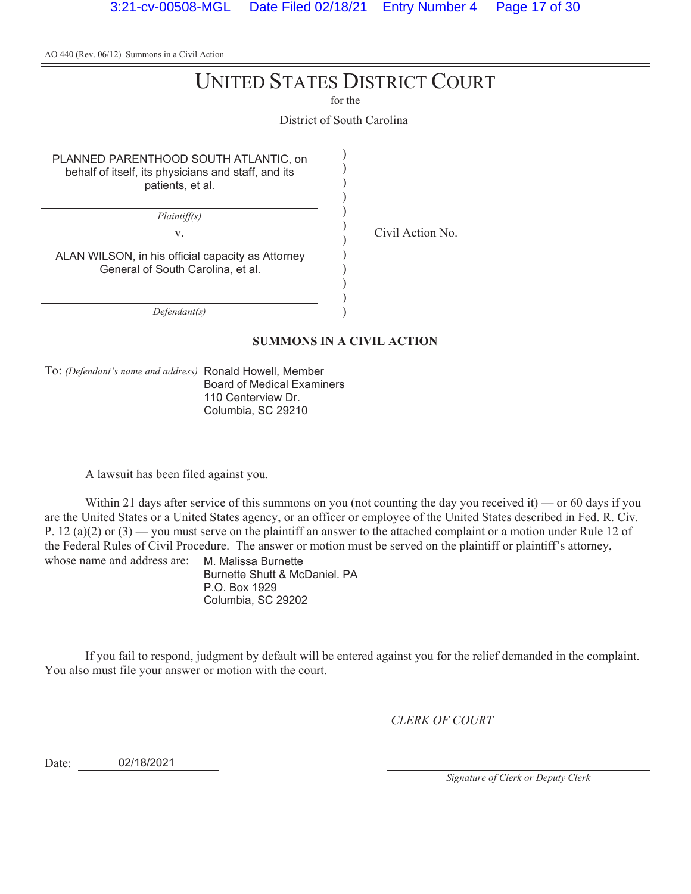AO 440 (Rev. 06/12) Summons in a Civil Action

# UNITED STATES DISTRICT COURT

for the

District of South Carolina

| | | |
|---|---|---|
| PLANNED PARENTHOOD SOUTH ATLANTIC, on behalf of itself, its physicians and staff, and its patients, et al. | ) | |
| *Plaintiff(s)* | ) | |
| v. | ) | Civil Action No. |
| ALAN WILSON, in his official capacity as Attorney General of South Carolina, et al. | ) | |
| *Defendant(s)* | ) | |

**SUMMONS IN A CIVIL ACTION**

To: *(Defendant's name and address)* Ronald Howell, Member
Board of Medical Examiners
110 Centerview Dr.
Columbia, SC 29210

A lawsuit has been filed against you.

Within 21 days after service of this summons on you (not counting the day you received it) — or 60 days if you are the United States or a United States agency, or an officer or employee of the United States described in Fed. R. Civ. P. 12 (a)(2) or (3) — you must serve on the plaintiff an answer to the attached complaint or a motion under Rule 12 of the Federal Rules of Civil Procedure. The answer or motion must be served on the plaintiff or plaintiff's attorney, whose name and address are: M. Malissa Burnette
Burnette Shutt & McDaniel. PA
P.O. Box 1929
Columbia, SC 29202

If you fail to respond, judgment by default will be entered against you for the relief demanded in the complaint. You also must file your answer or motion with the court.

*CLERK OF COURT*

Date: 02/18/2021

*Signature of Clerk or Deputy Clerk*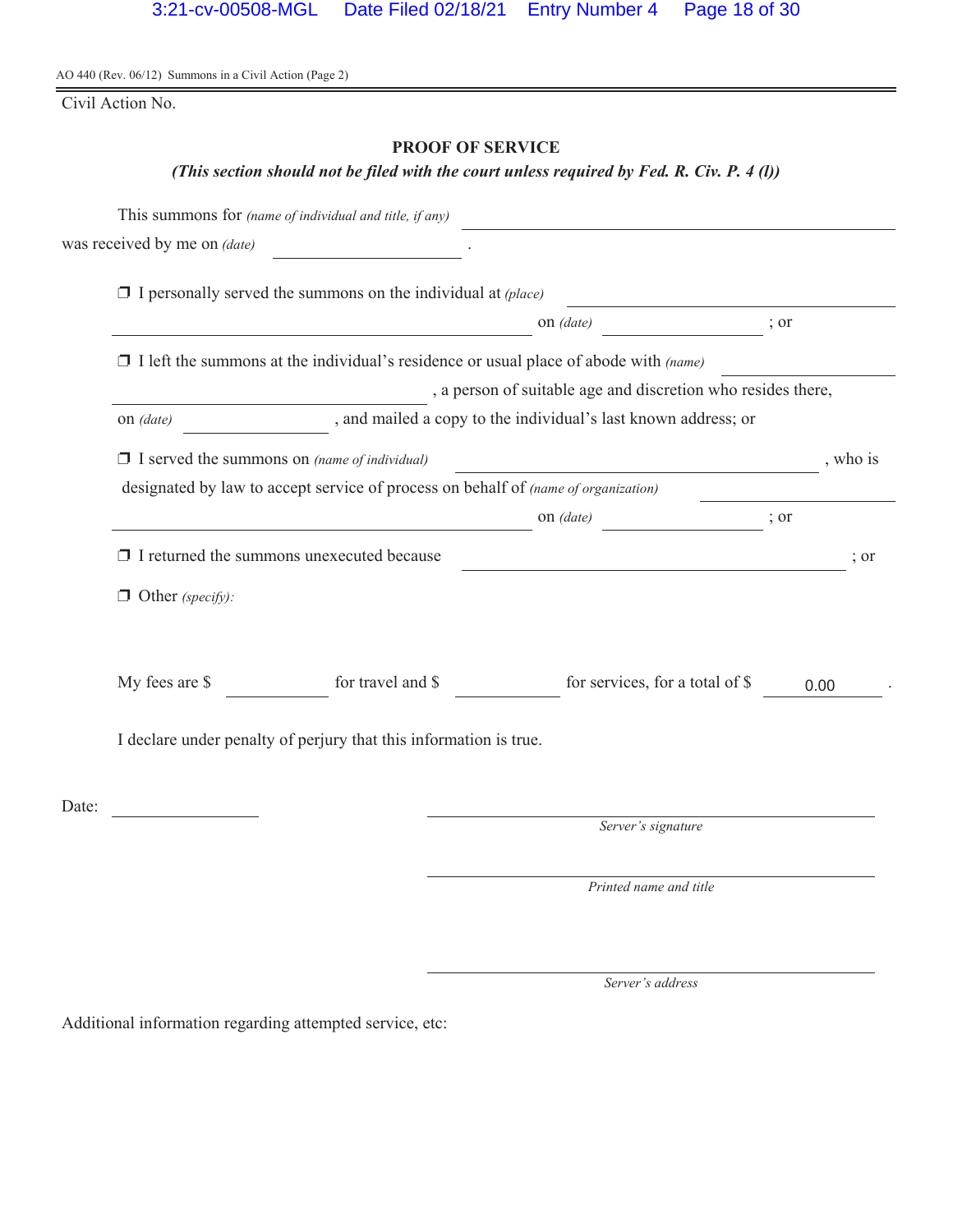AO 440 (Rev. 06/12) Summons in a Civil Action (Page 2)

Civil Action No.

## PROOF OF SERVICE

***(This section should not be filed with the court unless required by Fed. R. Civ. P. 4 (l))***

This summons for *(name of individual and title, if any)* ______________________________
was received by me on *(date)* ______________ .

❒ I personally served the summons on the individual at *(place)* ______________________________
______________________________ on *(date)* ______________ ; or

❒ I left the summons at the individual's residence or usual place of abode with *(name)* ______________
______________________________ , a person of suitable age and discretion who resides there,
on *(date)* ______________ , and mailed a copy to the individual's last known address; or

❒ I served the summons on *(name of individual)* ______________________________ , who is
designated by law to accept service of process on behalf of *(name of organization)* ______________
______________________________ on *(date)* ______________ ; or

❒ I returned the summons unexecuted because ______________________________ ; or

❒ Other *(specify)*:

My fees are $ ______ for travel and $ ______ for services, for a total of $ 0.00 .

I declare under penalty of perjury that this information is true.

Date: ______________

______________________________
*Server's signature*

______________________________
*Printed name and title*

______________________________
*Server's address*

Additional information regarding attempted service, etc: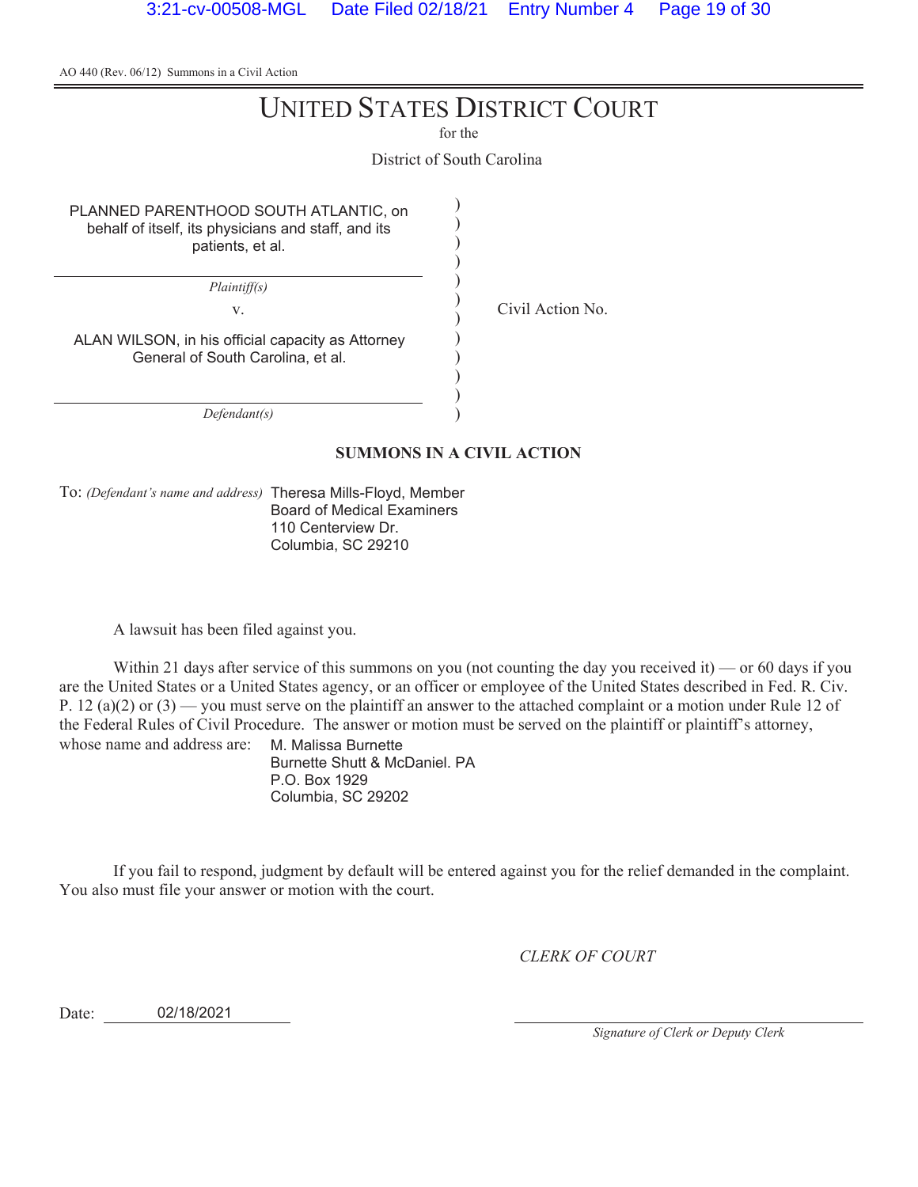AO 440 (Rev. 06/12) Summons in a Civil Action

# UNITED STATES DISTRICT COURT

for the

District of South Carolina

| | | |
|---|---|---|
| PLANNED PARENTHOOD SOUTH ATLANTIC, on behalf of itself, its physicians and staff, and its patients, et al. | ) | |
| *Plaintiff(s)* | ) | |
| v. | ) | Civil Action No. |
| ALAN WILSON, in his official capacity as Attorney General of South Carolina, et al. | ) | |
| *Defendant(s)* | ) | |

## SUMMONS IN A CIVIL ACTION

To: *(Defendant's name and address)* Theresa Mills-Floyd, Member
Board of Medical Examiners
110 Centerview Dr.
Columbia, SC 29210

A lawsuit has been filed against you.

Within 21 days after service of this summons on you (not counting the day you received it) — or 60 days if you are the United States or a United States agency, or an officer or employee of the United States described in Fed. R. Civ. P. 12 (a)(2) or (3) — you must serve on the plaintiff an answer to the attached complaint or a motion under Rule 12 of the Federal Rules of Civil Procedure. The answer or motion must be served on the plaintiff or plaintiff's attorney, whose name and address are: M. Malissa Burnette
Burnette Shutt & McDaniel. PA
P.O. Box 1929
Columbia, SC 29202

If you fail to respond, judgment by default will be entered against you for the relief demanded in the complaint. You also must file your answer or motion with the court.

*CLERK OF COURT*

Date: 02/18/2021

*Signature of Clerk or Deputy Clerk*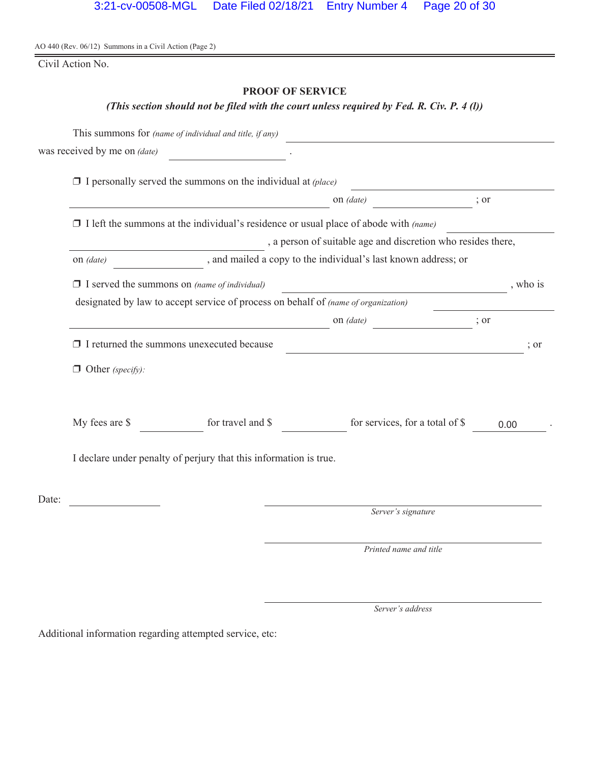AO 440 (Rev. 06/12) Summons in a Civil Action (Page 2)

Civil Action No.

## PROOF OF SERVICE

***(This section should not be filed with the court unless required by Fed. R. Civ. P. 4 (l))***

This summons for *(name of individual and title, if any)* ______________________________

was received by me on *(date)* ____________________ .

❒ I personally served the summons on the individual at *(place)* ______________________________ on *(date)* ______________ ; or

❒ I left the summons at the individual's residence or usual place of abode with *(name)* ______________________________ , a person of suitable age and discretion who resides there, on *(date)* ______________ , and mailed a copy to the individual's last known address; or

❒ I served the summons on *(name of individual)* ______________________________ , who is designated by law to accept service of process on behalf of *(name of organization)* ______________________________ on *(date)* ______________ ; or

❒ I returned the summons unexecuted because ______________________________ ; or

❒ Other *(specify)*:

My fees are $ __________ for travel and $ __________ for services, for a total of $ 0.00 .

I declare under penalty of perjury that this information is true.

Date: ______________

______________________________
*Server's signature*

______________________________
*Printed name and title*

______________________________
*Server's address*

Additional information regarding attempted service, etc: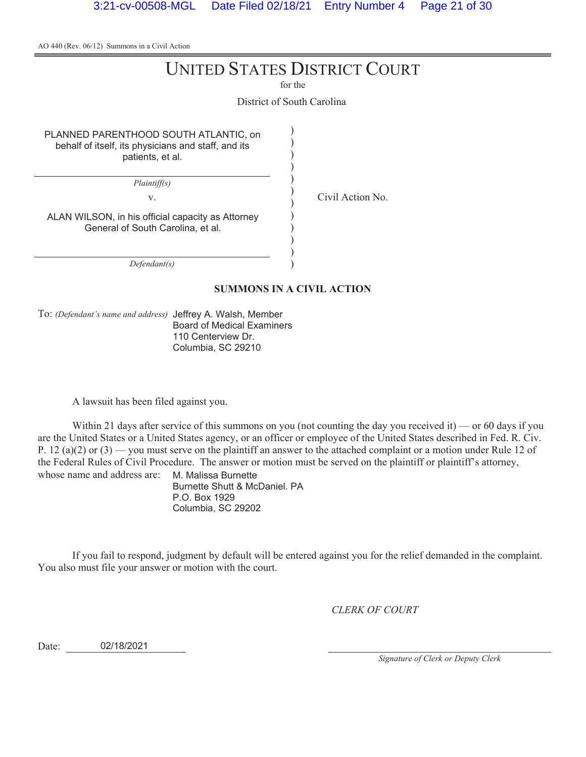AO 440 (Rev. 06/12) Summons in a Civil Action

# UNITED STATES DISTRICT COURT

for the

District of South Carolina

PLANNED PARENTHOOD SOUTH ATLANTIC, on behalf of itself, its physicians and staff, and its patients, et al.

*Plaintiff(s)*

v.

ALAN WILSON, in his official capacity as Attorney General of South Carolina, et al.

*Defendant(s)*

Civil Action No.

## SUMMONS IN A CIVIL ACTION

To: *(Defendant's name and address)* Jeffrey A. Walsh, Member
Board of Medical Examiners
110 Centerview Dr.
Columbia, SC 29210

A lawsuit has been filed against you.

Within 21 days after service of this summons on you (not counting the day you received it) — or 60 days if you are the United States or a United States agency, or an officer or employee of the United States described in Fed. R. Civ. P. 12 (a)(2) or (3) — you must serve on the plaintiff an answer to the attached complaint or a motion under Rule 12 of the Federal Rules of Civil Procedure. The answer or motion must be served on the plaintiff or plaintiff's attorney, whose name and address are: M. Malissa Burnette
Burnette Shutt & McDaniel. PA
P.O. Box 1929
Columbia, SC 29202

If you fail to respond, judgment by default will be entered against you for the relief demanded in the complaint. You also must file your answer or motion with the court.

*CLERK OF COURT*

Date: 02/18/2021

*Signature of Clerk or Deputy Clerk*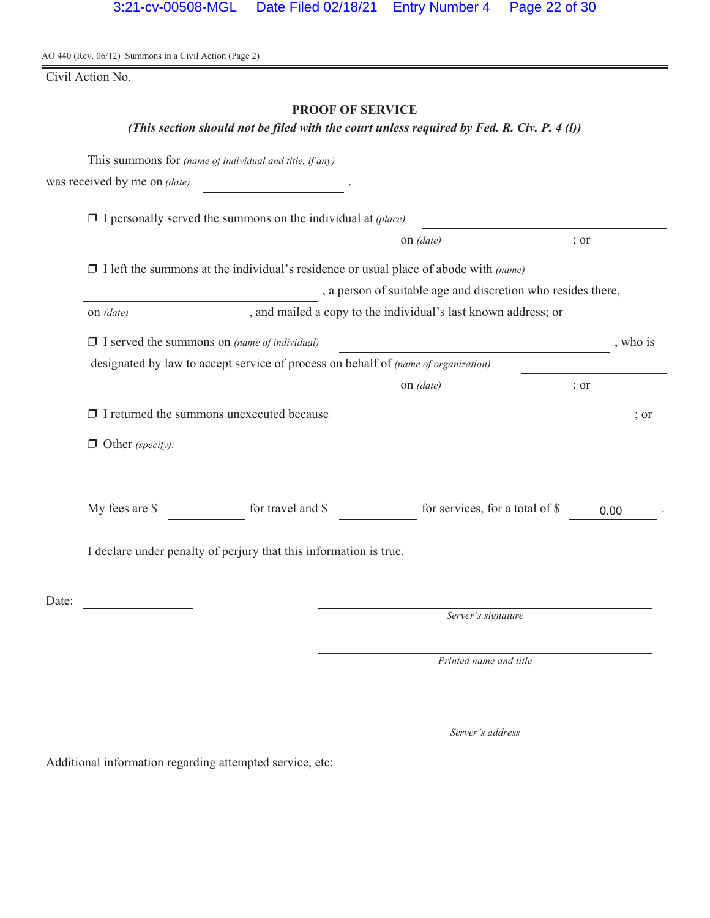AO 440 (Rev. 06/12) Summons in a Civil Action (Page 2)

Civil Action No.

## PROOF OF SERVICE

***(This section should not be filed with the court unless required by Fed. R. Civ. P. 4 (l))***

This summons for *(name of individual and title, if any)* ______________________________
was received by me on *(date)* ______________ .

❐ I personally served the summons on the individual at *(place)* ______________________________
______________________________ on *(date)* ______________ ; or

❐ I left the summons at the individual's residence or usual place of abode with *(name)* ______________
______________________________ , a person of suitable age and discretion who resides there,
on *(date)* ______________ , and mailed a copy to the individual's last known address; or

❐ I served the summons on *(name of individual)* ______________________________ , who is
designated by law to accept service of process on behalf of *(name of organization)* ______________
______________________________ on *(date)* ______________ ; or

❐ I returned the summons unexecuted because ______________________________ ; or

❐ Other *(specify)*:

My fees are $ ________ for travel and $ ________ for services, for a total of $ 0.00 .

I declare under penalty of perjury that this information is true.

Date: ______________

______________________________
*Server's signature*

______________________________
*Printed name and title*

______________________________
*Server's address*

Additional information regarding attempted service, etc: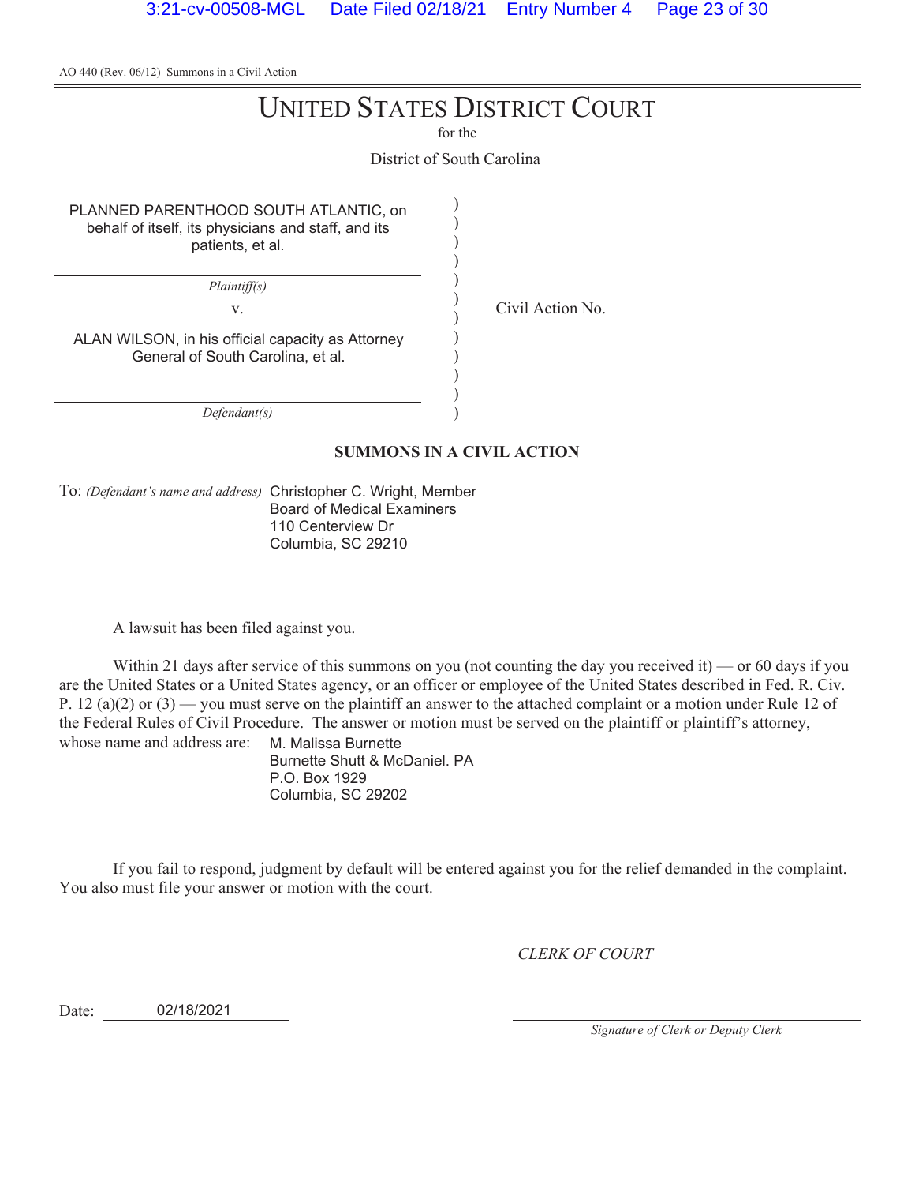AO 440 (Rev. 06/12) Summons in a Civil Action

# UNITED STATES DISTRICT COURT

for the

District of South Carolina

| | | |
|---|---|---|
| PLANNED PARENTHOOD SOUTH ATLANTIC, on behalf of itself, its physicians and staff, and its patients, et al. | ) | |
| *Plaintiff(s)* | ) | |
| v. | ) | Civil Action No. |
| ALAN WILSON, in his official capacity as Attorney General of South Carolina, et al. | ) | |
| *Defendant(s)* | ) | |

**SUMMONS IN A CIVIL ACTION**

To: *(Defendant's name and address)* Christopher C. Wright, Member
Board of Medical Examiners
110 Centerview Dr
Columbia, SC 29210

A lawsuit has been filed against you.

Within 21 days after service of this summons on you (not counting the day you received it) — or 60 days if you are the United States or a United States agency, or an officer or employee of the United States described in Fed. R. Civ. P. 12 (a)(2) or (3) — you must serve on the plaintiff an answer to the attached complaint or a motion under Rule 12 of the Federal Rules of Civil Procedure. The answer or motion must be served on the plaintiff or plaintiff's attorney, whose name and address are: M. Malissa Burnette
Burnette Shutt & McDaniel. PA
P.O. Box 1929
Columbia, SC 29202

If you fail to respond, judgment by default will be entered against you for the relief demanded in the complaint. You also must file your answer or motion with the court.

*CLERK OF COURT*

Date: 02/18/2021

*Signature of Clerk or Deputy Clerk*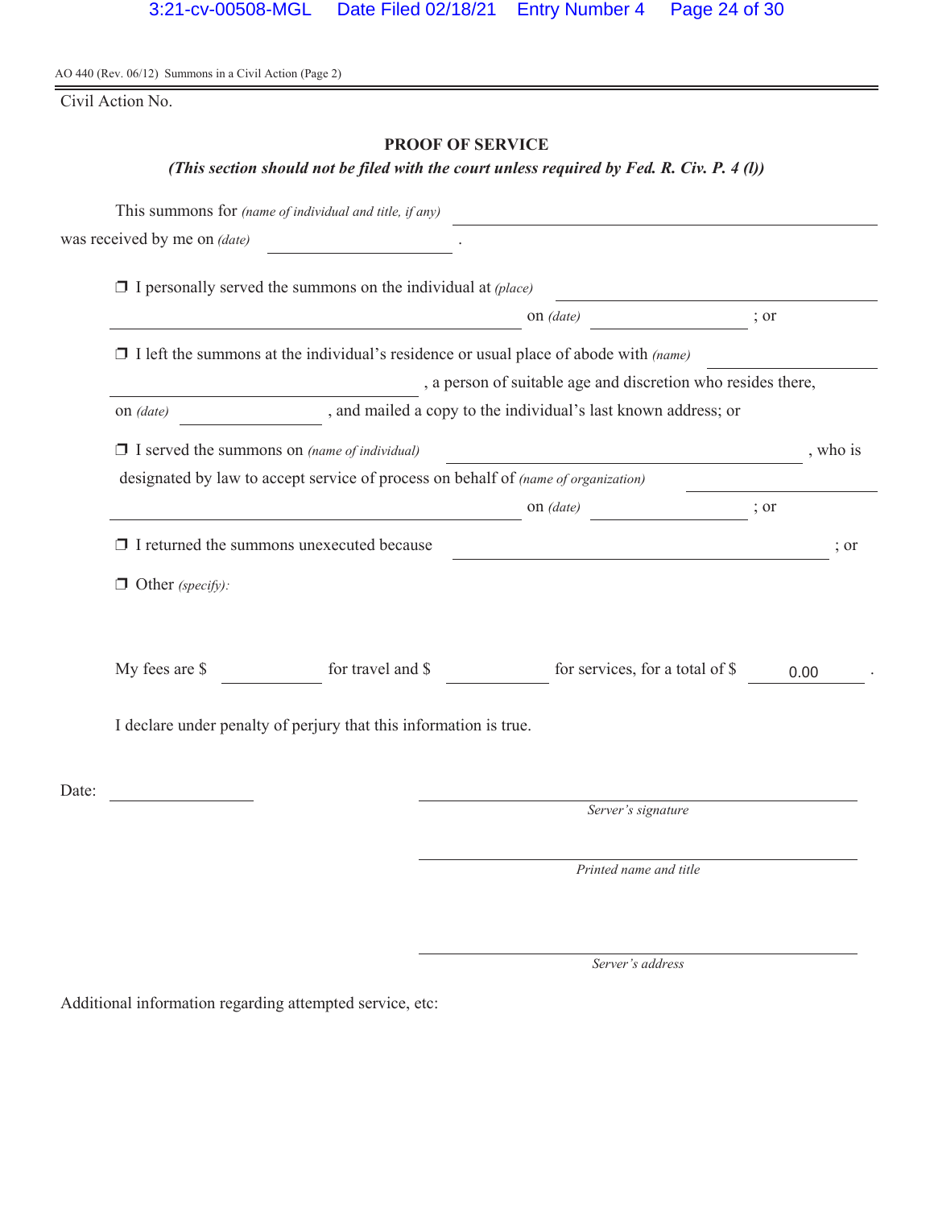AO 440 (Rev. 06/12) Summons in a Civil Action (Page 2)

Civil Action No.

## PROOF OF SERVICE

***(This section should not be filed with the court unless required by Fed. R. Civ. P. 4 (l))***

This summons for *(name of individual and title, if any)* \_\_\_\_\_\_\_\_\_\_\_\_\_\_\_\_\_\_\_\_\_\_\_\_\_\_\_\_\_\_

was received by me on *(date)* \_\_\_\_\_\_\_\_\_\_\_\_\_\_\_\_ .

❒ I personally served the summons on the individual at *(place)* \_\_\_\_\_\_\_\_\_\_\_\_\_\_\_\_\_\_\_\_\_\_\_\_\_\_\_\_\_\_ on *(date)* \_\_\_\_\_\_\_\_\_\_\_\_\_\_\_\_ ; or

❒ I left the summons at the individual's residence or usual place of abode with *(name)* \_\_\_\_\_\_\_\_\_\_\_\_\_\_\_\_\_\_\_\_\_\_\_\_\_\_\_\_\_\_ , a person of suitable age and discretion who resides there, on *(date)* \_\_\_\_\_\_\_\_\_\_\_\_\_\_\_\_ , and mailed a copy to the individual's last known address; or

❒ I served the summons on *(name of individual)* \_\_\_\_\_\_\_\_\_\_\_\_\_\_\_\_\_\_\_\_\_\_\_\_\_\_\_\_\_\_ , who is designated by law to accept service of process on behalf of *(name of organization)* \_\_\_\_\_\_\_\_\_\_\_\_\_\_\_\_\_\_\_\_\_\_\_\_\_\_\_\_\_\_ on *(date)* \_\_\_\_\_\_\_\_\_\_\_\_\_\_\_\_ ; or

❒ I returned the summons unexecuted because \_\_\_\_\_\_\_\_\_\_\_\_\_\_\_\_\_\_\_\_\_\_\_\_\_\_\_\_\_\_ ; or

❒ Other *(specify)*:

My fees are $ \_\_\_\_\_\_\_\_ for travel and $ \_\_\_\_\_\_\_\_ for services, for a total of $ 0.00 .

I declare under penalty of perjury that this information is true.

Date: \_\_\_\_\_\_\_\_\_\_\_\_\_\_\_\_

\_\_\_\_\_\_\_\_\_\_\_\_\_\_\_\_\_\_\_\_\_\_\_\_\_\_\_\_\_\_
*Server's signature*

\_\_\_\_\_\_\_\_\_\_\_\_\_\_\_\_\_\_\_\_\_\_\_\_\_\_\_\_\_\_
*Printed name and title*

\_\_\_\_\_\_\_\_\_\_\_\_\_\_\_\_\_\_\_\_\_\_\_\_\_\_\_\_\_\_
*Server's address*

Additional information regarding attempted service, etc: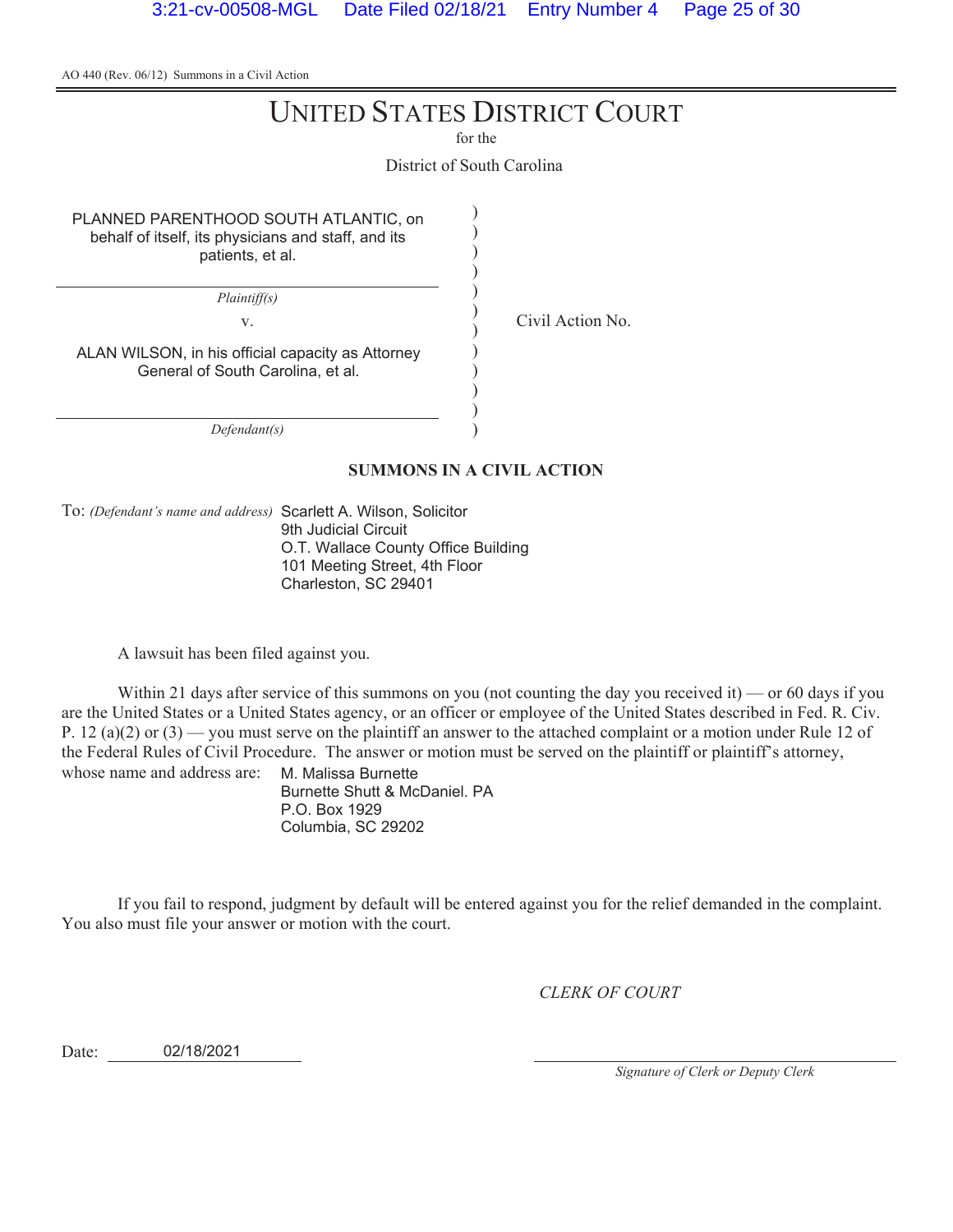AO 440 (Rev. 06/12) Summons in a Civil Action

# UNITED STATES DISTRICT COURT

for the

District of South Carolina

| | | |
|---|---|---|
| PLANNED PARENTHOOD SOUTH ATLANTIC, on behalf of itself, its physicians and staff, and its patients, et al. | ) | |
| *Plaintiff(s)* | ) | |
| v. | ) | Civil Action No. |
| ALAN WILSON, in his official capacity as Attorney General of South Carolina, et al. | ) | |
| *Defendant(s)* | ) | |

**SUMMONS IN A CIVIL ACTION**

To: *(Defendant's name and address)* Scarlett A. Wilson, Solicitor
9th Judicial Circuit
O.T. Wallace County Office Building
101 Meeting Street, 4th Floor
Charleston, SC 29401

A lawsuit has been filed against you.

Within 21 days after service of this summons on you (not counting the day you received it) — or 60 days if you are the United States or a United States agency, or an officer or employee of the United States described in Fed. R. Civ. P. 12 (a)(2) or (3) — you must serve on the plaintiff an answer to the attached complaint or a motion under Rule 12 of the Federal Rules of Civil Procedure. The answer or motion must be served on the plaintiff or plaintiff's attorney, whose name and address are: M. Malissa Burnette
Burnette Shutt & McDaniel. PA
P.O. Box 1929
Columbia, SC 29202

If you fail to respond, judgment by default will be entered against you for the relief demanded in the complaint. You also must file your answer or motion with the court.

*CLERK OF COURT*

Date: 02/18/2021

*Signature of Clerk or Deputy Clerk*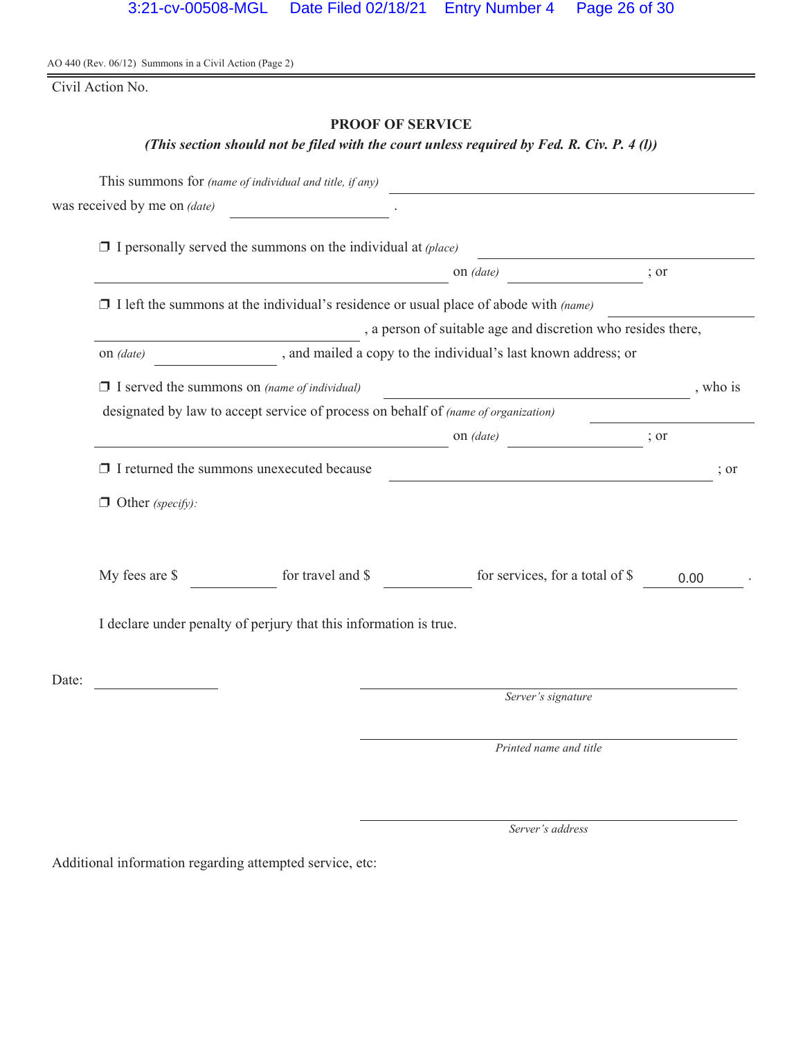AO 440 (Rev. 06/12) Summons in a Civil Action (Page 2)

Civil Action No.

## PROOF OF SERVICE

***(This section should not be filed with the court unless required by Fed. R. Civ. P. 4 (l))***

This summons for *(name of individual and title, if any)* ______________________________
was received by me on *(date)* ______________ .

❒ I personally served the summons on the individual at *(place)* ______________________________
______________________________ on *(date)* ______________ ; or

❒ I left the summons at the individual's residence or usual place of abode with *(name)* ______________
______________________________ , a person of suitable age and discretion who resides there,
on *(date)* ______________ , and mailed a copy to the individual's last known address; or

❒ I served the summons on *(name of individual)* ______________________________ , who is
designated by law to accept service of process on behalf of *(name of organization)* ______________
______________________________ on *(date)* ______________ ; or

❒ I returned the summons unexecuted because ______________________________ ; or

❒ Other *(specify)*:

My fees are $ ______________ for travel and $ ______________ for services, for a total of $ 0.00 .

I declare under penalty of perjury that this information is true.

Date: ______________

______________________________
*Server's signature*

______________________________
*Printed name and title*

______________________________
*Server's address*

Additional information regarding attempted service, etc: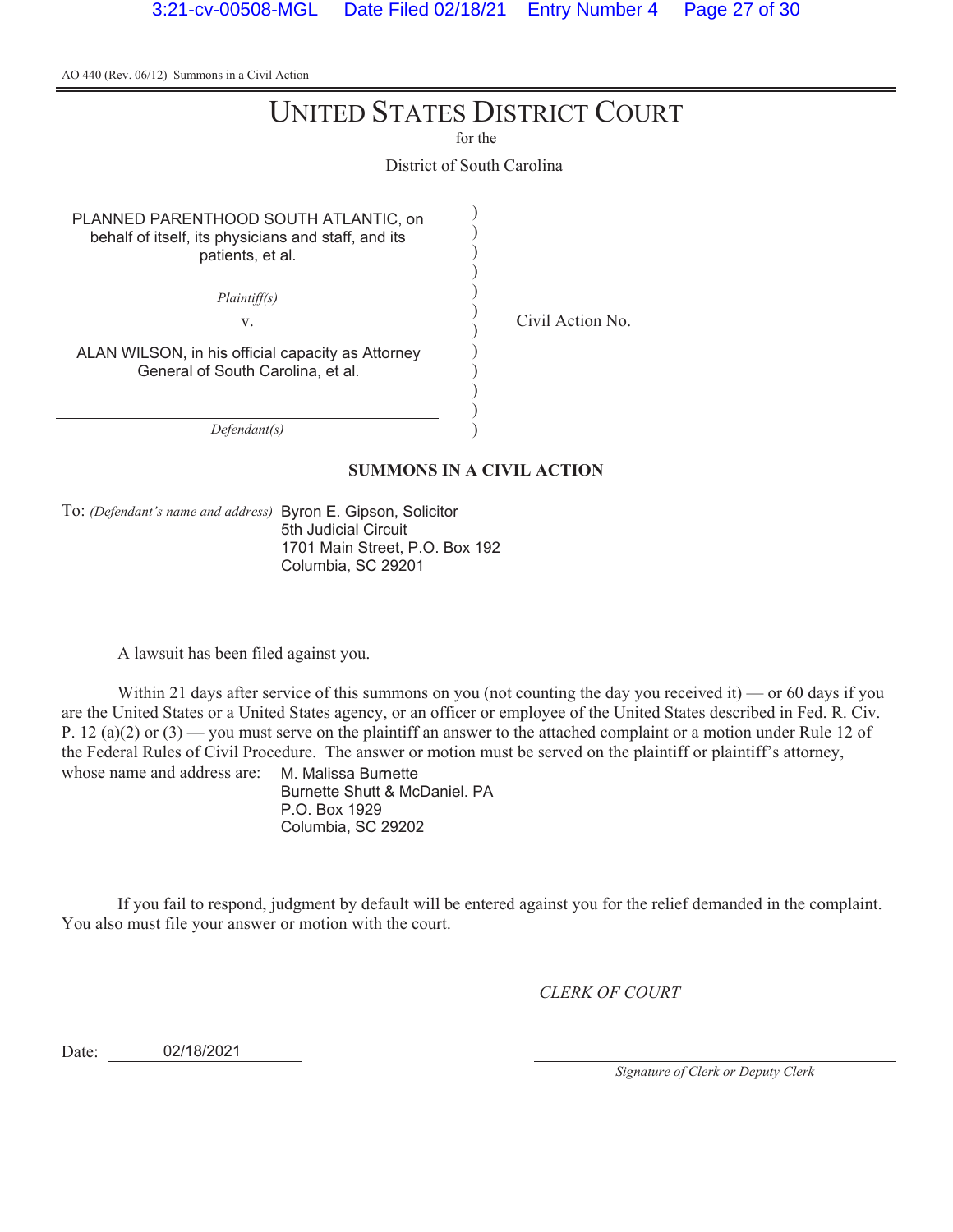AO 440 (Rev. 06/12) Summons in a Civil Action

# UNITED STATES DISTRICT COURT

for the

District of South Carolina

PLANNED PARENTHOOD SOUTH ATLANTIC, on behalf of itself, its physicians and staff, and its patients, et al.

*Plaintiff(s)*

v.

ALAN WILSON, in his official capacity as Attorney General of South Carolina, et al.

*Defendant(s)*

Civil Action No.

## SUMMONS IN A CIVIL ACTION

To: *(Defendant's name and address)* Byron E. Gipson, Solicitor
5th Judicial Circuit
1701 Main Street, P.O. Box 192
Columbia, SC 29201

A lawsuit has been filed against you.

Within 21 days after service of this summons on you (not counting the day you received it) — or 60 days if you are the United States or a United States agency, or an officer or employee of the United States described in Fed. R. Civ. P. 12 (a)(2) or (3) — you must serve on the plaintiff an answer to the attached complaint or a motion under Rule 12 of the Federal Rules of Civil Procedure. The answer or motion must be served on the plaintiff or plaintiff's attorney, whose name and address are: M. Malissa Burnette
Burnette Shutt & McDaniel. PA
P.O. Box 1929
Columbia, SC 29202

If you fail to respond, judgment by default will be entered against you for the relief demanded in the complaint. You also must file your answer or motion with the court.

*CLERK OF COURT*

Date: 02/18/2021

*Signature of Clerk or Deputy Clerk*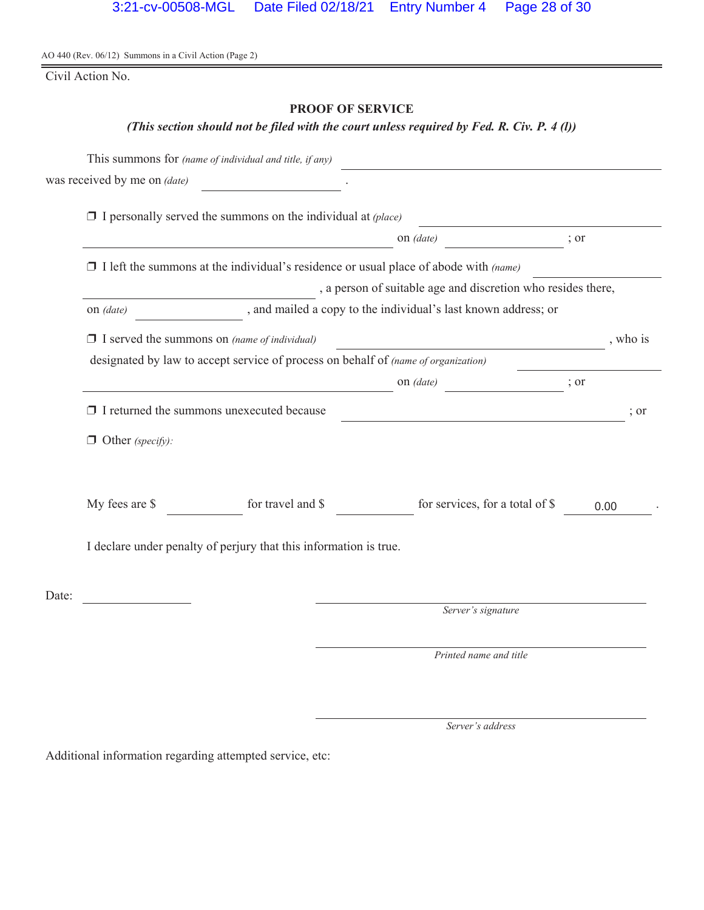AO 440 (Rev. 06/12) Summons in a Civil Action (Page 2)

Civil Action No.

## PROOF OF SERVICE

***(This section should not be filed with the court unless required by Fed. R. Civ. P. 4 (l))***

This summons for *(name of individual and title, if any)* ______________________________
was received by me on *(date)* ________________ .

❒ I personally served the summons on the individual at *(place)* ______________________________
______________________________ on *(date)* ________________ ; or

❒ I left the summons at the individual's residence or usual place of abode with *(name)* ________________
________________ , a person of suitable age and discretion who resides there,
on *(date)* ________________ , and mailed a copy to the individual's last known address; or

❒ I served the summons on *(name of individual)* ______________________________ , who is
designated by law to accept service of process on behalf of *(name of organization)* ________________
______________________________ on *(date)* ________________ ; or

❒ I returned the summons unexecuted because ______________________________ ; or

❒ Other *(specify)*:

My fees are $ ________ for travel and $ ________ for services, for a total of $ 0.00 .

I declare under penalty of perjury that this information is true.

Date: ________________

______________________________
*Server's signature*

______________________________
*Printed name and title*

______________________________
*Server's address*

Additional information regarding attempted service, etc: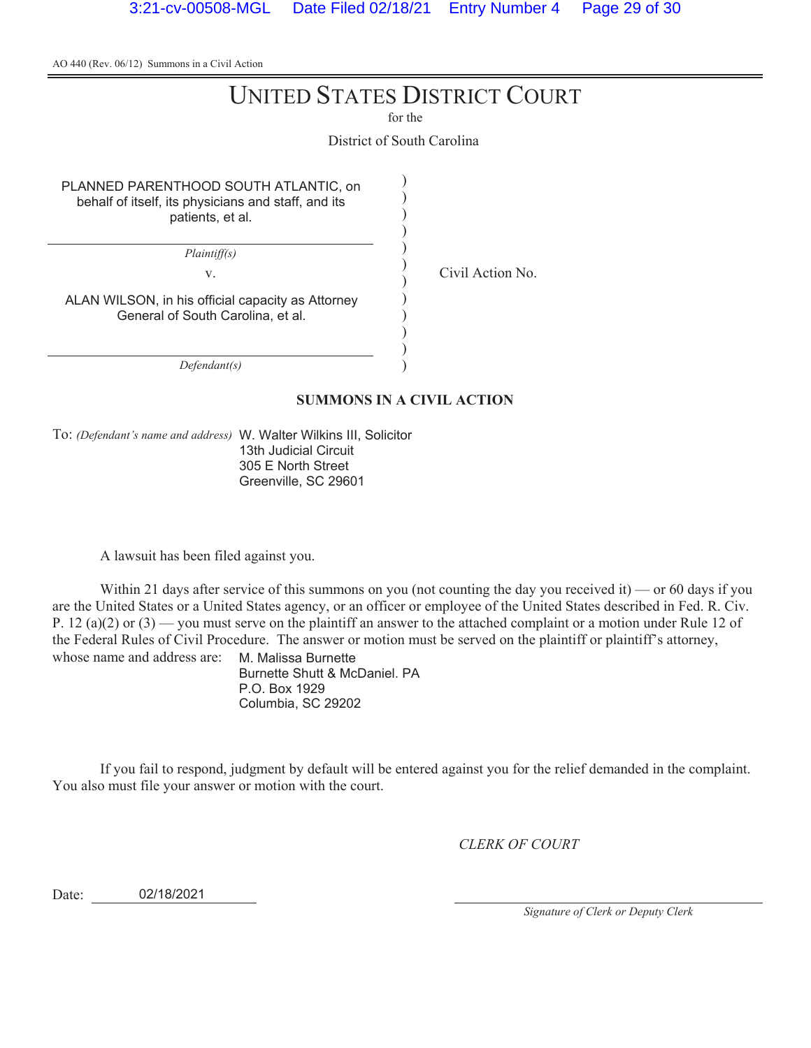AO 440 (Rev. 06/12) Summons in a Civil Action

# UNITED STATES DISTRICT COURT

for the

District of South Carolina

PLANNED PARENTHOOD SOUTH ATLANTIC, on behalf of itself, its physicians and staff, and its patients, et al.

*Plaintiff(s)*

v.

ALAN WILSON, in his official capacity as Attorney General of South Carolina, et al.

*Defendant(s)*

Civil Action No.

**SUMMONS IN A CIVIL ACTION**

To: *(Defendant's name and address)* W. Walter Wilkins III, Solicitor
13th Judicial Circuit
305 E North Street
Greenville, SC 29601

A lawsuit has been filed against you.

Within 21 days after service of this summons on you (not counting the day you received it) — or 60 days if you are the United States or a United States agency, or an officer or employee of the United States described in Fed. R. Civ. P. 12 (a)(2) or (3) — you must serve on the plaintiff an answer to the attached complaint or a motion under Rule 12 of the Federal Rules of Civil Procedure. The answer or motion must be served on the plaintiff or plaintiff's attorney, whose name and address are: M. Malissa Burnette
Burnette Shutt & McDaniel. PA
P.O. Box 1929
Columbia, SC 29202

If you fail to respond, judgment by default will be entered against you for the relief demanded in the complaint. You also must file your answer or motion with the court.

*CLERK OF COURT*

Date: 02/18/2021

*Signature of Clerk or Deputy Clerk*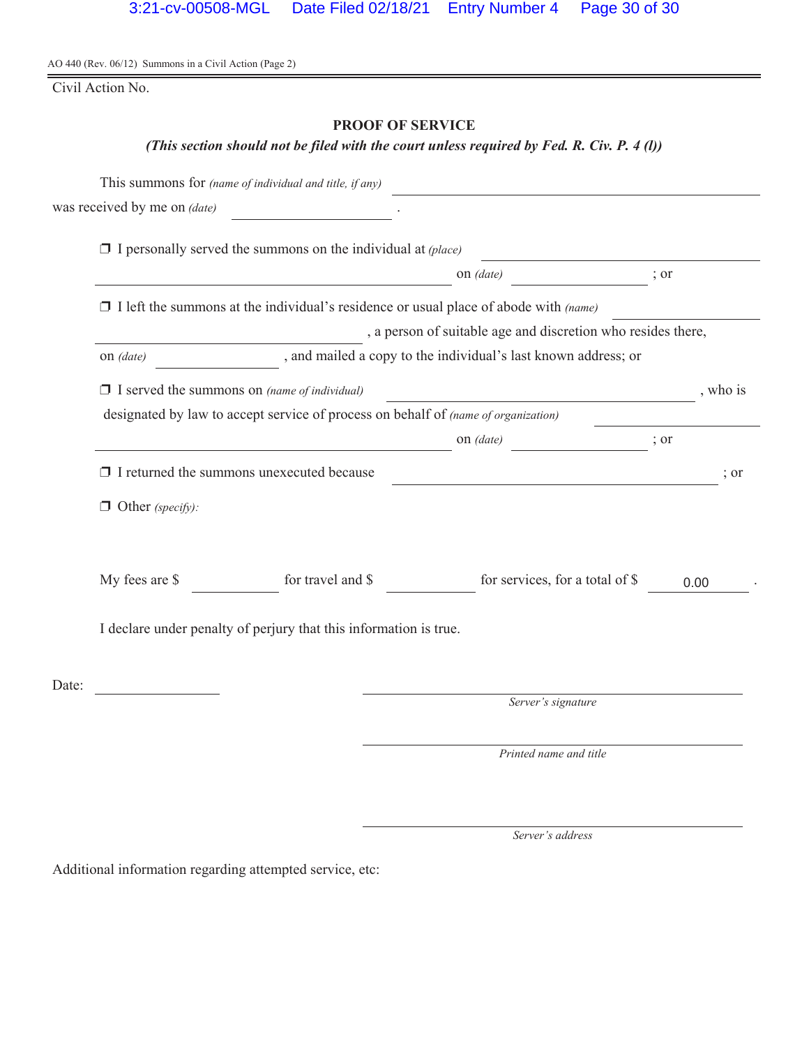AO 440 (Rev. 06/12) Summons in a Civil Action (Page 2)

Civil Action No.

## PROOF OF SERVICE

***(This section should not be filed with the court unless required by Fed. R. Civ. P. 4 (l))***

This summons for *(name of individual and title, if any)* \_\_\_\_\_\_\_\_\_\_\_\_\_\_\_\_\_\_\_\_
was received by me on *(date)* \_\_\_\_\_\_\_\_\_\_ .

❒ I personally served the summons on the individual at *(place)* \_\_\_\_\_\_\_\_\_\_\_\_\_\_\_\_\_\_\_\_ on *(date)* \_\_\_\_\_\_\_\_\_\_ ; or

❒ I left the summons at the individual's residence or usual place of abode with *(name)* \_\_\_\_\_\_\_\_\_\_\_\_\_\_\_\_\_\_\_\_ , a person of suitable age and discretion who resides there, on *(date)* \_\_\_\_\_\_\_\_\_\_ , and mailed a copy to the individual's last known address; or

❒ I served the summons on *(name of individual)* \_\_\_\_\_\_\_\_\_\_\_\_\_\_\_\_\_\_\_\_ , who is designated by law to accept service of process on behalf of *(name of organization)* \_\_\_\_\_\_\_\_\_\_\_\_\_\_\_\_\_\_\_\_ on *(date)* \_\_\_\_\_\_\_\_\_\_ ; or

❒ I returned the summons unexecuted because \_\_\_\_\_\_\_\_\_\_\_\_\_\_\_\_\_\_\_\_ ; or

❒ Other *(specify)*:

My fees are $ \_\_\_\_\_\_\_\_\_\_ for travel and $ \_\_\_\_\_\_\_\_\_\_ for services, for a total of $ 0.00 .

I declare under penalty of perjury that this information is true.

Date: \_\_\_\_\_\_\_\_\_\_

\_\_\_\_\_\_\_\_\_\_\_\_\_\_\_\_\_\_\_\_
*Server's signature*

\_\_\_\_\_\_\_\_\_\_\_\_\_\_\_\_\_\_\_\_
*Printed name and title*

\_\_\_\_\_\_\_\_\_\_\_\_\_\_\_\_\_\_\_\_
*Server's address*

Additional information regarding attempted service, etc: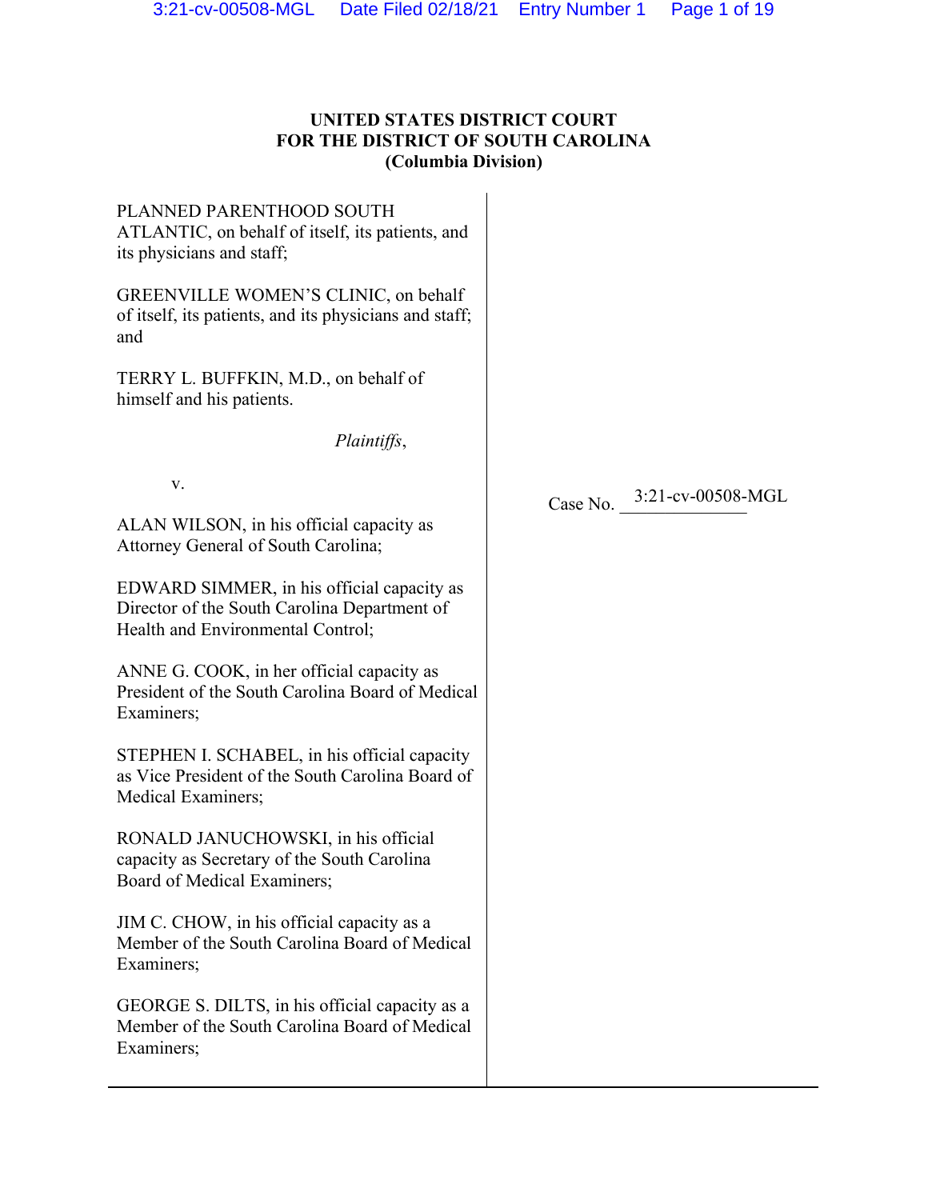**UNITED STATES DISTRICT COURT**
**FOR THE DISTRICT OF SOUTH CAROLINA**
**(Columbia Division)**

PLANNED PARENTHOOD SOUTH ATLANTIC, on behalf of itself, its patients, and its physicians and staff;

GREENVILLE WOMEN'S CLINIC, on behalf of itself, its patients, and its physicians and staff; and

TERRY L. BUFFKIN, M.D., on behalf of himself and his patients.

*Plaintiffs*,

v.

ALAN WILSON, in his official capacity as Attorney General of South Carolina;

EDWARD SIMMER, in his official capacity as Director of the South Carolina Department of Health and Environmental Control;

ANNE G. COOK, in her official capacity as President of the South Carolina Board of Medical Examiners;

STEPHEN I. SCHABEL, in his official capacity as Vice President of the South Carolina Board of Medical Examiners;

RONALD JANUCHOWSKI, in his official capacity as Secretary of the South Carolina Board of Medical Examiners;

JIM C. CHOW, in his official capacity as a Member of the South Carolina Board of Medical Examiners;

GEORGE S. DILTS, in his official capacity as a Member of the South Carolina Board of Medical Examiners;

Case No. 3:21-cv-00508-MGL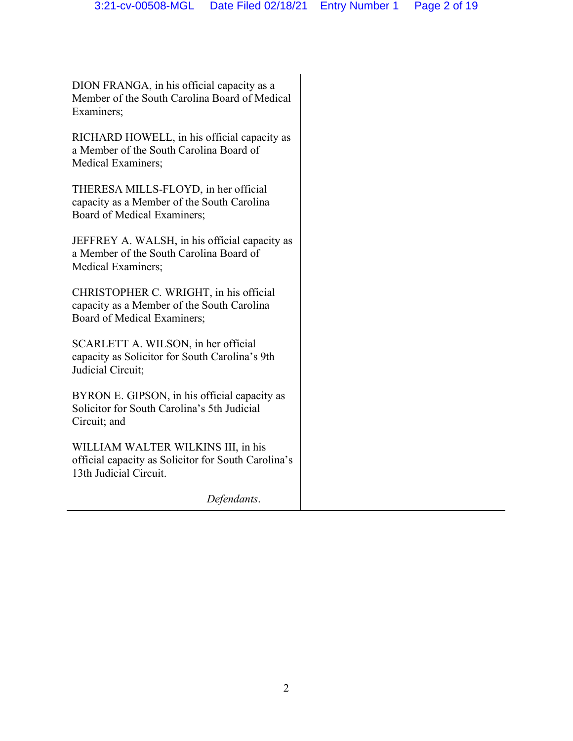DION FRANGA, in his official capacity as a Member of the South Carolina Board of Medical Examiners;

RICHARD HOWELL, in his official capacity as a Member of the South Carolina Board of Medical Examiners;

THERESA MILLS-FLOYD, in her official capacity as a Member of the South Carolina Board of Medical Examiners;

JEFFREY A. WALSH, in his official capacity as a Member of the South Carolina Board of Medical Examiners;

CHRISTOPHER C. WRIGHT, in his official capacity as a Member of the South Carolina Board of Medical Examiners;

SCARLETT A. WILSON, in her official capacity as Solicitor for South Carolina's 9th Judicial Circuit;

BYRON E. GIPSON, in his official capacity as Solicitor for South Carolina's 5th Judicial Circuit; and

WILLIAM WALTER WILKINS III, in his official capacity as Solicitor for South Carolina's 13th Judicial Circuit.

*Defendants*.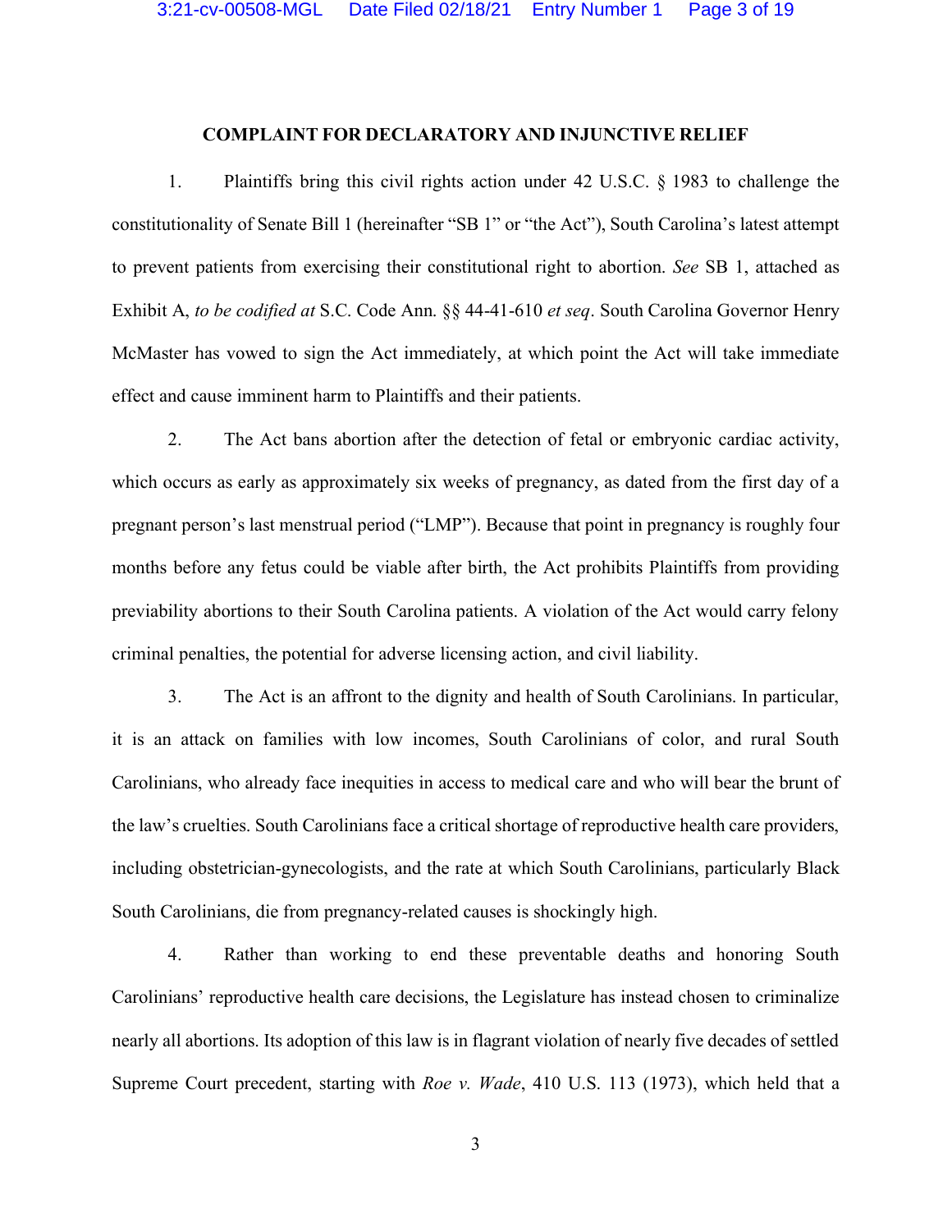## COMPLAINT FOR DECLARATORY AND INJUNCTIVE RELIEF

1. Plaintiffs bring this civil rights action under 42 U.S.C. § 1983 to challenge the constitutionality of Senate Bill 1 (hereinafter "SB 1" or "the Act"), South Carolina's latest attempt to prevent patients from exercising their constitutional right to abortion. *See* SB 1, attached as Exhibit A, *to be codified at* S.C. Code Ann. §§ 44-41-610 *et seq*. South Carolina Governor Henry McMaster has vowed to sign the Act immediately, at which point the Act will take immediate effect and cause imminent harm to Plaintiffs and their patients.

2. The Act bans abortion after the detection of fetal or embryonic cardiac activity, which occurs as early as approximately six weeks of pregnancy, as dated from the first day of a pregnant person's last menstrual period ("LMP"). Because that point in pregnancy is roughly four months before any fetus could be viable after birth, the Act prohibits Plaintiffs from providing previability abortions to their South Carolina patients. A violation of the Act would carry felony criminal penalties, the potential for adverse licensing action, and civil liability.

3. The Act is an affront to the dignity and health of South Carolinians. In particular, it is an attack on families with low incomes, South Carolinians of color, and rural South Carolinians, who already face inequities in access to medical care and who will bear the brunt of the law's cruelties. South Carolinians face a critical shortage of reproductive health care providers, including obstetrician-gynecologists, and the rate at which South Carolinians, particularly Black South Carolinians, die from pregnancy-related causes is shockingly high.

4. Rather than working to end these preventable deaths and honoring South Carolinians' reproductive health care decisions, the Legislature has instead chosen to criminalize nearly all abortions. Its adoption of this law is in flagrant violation of nearly five decades of settled Supreme Court precedent, starting with *Roe v. Wade*, 410 U.S. 113 (1973), which held that a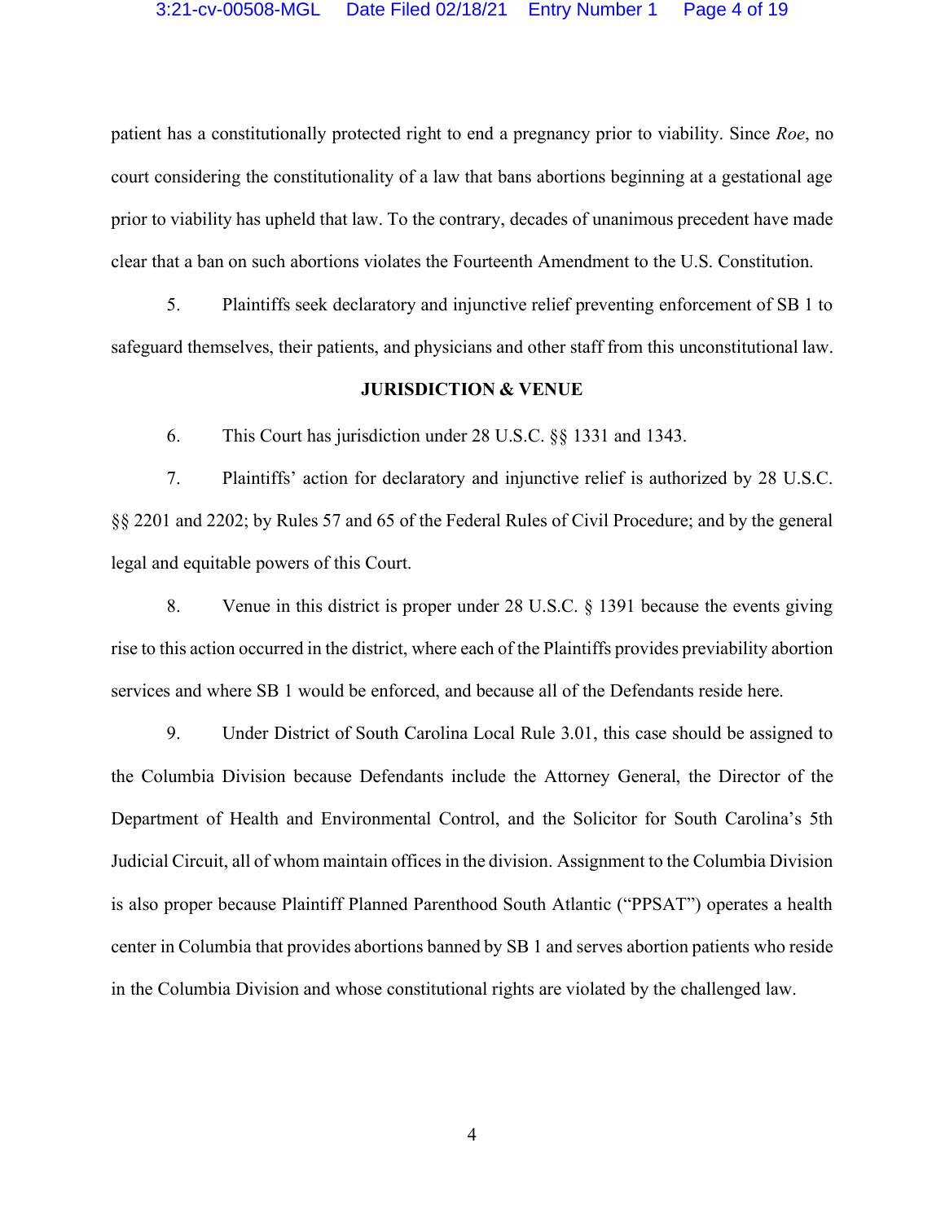patient has a constitutionally protected right to end a pregnancy prior to viability. Since *Roe*, no court considering the constitutionality of a law that bans abortions beginning at a gestational age prior to viability has upheld that law. To the contrary, decades of unanimous precedent have made clear that a ban on such abortions violates the Fourteenth Amendment to the U.S. Constitution.

5. Plaintiffs seek declaratory and injunctive relief preventing enforcement of SB 1 to safeguard themselves, their patients, and physicians and other staff from this unconstitutional law.

## JURISDICTION & VENUE

6. This Court has jurisdiction under 28 U.S.C. §§ 1331 and 1343.

7. Plaintiffs' action for declaratory and injunctive relief is authorized by 28 U.S.C. §§ 2201 and 2202; by Rules 57 and 65 of the Federal Rules of Civil Procedure; and by the general legal and equitable powers of this Court.

8. Venue in this district is proper under 28 U.S.C. § 1391 because the events giving rise to this action occurred in the district, where each of the Plaintiffs provides previability abortion services and where SB 1 would be enforced, and because all of the Defendants reside here.

9. Under District of South Carolina Local Rule 3.01, this case should be assigned to the Columbia Division because Defendants include the Attorney General, the Director of the Department of Health and Environmental Control, and the Solicitor for South Carolina's 5th Judicial Circuit, all of whom maintain offices in the division. Assignment to the Columbia Division is also proper because Plaintiff Planned Parenthood South Atlantic ("PPSAT") operates a health center in Columbia that provides abortions banned by SB 1 and serves abortion patients who reside in the Columbia Division and whose constitutional rights are violated by the challenged law.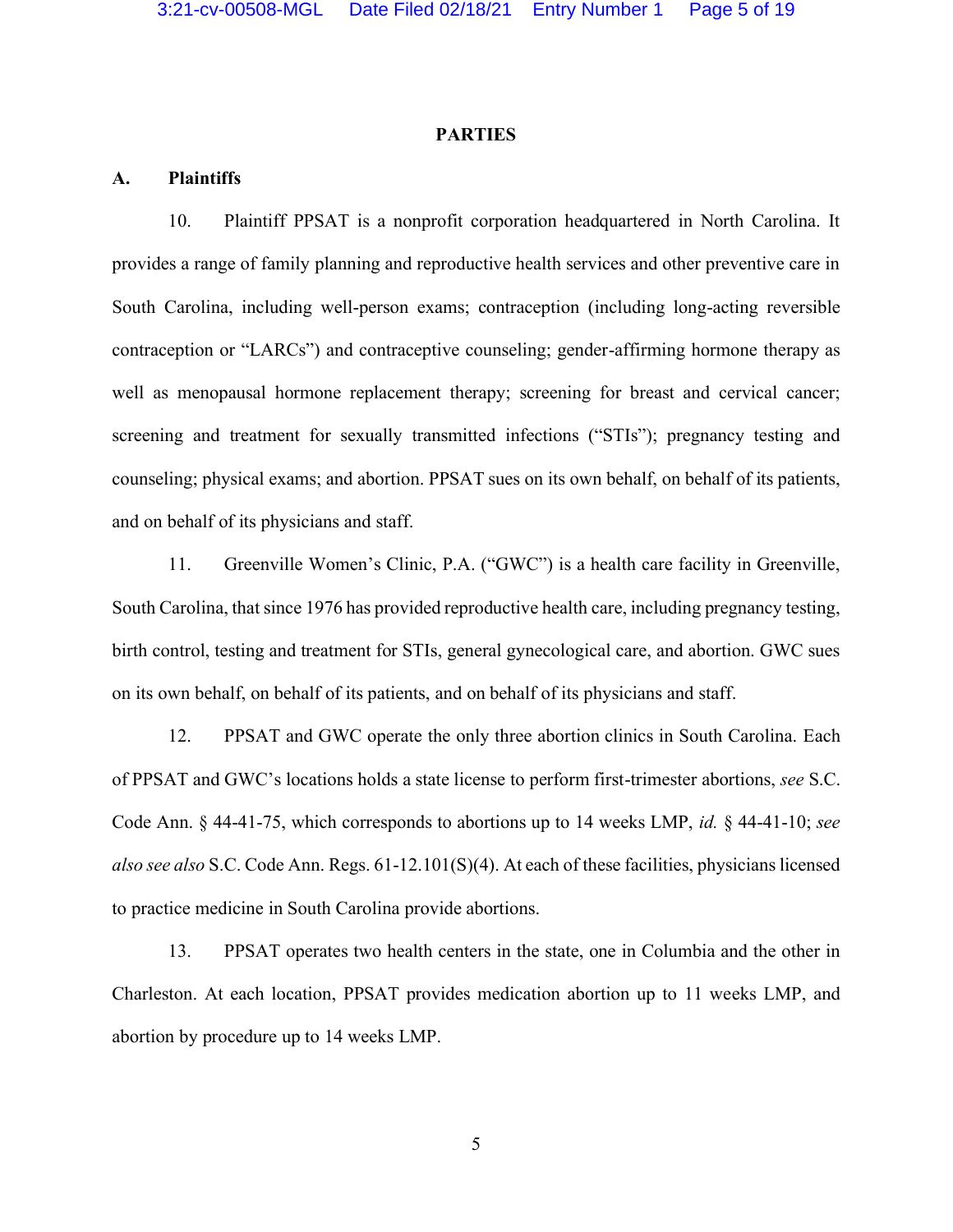**PARTIES**

**A. Plaintiffs**

10. Plaintiff PPSAT is a nonprofit corporation headquartered in North Carolina. It provides a range of family planning and reproductive health services and other preventive care in South Carolina, including well-person exams; contraception (including long-acting reversible contraception or "LARCs") and contraceptive counseling; gender-affirming hormone therapy as well as menopausal hormone replacement therapy; screening for breast and cervical cancer; screening and treatment for sexually transmitted infections ("STIs"); pregnancy testing and counseling; physical exams; and abortion. PPSAT sues on its own behalf, on behalf of its patients, and on behalf of its physicians and staff.

11. Greenville Women's Clinic, P.A. ("GWC") is a health care facility in Greenville, South Carolina, that since 1976 has provided reproductive health care, including pregnancy testing, birth control, testing and treatment for STIs, general gynecological care, and abortion. GWC sues on its own behalf, on behalf of its patients, and on behalf of its physicians and staff.

12. PPSAT and GWC operate the only three abortion clinics in South Carolina. Each of PPSAT and GWC's locations holds a state license to perform first-trimester abortions, *see* S.C. Code Ann. § 44-41-75, which corresponds to abortions up to 14 weeks LMP, *id.* § 44-41-10; *see also see also* S.C. Code Ann. Regs. 61-12.101(S)(4). At each of these facilities, physicians licensed to practice medicine in South Carolina provide abortions.

13. PPSAT operates two health centers in the state, one in Columbia and the other in Charleston. At each location, PPSAT provides medication abortion up to 11 weeks LMP, and abortion by procedure up to 14 weeks LMP.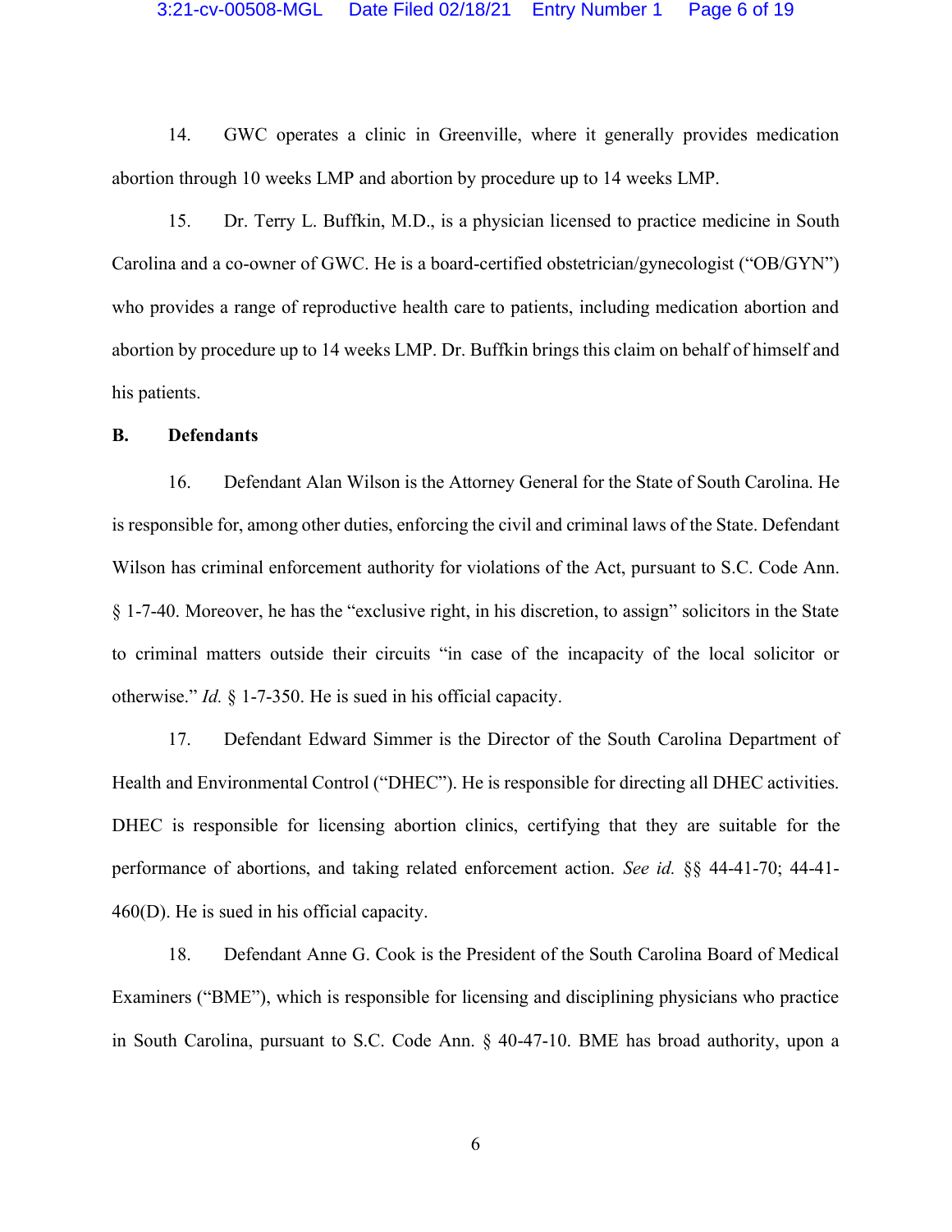14. GWC operates a clinic in Greenville, where it generally provides medication abortion through 10 weeks LMP and abortion by procedure up to 14 weeks LMP.

15. Dr. Terry L. Buffkin, M.D., is a physician licensed to practice medicine in South Carolina and a co-owner of GWC. He is a board-certified obstetrician/gynecologist ("OB/GYN") who provides a range of reproductive health care to patients, including medication abortion and abortion by procedure up to 14 weeks LMP. Dr. Buffkin brings this claim on behalf of himself and his patients.

**B. Defendants**

16. Defendant Alan Wilson is the Attorney General for the State of South Carolina. He is responsible for, among other duties, enforcing the civil and criminal laws of the State. Defendant Wilson has criminal enforcement authority for violations of the Act, pursuant to S.C. Code Ann. § 1-7-40. Moreover, he has the "exclusive right, in his discretion, to assign" solicitors in the State to criminal matters outside their circuits "in case of the incapacity of the local solicitor or otherwise." *Id.* § 1-7-350. He is sued in his official capacity.

17. Defendant Edward Simmer is the Director of the South Carolina Department of Health and Environmental Control ("DHEC"). He is responsible for directing all DHEC activities. DHEC is responsible for licensing abortion clinics, certifying that they are suitable for the performance of abortions, and taking related enforcement action. *See id.* §§ 44-41-70; 44-41-460(D). He is sued in his official capacity.

18. Defendant Anne G. Cook is the President of the South Carolina Board of Medical Examiners ("BME"), which is responsible for licensing and disciplining physicians who practice in South Carolina, pursuant to S.C. Code Ann. § 40-47-10. BME has broad authority, upon a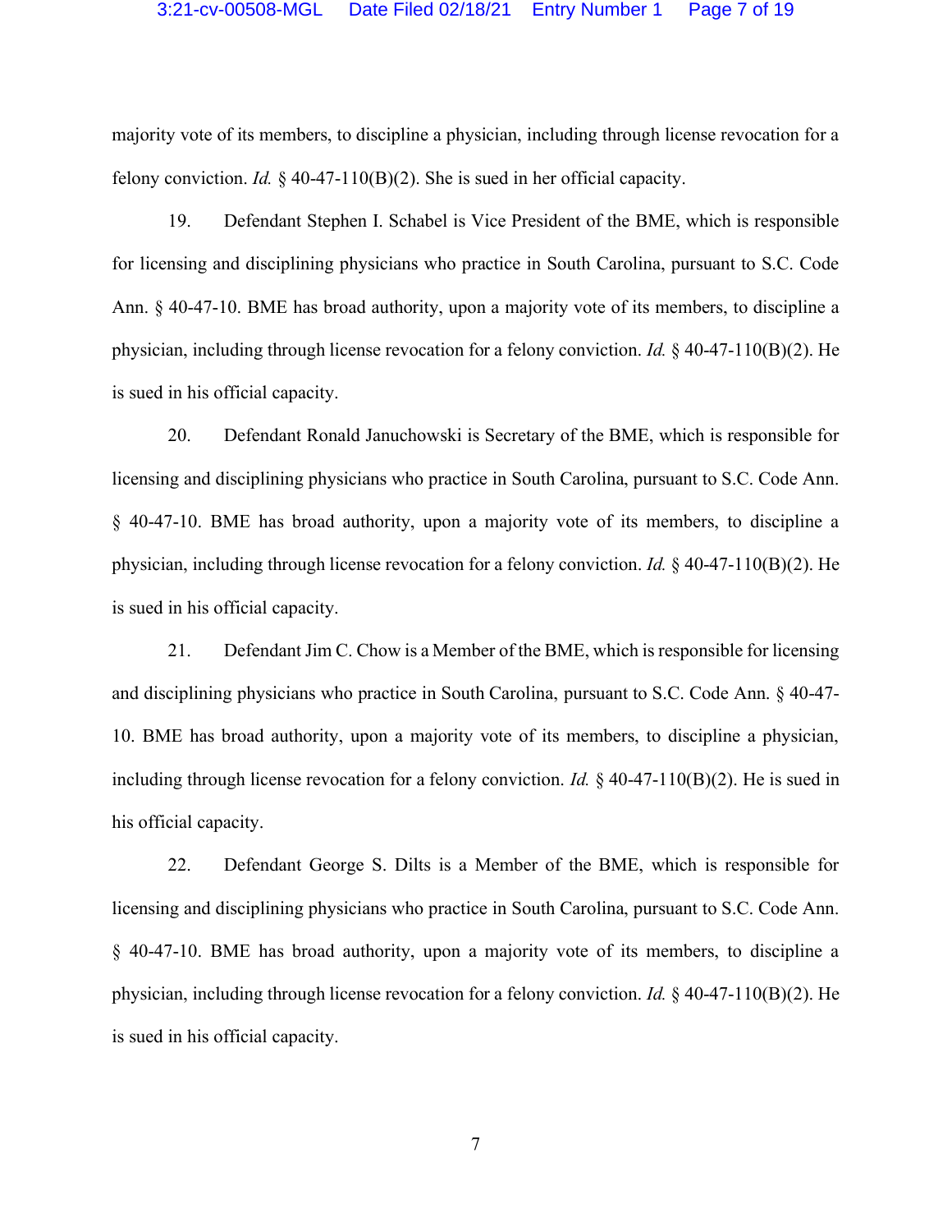majority vote of its members, to discipline a physician, including through license revocation for a felony conviction. *Id.* § 40-47-110(B)(2). She is sued in her official capacity.

19. Defendant Stephen I. Schabel is Vice President of the BME, which is responsible for licensing and disciplining physicians who practice in South Carolina, pursuant to S.C. Code Ann. § 40-47-10. BME has broad authority, upon a majority vote of its members, to discipline a physician, including through license revocation for a felony conviction. *Id.* § 40-47-110(B)(2). He is sued in his official capacity.

20. Defendant Ronald Januchowski is Secretary of the BME, which is responsible for licensing and disciplining physicians who practice in South Carolina, pursuant to S.C. Code Ann. § 40-47-10. BME has broad authority, upon a majority vote of its members, to discipline a physician, including through license revocation for a felony conviction. *Id.* § 40-47-110(B)(2). He is sued in his official capacity.

21. Defendant Jim C. Chow is a Member of the BME, which is responsible for licensing and disciplining physicians who practice in South Carolina, pursuant to S.C. Code Ann. § 40-47-10. BME has broad authority, upon a majority vote of its members, to discipline a physician, including through license revocation for a felony conviction. *Id.* § 40-47-110(B)(2). He is sued in his official capacity.

22. Defendant George S. Dilts is a Member of the BME, which is responsible for licensing and disciplining physicians who practice in South Carolina, pursuant to S.C. Code Ann. § 40-47-10. BME has broad authority, upon a majority vote of its members, to discipline a physician, including through license revocation for a felony conviction. *Id.* § 40-47-110(B)(2). He is sued in his official capacity.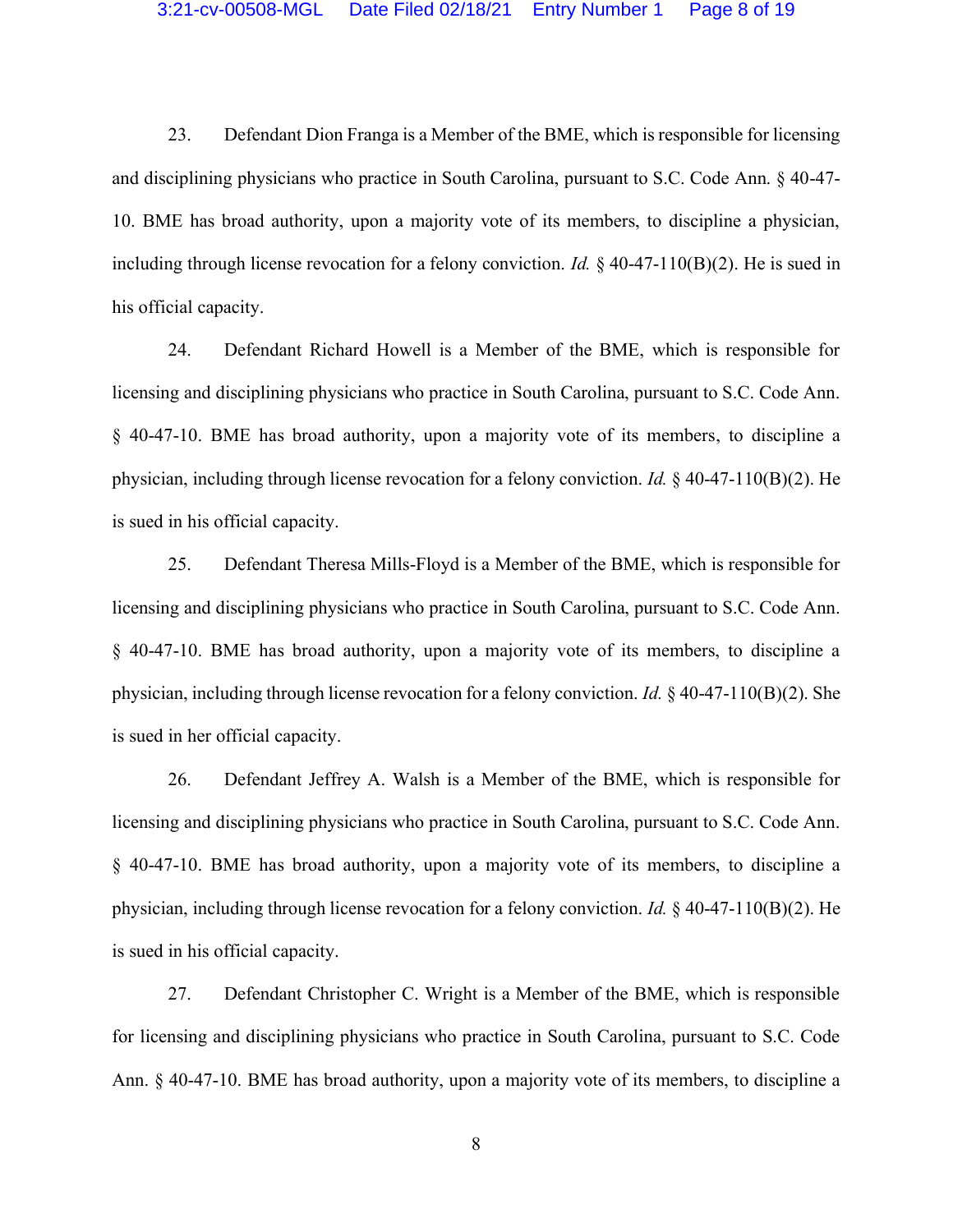23. Defendant Dion Franga is a Member of the BME, which is responsible for licensing and disciplining physicians who practice in South Carolina, pursuant to S.C. Code Ann. § 40-47-10. BME has broad authority, upon a majority vote of its members, to discipline a physician, including through license revocation for a felony conviction. *Id.* § 40-47-110(B)(2). He is sued in his official capacity.

24. Defendant Richard Howell is a Member of the BME, which is responsible for licensing and disciplining physicians who practice in South Carolina, pursuant to S.C. Code Ann. § 40-47-10. BME has broad authority, upon a majority vote of its members, to discipline a physician, including through license revocation for a felony conviction. *Id.* § 40-47-110(B)(2). He is sued in his official capacity.

25. Defendant Theresa Mills-Floyd is a Member of the BME, which is responsible for licensing and disciplining physicians who practice in South Carolina, pursuant to S.C. Code Ann. § 40-47-10. BME has broad authority, upon a majority vote of its members, to discipline a physician, including through license revocation for a felony conviction. *Id.* § 40-47-110(B)(2). She is sued in her official capacity.

26. Defendant Jeffrey A. Walsh is a Member of the BME, which is responsible for licensing and disciplining physicians who practice in South Carolina, pursuant to S.C. Code Ann. § 40-47-10. BME has broad authority, upon a majority vote of its members, to discipline a physician, including through license revocation for a felony conviction. *Id.* § 40-47-110(B)(2). He is sued in his official capacity.

27. Defendant Christopher C. Wright is a Member of the BME, which is responsible for licensing and disciplining physicians who practice in South Carolina, pursuant to S.C. Code Ann. § 40-47-10. BME has broad authority, upon a majority vote of its members, to discipline a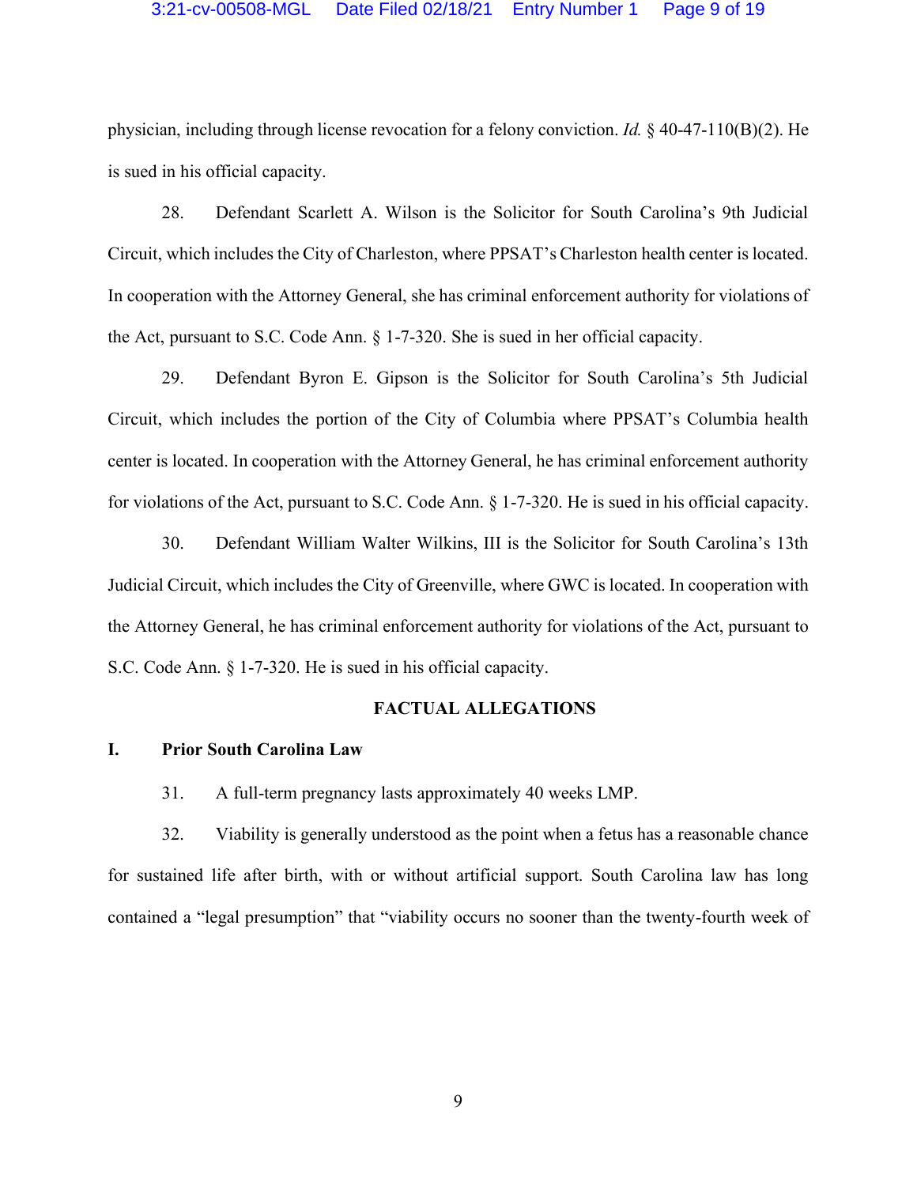physician, including through license revocation for a felony conviction. *Id.* § 40-47-110(B)(2). He is sued in his official capacity.

28. Defendant Scarlett A. Wilson is the Solicitor for South Carolina's 9th Judicial Circuit, which includes the City of Charleston, where PPSAT's Charleston health center is located. In cooperation with the Attorney General, she has criminal enforcement authority for violations of the Act, pursuant to S.C. Code Ann. § 1-7-320. She is sued in her official capacity.

29. Defendant Byron E. Gipson is the Solicitor for South Carolina's 5th Judicial Circuit, which includes the portion of the City of Columbia where PPSAT's Columbia health center is located. In cooperation with the Attorney General, he has criminal enforcement authority for violations of the Act, pursuant to S.C. Code Ann. § 1-7-320. He is sued in his official capacity.

30. Defendant William Walter Wilkins, III is the Solicitor for South Carolina's 13th Judicial Circuit, which includes the City of Greenville, where GWC is located. In cooperation with the Attorney General, he has criminal enforcement authority for violations of the Act, pursuant to S.C. Code Ann. § 1-7-320. He is sued in his official capacity.

## FACTUAL ALLEGATIONS

### I. Prior South Carolina Law

31. A full-term pregnancy lasts approximately 40 weeks LMP.

32. Viability is generally understood as the point when a fetus has a reasonable chance for sustained life after birth, with or without artificial support. South Carolina law has long contained a "legal presumption" that "viability occurs no sooner than the twenty-fourth week of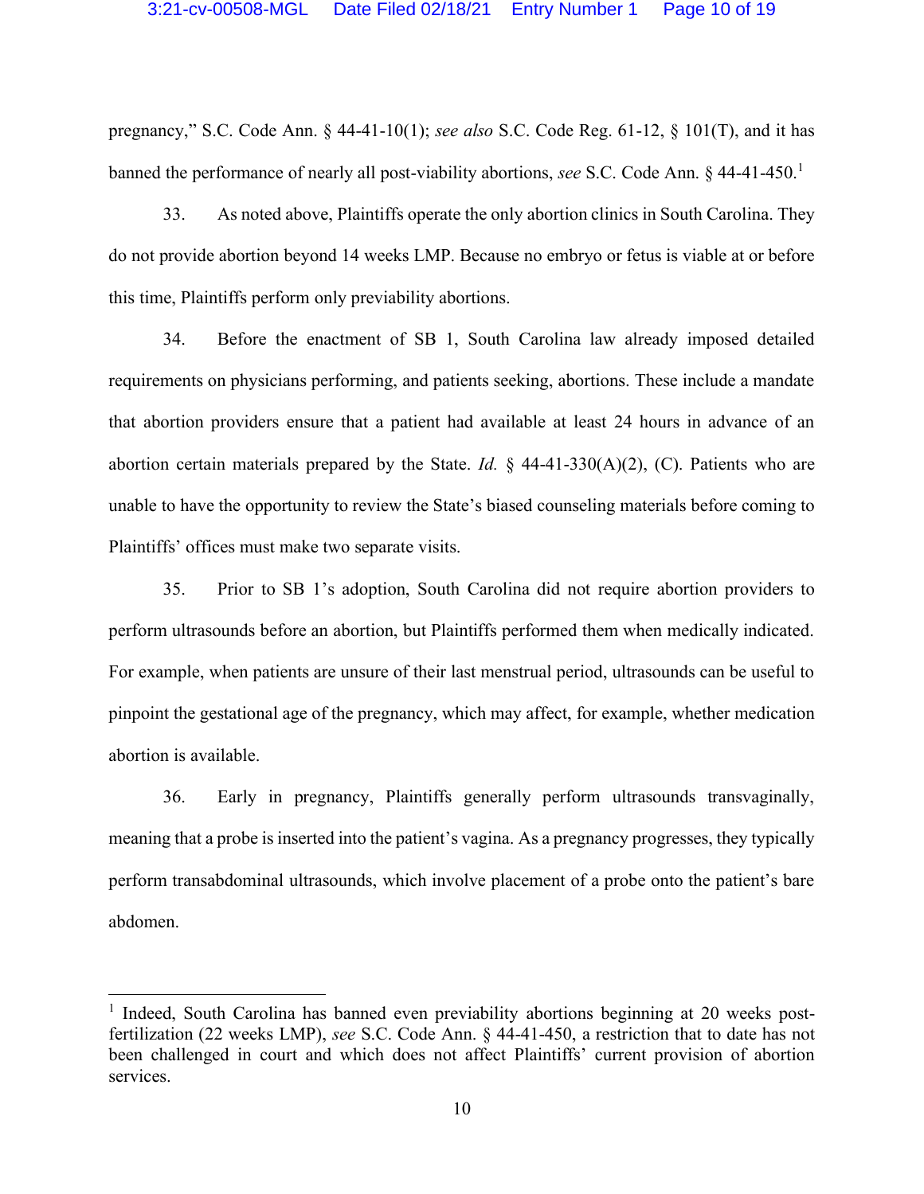pregnancy," S.C. Code Ann. § 44-41-10(1); *see also* S.C. Code Reg. 61-12, § 101(T), and it has banned the performance of nearly all post-viability abortions, *see* S.C. Code Ann. § 44-41-450.[1]

33. As noted above, Plaintiffs operate the only abortion clinics in South Carolina. They do not provide abortion beyond 14 weeks LMP. Because no embryo or fetus is viable at or before this time, Plaintiffs perform only previability abortions.

34. Before the enactment of SB 1, South Carolina law already imposed detailed requirements on physicians performing, and patients seeking, abortions. These include a mandate that abortion providers ensure that a patient had available at least 24 hours in advance of an abortion certain materials prepared by the State. *Id.* § 44-41-330(A)(2), (C). Patients who are unable to have the opportunity to review the State's biased counseling materials before coming to Plaintiffs' offices must make two separate visits.

35. Prior to SB 1's adoption, South Carolina did not require abortion providers to perform ultrasounds before an abortion, but Plaintiffs performed them when medically indicated. For example, when patients are unsure of their last menstrual period, ultrasounds can be useful to pinpoint the gestational age of the pregnancy, which may affect, for example, whether medication abortion is available.

36. Early in pregnancy, Plaintiffs generally perform ultrasounds transvaginally, meaning that a probe is inserted into the patient's vagina. As a pregnancy progresses, they typically perform transabdominal ultrasounds, which involve placement of a probe onto the patient's bare abdomen.

---

[1] Indeed, South Carolina has banned even previability abortions beginning at 20 weeks post-fertilization (22 weeks LMP), *see* S.C. Code Ann. § 44-41-450, a restriction that to date has not been challenged in court and which does not affect Plaintiffs' current provision of abortion services.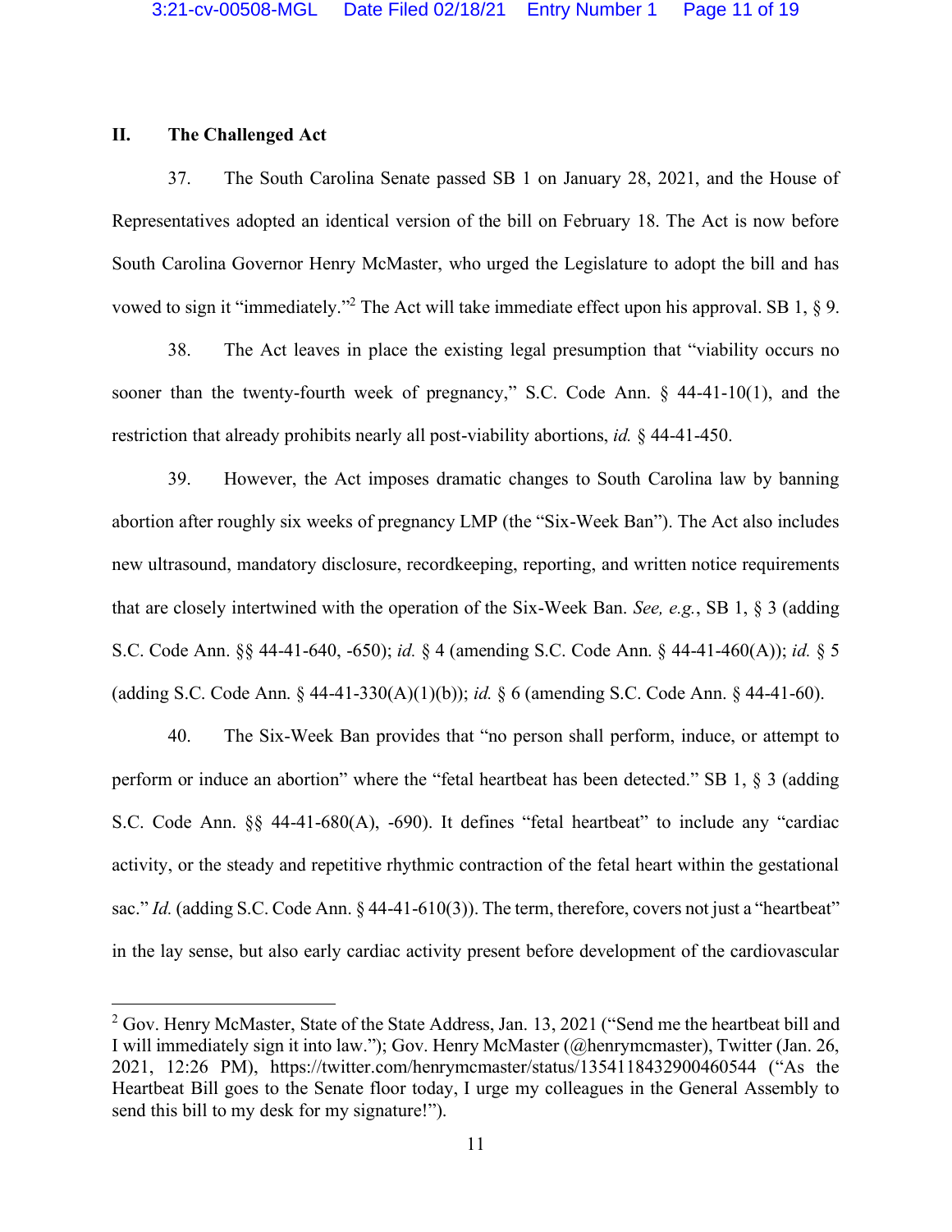## II. The Challenged Act

37. The South Carolina Senate passed SB 1 on January 28, 2021, and the House of Representatives adopted an identical version of the bill on February 18. The Act is now before South Carolina Governor Henry McMaster, who urged the Legislature to adopt the bill and has vowed to sign it "immediately."[2] The Act will take immediate effect upon his approval. SB 1, § 9.

38. The Act leaves in place the existing legal presumption that "viability occurs no sooner than the twenty-fourth week of pregnancy," S.C. Code Ann. § 44-41-10(1), and the restriction that already prohibits nearly all post-viability abortions, *id.* § 44-41-450.

39. However, the Act imposes dramatic changes to South Carolina law by banning abortion after roughly six weeks of pregnancy LMP (the "Six-Week Ban"). The Act also includes new ultrasound, mandatory disclosure, recordkeeping, reporting, and written notice requirements that are closely intertwined with the operation of the Six-Week Ban. *See, e.g.*, SB 1, § 3 (adding S.C. Code Ann. §§ 44-41-640, -650); *id.* § 4 (amending S.C. Code Ann. § 44-41-460(A)); *id.* § 5 (adding S.C. Code Ann. § 44-41-330(A)(1)(b)); *id.* § 6 (amending S.C. Code Ann. § 44-41-60).

40. The Six-Week Ban provides that "no person shall perform, induce, or attempt to perform or induce an abortion" where the "fetal heartbeat has been detected." SB 1, § 3 (adding S.C. Code Ann. §§ 44-41-680(A), -690). It defines "fetal heartbeat" to include any "cardiac activity, or the steady and repetitive rhythmic contraction of the fetal heart within the gestational sac." *Id.* (adding S.C. Code Ann. § 44-41-610(3)). The term, therefore, covers not just a "heartbeat" in the lay sense, but also early cardiac activity present before development of the cardiovascular

---

[2] Gov. Henry McMaster, State of the State Address, Jan. 13, 2021 ("Send me the heartbeat bill and I will immediately sign it into law."); Gov. Henry McMaster (@henrymcmaster), Twitter (Jan. 26, 2021, 12:26 PM), https://twitter.com/henrymcmaster/status/1354118432900460544 ("As the Heartbeat Bill goes to the Senate floor today, I urge my colleagues in the General Assembly to send this bill to my desk for my signature!").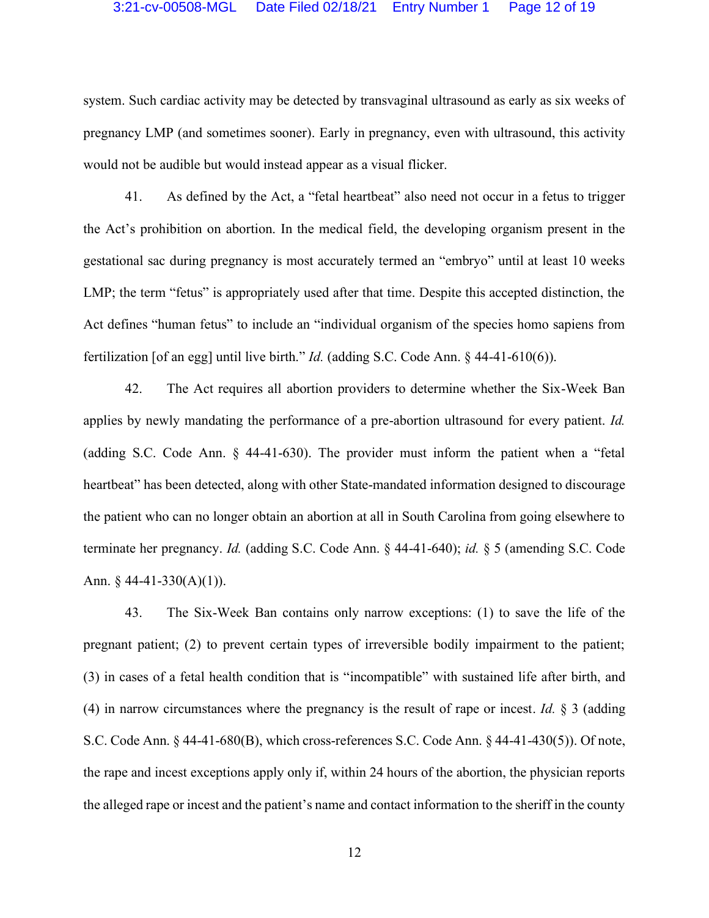system. Such cardiac activity may be detected by transvaginal ultrasound as early as six weeks of pregnancy LMP (and sometimes sooner). Early in pregnancy, even with ultrasound, this activity would not be audible but would instead appear as a visual flicker.

41. As defined by the Act, a "fetal heartbeat" also need not occur in a fetus to trigger the Act's prohibition on abortion. In the medical field, the developing organism present in the gestational sac during pregnancy is most accurately termed an "embryo" until at least 10 weeks LMP; the term "fetus" is appropriately used after that time. Despite this accepted distinction, the Act defines "human fetus" to include an "individual organism of the species homo sapiens from fertilization [of an egg] until live birth." *Id.* (adding S.C. Code Ann. § 44-41-610(6)).

42. The Act requires all abortion providers to determine whether the Six-Week Ban applies by newly mandating the performance of a pre-abortion ultrasound for every patient. *Id.* (adding S.C. Code Ann. § 44-41-630). The provider must inform the patient when a "fetal heartbeat" has been detected, along with other State-mandated information designed to discourage the patient who can no longer obtain an abortion at all in South Carolina from going elsewhere to terminate her pregnancy. *Id.* (adding S.C. Code Ann. § 44-41-640); *id.* § 5 (amending S.C. Code Ann. § 44-41-330(A)(1)).

43. The Six-Week Ban contains only narrow exceptions: (1) to save the life of the pregnant patient; (2) to prevent certain types of irreversible bodily impairment to the patient; (3) in cases of a fetal health condition that is "incompatible" with sustained life after birth, and (4) in narrow circumstances where the pregnancy is the result of rape or incest. *Id.* § 3 (adding S.C. Code Ann. § 44-41-680(B), which cross-references S.C. Code Ann. § 44-41-430(5)). Of note, the rape and incest exceptions apply only if, within 24 hours of the abortion, the physician reports the alleged rape or incest and the patient's name and contact information to the sheriff in the county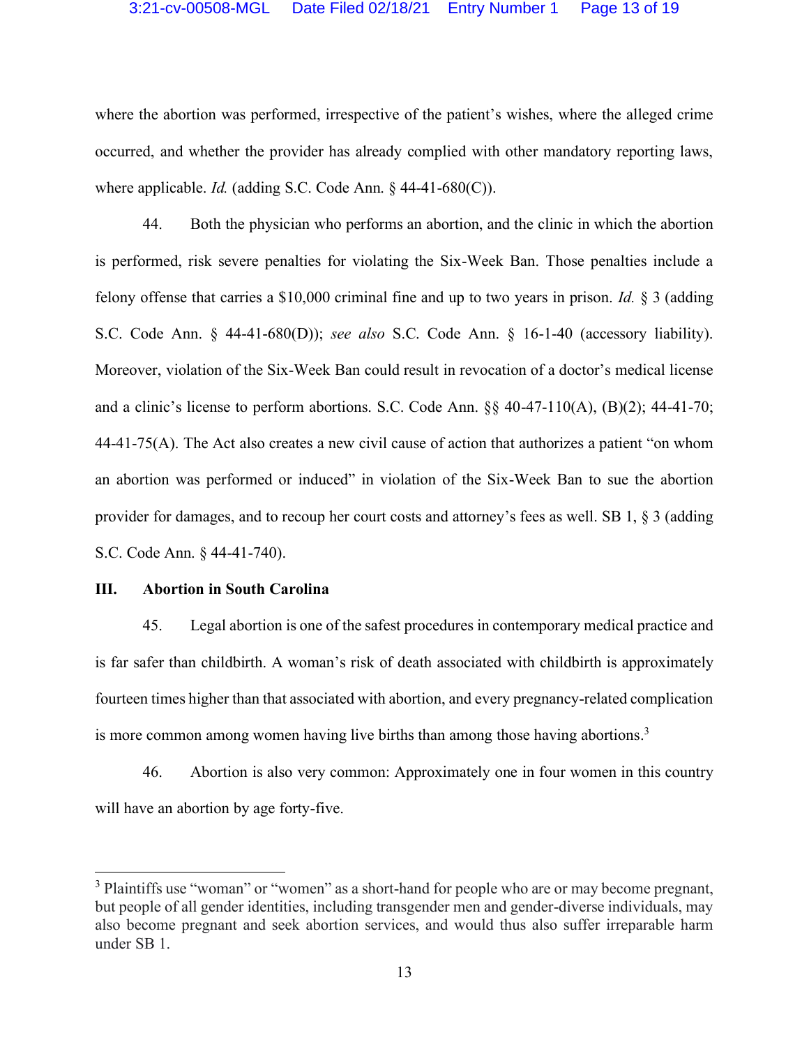where the abortion was performed, irrespective of the patient's wishes, where the alleged crime occurred, and whether the provider has already complied with other mandatory reporting laws, where applicable. *Id.* (adding S.C. Code Ann. § 44-41-680(C)).

44. Both the physician who performs an abortion, and the clinic in which the abortion is performed, risk severe penalties for violating the Six-Week Ban. Those penalties include a felony offense that carries a $10,000 criminal fine and up to two years in prison. *Id.* § 3 (adding S.C. Code Ann. § 44-41-680(D)); *see also* S.C. Code Ann. § 16-1-40 (accessory liability). Moreover, violation of the Six-Week Ban could result in revocation of a doctor's medical license and a clinic's license to perform abortions. S.C. Code Ann. §§ 40-47-110(A), (B)(2); 44-41-70; 44-41-75(A). The Act also creates a new civil cause of action that authorizes a patient "on whom an abortion was performed or induced" in violation of the Six-Week Ban to sue the abortion provider for damages, and to recoup her court costs and attorney's fees as well. SB 1, § 3 (adding S.C. Code Ann. § 44-41-740).

## III. Abortion in South Carolina

45. Legal abortion is one of the safest procedures in contemporary medical practice and is far safer than childbirth. A woman's risk of death associated with childbirth is approximately fourteen times higher than that associated with abortion, and every pregnancy-related complication is more common among women having live births than among those having abortions.[3]

46. Abortion is also very common: Approximately one in four women in this country will have an abortion by age forty-five.

---

[3] Plaintiffs use "woman" or "women" as a short-hand for people who are or may become pregnant, but people of all gender identities, including transgender men and gender-diverse individuals, may also become pregnant and seek abortion services, and would thus also suffer irreparable harm under SB 1.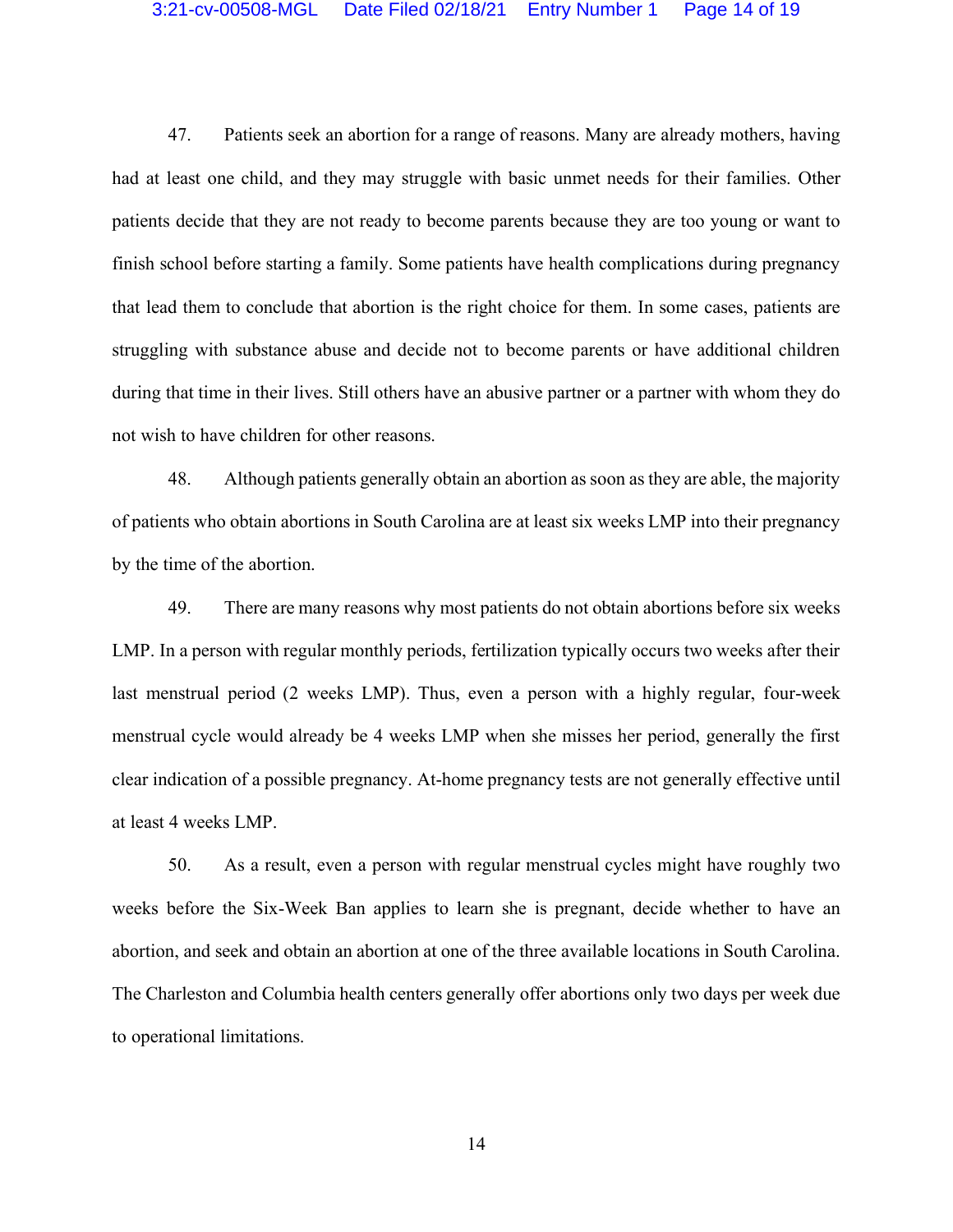47. Patients seek an abortion for a range of reasons. Many are already mothers, having had at least one child, and they may struggle with basic unmet needs for their families. Other patients decide that they are not ready to become parents because they are too young or want to finish school before starting a family. Some patients have health complications during pregnancy that lead them to conclude that abortion is the right choice for them. In some cases, patients are struggling with substance abuse and decide not to become parents or have additional children during that time in their lives. Still others have an abusive partner or a partner with whom they do not wish to have children for other reasons.

48. Although patients generally obtain an abortion as soon as they are able, the majority of patients who obtain abortions in South Carolina are at least six weeks LMP into their pregnancy by the time of the abortion.

49. There are many reasons why most patients do not obtain abortions before six weeks LMP. In a person with regular monthly periods, fertilization typically occurs two weeks after their last menstrual period (2 weeks LMP). Thus, even a person with a highly regular, four-week menstrual cycle would already be 4 weeks LMP when she misses her period, generally the first clear indication of a possible pregnancy. At-home pregnancy tests are not generally effective until at least 4 weeks LMP.

50. As a result, even a person with regular menstrual cycles might have roughly two weeks before the Six-Week Ban applies to learn she is pregnant, decide whether to have an abortion, and seek and obtain an abortion at one of the three available locations in South Carolina. The Charleston and Columbia health centers generally offer abortions only two days per week due to operational limitations.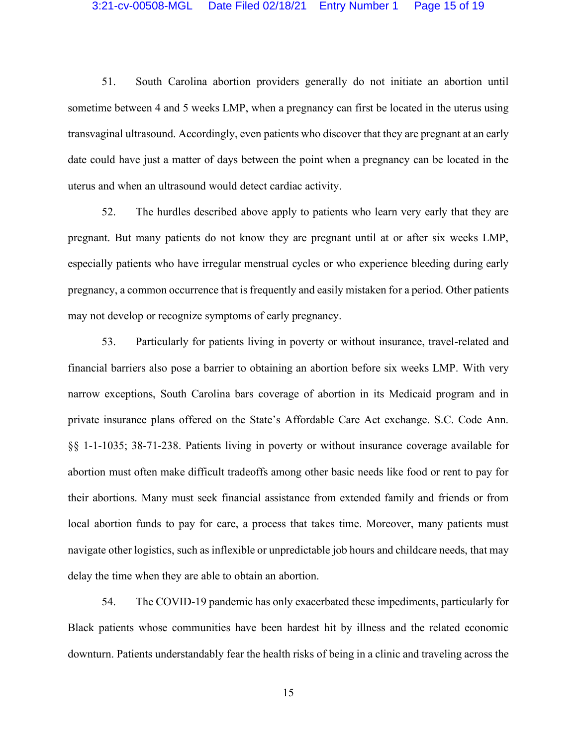51. South Carolina abortion providers generally do not initiate an abortion until sometime between 4 and 5 weeks LMP, when a pregnancy can first be located in the uterus using transvaginal ultrasound. Accordingly, even patients who discover that they are pregnant at an early date could have just a matter of days between the point when a pregnancy can be located in the uterus and when an ultrasound would detect cardiac activity.

52. The hurdles described above apply to patients who learn very early that they are pregnant. But many patients do not know they are pregnant until at or after six weeks LMP, especially patients who have irregular menstrual cycles or who experience bleeding during early pregnancy, a common occurrence that is frequently and easily mistaken for a period. Other patients may not develop or recognize symptoms of early pregnancy.

53. Particularly for patients living in poverty or without insurance, travel-related and financial barriers also pose a barrier to obtaining an abortion before six weeks LMP. With very narrow exceptions, South Carolina bars coverage of abortion in its Medicaid program and in private insurance plans offered on the State's Affordable Care Act exchange. S.C. Code Ann. §§ 1-1-1035; 38-71-238. Patients living in poverty or without insurance coverage available for abortion must often make difficult tradeoffs among other basic needs like food or rent to pay for their abortions. Many must seek financial assistance from extended family and friends or from local abortion funds to pay for care, a process that takes time. Moreover, many patients must navigate other logistics, such as inflexible or unpredictable job hours and childcare needs, that may delay the time when they are able to obtain an abortion.

54. The COVID-19 pandemic has only exacerbated these impediments, particularly for Black patients whose communities have been hardest hit by illness and the related economic downturn. Patients understandably fear the health risks of being in a clinic and traveling across the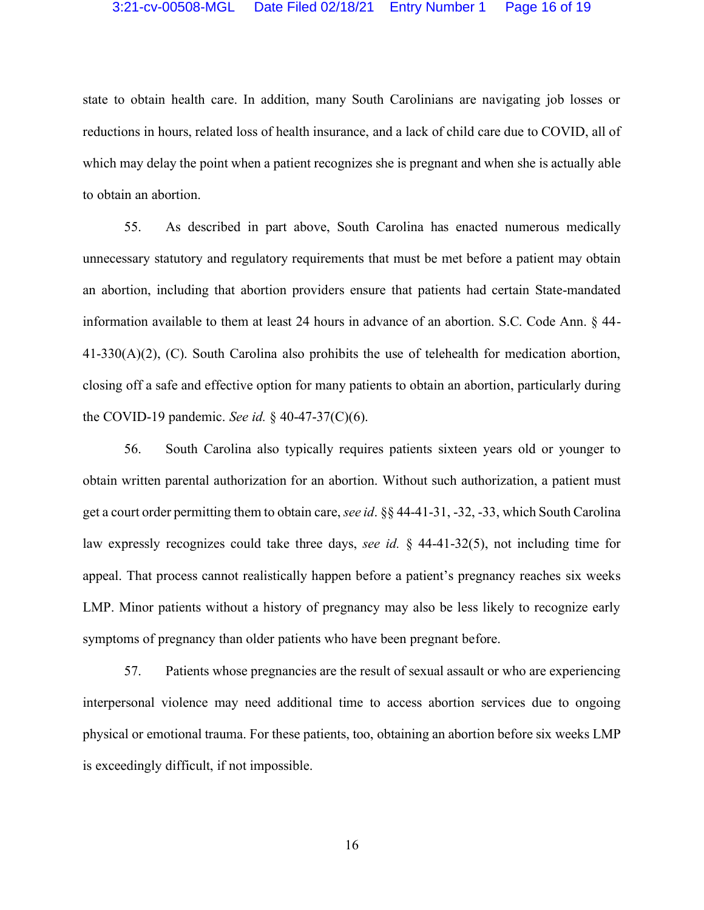state to obtain health care. In addition, many South Carolinians are navigating job losses or reductions in hours, related loss of health insurance, and a lack of child care due to COVID, all of which may delay the point when a patient recognizes she is pregnant and when she is actually able to obtain an abortion.

55. As described in part above, South Carolina has enacted numerous medically unnecessary statutory and regulatory requirements that must be met before a patient may obtain an abortion, including that abortion providers ensure that patients had certain State-mandated information available to them at least 24 hours in advance of an abortion. S.C. Code Ann. § 44-41-330(A)(2), (C). South Carolina also prohibits the use of telehealth for medication abortion, closing off a safe and effective option for many patients to obtain an abortion, particularly during the COVID-19 pandemic. *See id.* § 40-47-37(C)(6).

56. South Carolina also typically requires patients sixteen years old or younger to obtain written parental authorization for an abortion. Without such authorization, a patient must get a court order permitting them to obtain care, *see id*. §§ 44-41-31, -32, -33, which South Carolina law expressly recognizes could take three days, *see id.* § 44-41-32(5), not including time for appeal. That process cannot realistically happen before a patient's pregnancy reaches six weeks LMP. Minor patients without a history of pregnancy may also be less likely to recognize early symptoms of pregnancy than older patients who have been pregnant before.

57. Patients whose pregnancies are the result of sexual assault or who are experiencing interpersonal violence may need additional time to access abortion services due to ongoing physical or emotional trauma. For these patients, too, obtaining an abortion before six weeks LMP is exceedingly difficult, if not impossible.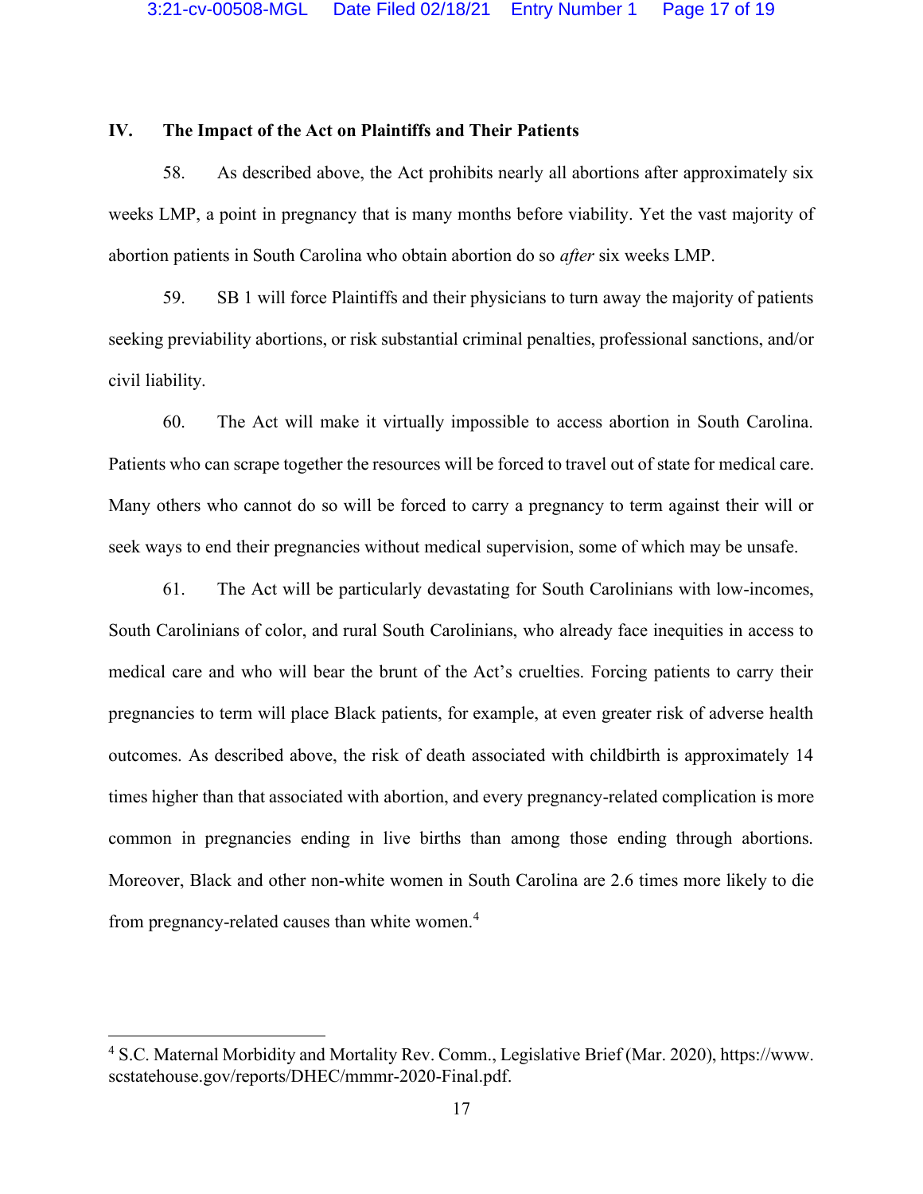## IV. The Impact of the Act on Plaintiffs and Their Patients

58. As described above, the Act prohibits nearly all abortions after approximately six weeks LMP, a point in pregnancy that is many months before viability. Yet the vast majority of abortion patients in South Carolina who obtain abortion do so *after* six weeks LMP.

59. SB 1 will force Plaintiffs and their physicians to turn away the majority of patients seeking previability abortions, or risk substantial criminal penalties, professional sanctions, and/or civil liability.

60. The Act will make it virtually impossible to access abortion in South Carolina. Patients who can scrape together the resources will be forced to travel out of state for medical care. Many others who cannot do so will be forced to carry a pregnancy to term against their will or seek ways to end their pregnancies without medical supervision, some of which may be unsafe.

61. The Act will be particularly devastating for South Carolinians with low-incomes, South Carolinians of color, and rural South Carolinians, who already face inequities in access to medical care and who will bear the brunt of the Act's cruelties. Forcing patients to carry their pregnancies to term will place Black patients, for example, at even greater risk of adverse health outcomes. As described above, the risk of death associated with childbirth is approximately 14 times higher than that associated with abortion, and every pregnancy-related complication is more common in pregnancies ending in live births than among those ending through abortions. Moreover, Black and other non-white women in South Carolina are 2.6 times more likely to die from pregnancy-related causes than white women.[4]

---

[4] S.C. Maternal Morbidity and Mortality Rev. Comm., Legislative Brief (Mar. 2020), https://www.scstatehouse.gov/reports/DHEC/mmmr-2020-Final.pdf.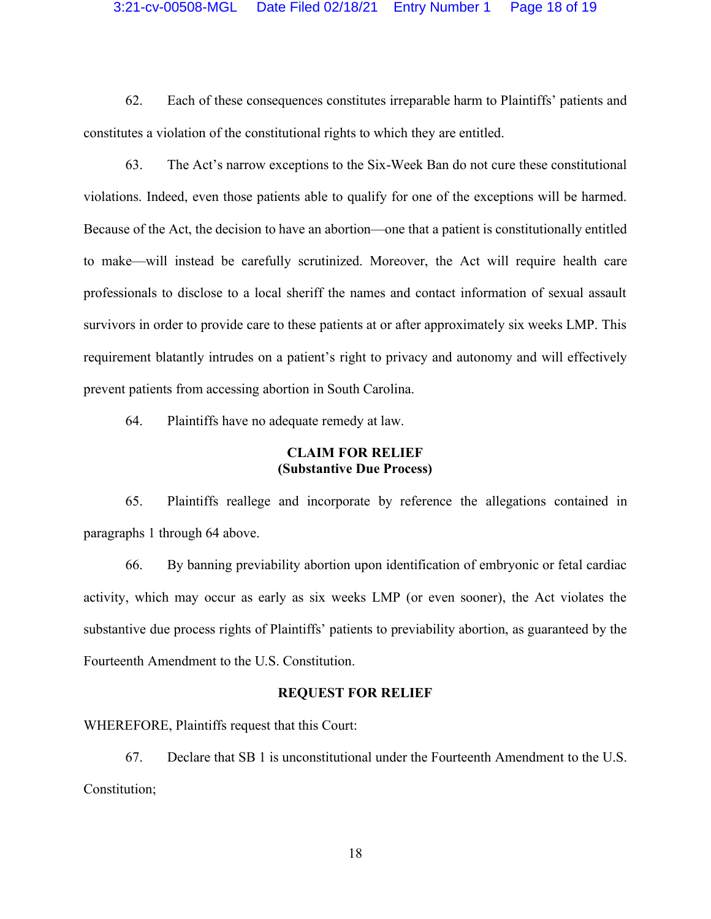62. Each of these consequences constitutes irreparable harm to Plaintiffs' patients and constitutes a violation of the constitutional rights to which they are entitled.

63. The Act's narrow exceptions to the Six-Week Ban do not cure these constitutional violations. Indeed, even those patients able to qualify for one of the exceptions will be harmed. Because of the Act, the decision to have an abortion—one that a patient is constitutionally entitled to make—will instead be carefully scrutinized. Moreover, the Act will require health care professionals to disclose to a local sheriff the names and contact information of sexual assault survivors in order to provide care to these patients at or after approximately six weeks LMP. This requirement blatantly intrudes on a patient's right to privacy and autonomy and will effectively prevent patients from accessing abortion in South Carolina.

64. Plaintiffs have no adequate remedy at law.

**CLAIM FOR RELIEF**
**(Substantive Due Process)**

65. Plaintiffs reallege and incorporate by reference the allegations contained in paragraphs 1 through 64 above.

66. By banning previability abortion upon identification of embryonic or fetal cardiac activity, which may occur as early as six weeks LMP (or even sooner), the Act violates the substantive due process rights of Plaintiffs' patients to previability abortion, as guaranteed by the Fourteenth Amendment to the U.S. Constitution.

**REQUEST FOR RELIEF**

WHEREFORE, Plaintiffs request that this Court:

67. Declare that SB 1 is unconstitutional under the Fourteenth Amendment to the U.S. Constitution;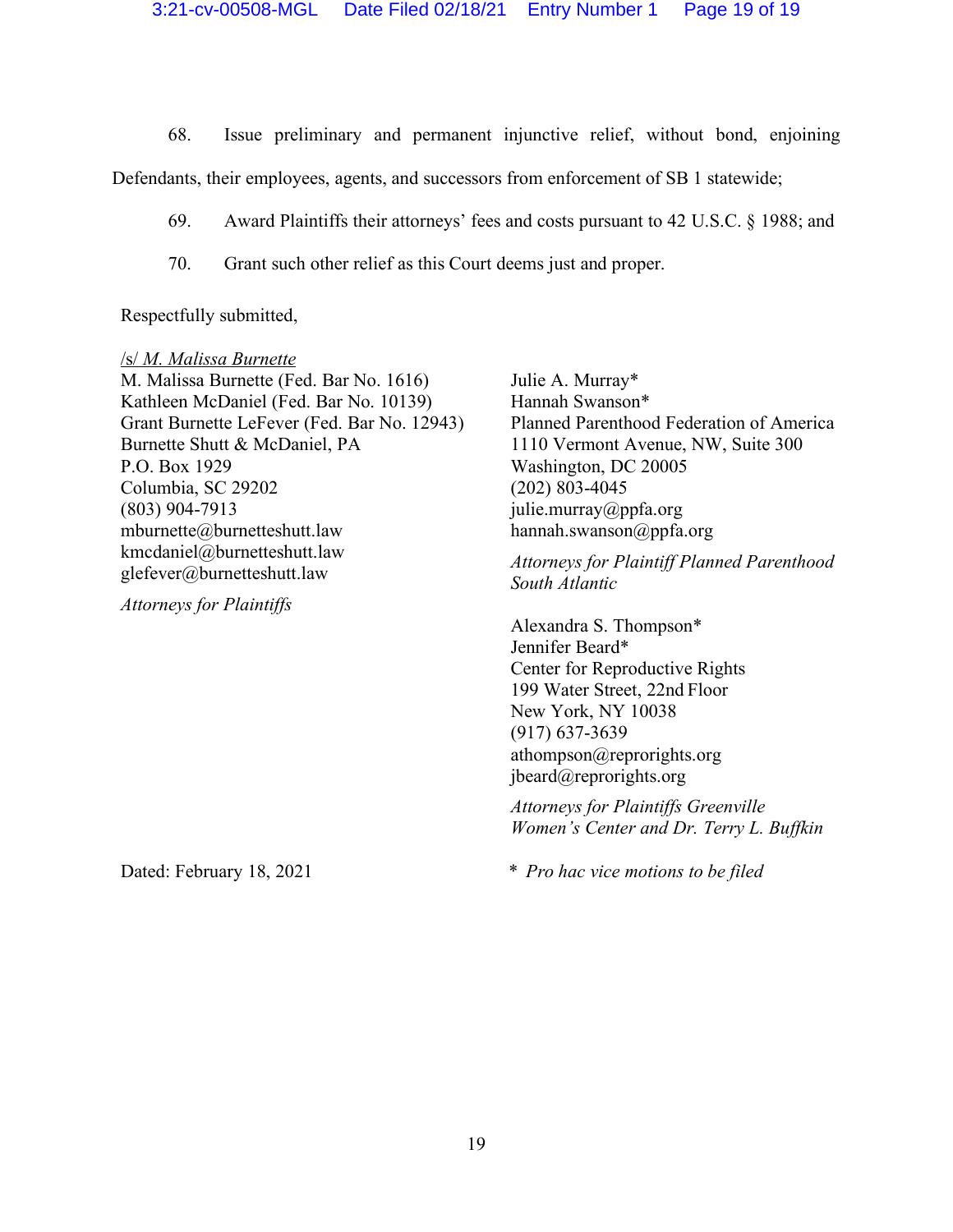68. Issue preliminary and permanent injunctive relief, without bond, enjoining Defendants, their employees, agents, and successors from enforcement of SB 1 statewide;

69. Award Plaintiffs their attorneys' fees and costs pursuant to 42 U.S.C. § 1988; and

70. Grant such other relief as this Court deems just and proper.

Respectfully submitted,

/s/ *M. Malissa Burnette*
M. Malissa Burnette (Fed. Bar No. 1616)
Kathleen McDaniel (Fed. Bar No. 10139)
Grant Burnette LeFever (Fed. Bar No. 12943)
Burnette Shutt & McDaniel, PA
P.O. Box 1929
Columbia, SC 29202
(803) 904-7913
mburnette@burnetteshutt.law
kmcdaniel@burnetteshutt.law
glefever@burnetteshutt.law

*Attorneys for Plaintiffs*

Julie A. Murray*
Hannah Swanson*
Planned Parenthood Federation of America
1110 Vermont Avenue, NW, Suite 300
Washington, DC 20005
(202) 803-4045
julie.murray@ppfa.org
hannah.swanson@ppfa.org

*Attorneys for Plaintiff Planned Parenthood South Atlantic*

Alexandra S. Thompson*
Jennifer Beard*
Center for Reproductive Rights
199 Water Street, 22nd Floor
New York, NY 10038
(917) 637-3639
athompson@reprorights.org
jbeard@reprorights.org

*Attorneys for Plaintiffs Greenville Women's Center and Dr. Terry L. Buffkin*

Dated: February 18, 2021

\* *Pro hac vice motions to be filed*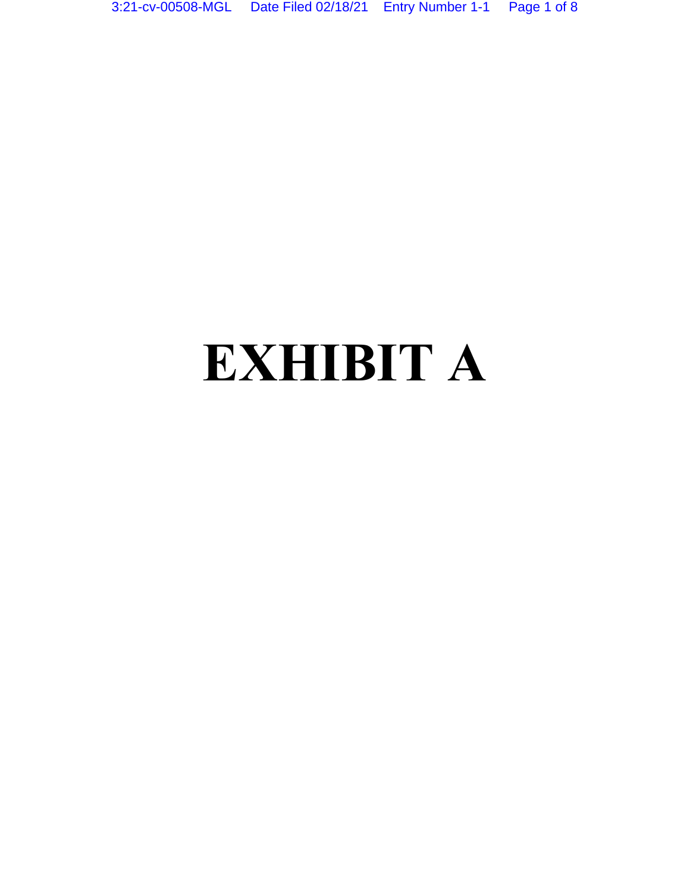# EXHIBIT A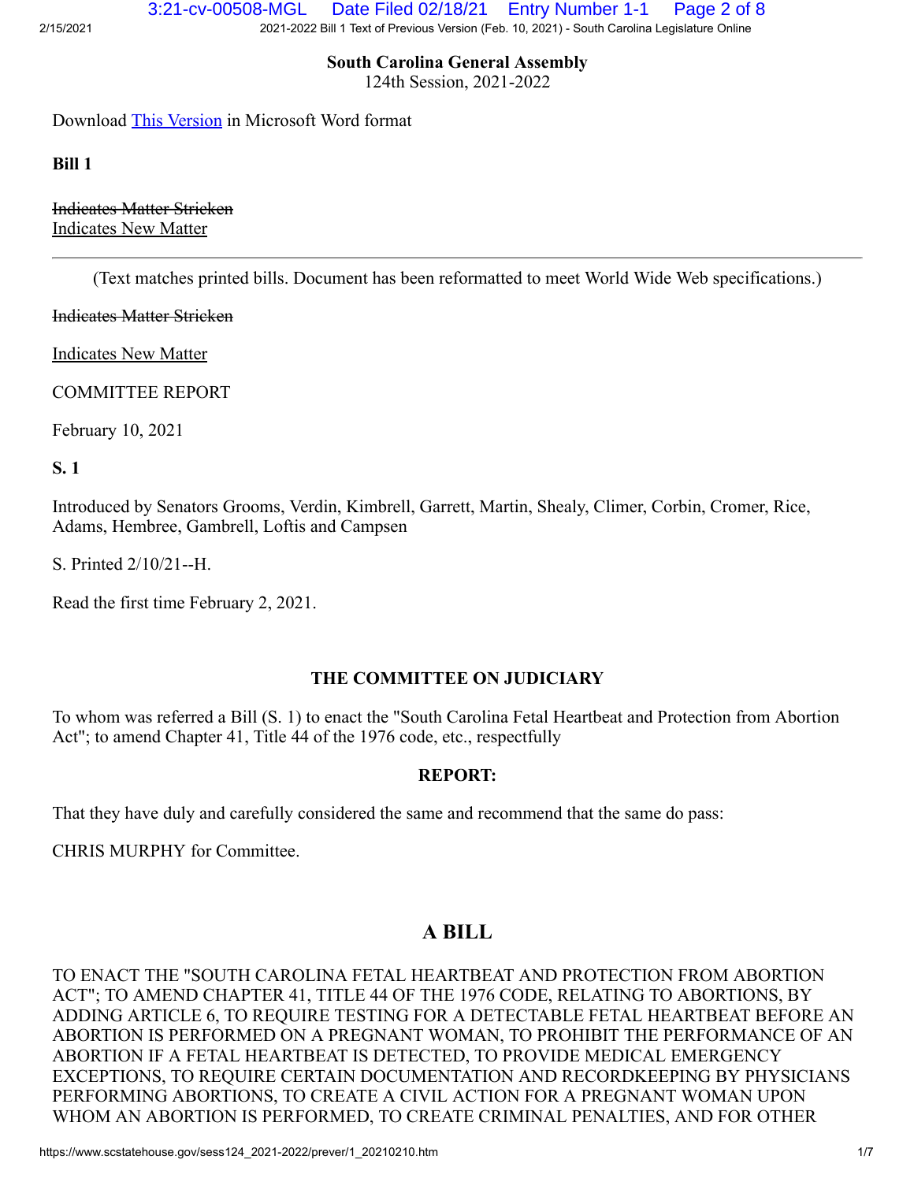**South Carolina General Assembly**
124th Session, 2021-2022

Download This Version in Microsoft Word format

**Bill 1**

~~Indicates Matter Stricken~~
Indicates New Matter

(Text matches printed bills. Document has been reformatted to meet World Wide Web specifications.)

~~Indicates Matter Stricken~~

Indicates New Matter

COMMITTEE REPORT

February 10, 2021

**S. 1**

Introduced by Senators Grooms, Verdin, Kimbrell, Garrett, Martin, Shealy, Climer, Corbin, Cromer, Rice, Adams, Hembree, Gambrell, Loftis and Campsen

S. Printed 2/10/21--H.

Read the first time February 2, 2021.

**THE COMMITTEE ON JUDICIARY**

To whom was referred a Bill (S. 1) to enact the "South Carolina Fetal Heartbeat and Protection from Abortion Act"; to amend Chapter 41, Title 44 of the 1976 code, etc., respectfully

**REPORT:**

That they have duly and carefully considered the same and recommend that the same do pass:

CHRIS MURPHY for Committee.

## A BILL

TO ENACT THE "SOUTH CAROLINA FETAL HEARTBEAT AND PROTECTION FROM ABORTION ACT"; TO AMEND CHAPTER 41, TITLE 44 OF THE 1976 CODE, RELATING TO ABORTIONS, BY ADDING ARTICLE 6, TO REQUIRE TESTING FOR A DETECTABLE FETAL HEARTBEAT BEFORE AN ABORTION IS PERFORMED ON A PREGNANT WOMAN, TO PROHIBIT THE PERFORMANCE OF AN ABORTION IF A FETAL HEARTBEAT IS DETECTED, TO PROVIDE MEDICAL EMERGENCY EXCEPTIONS, TO REQUIRE CERTAIN DOCUMENTATION AND RECORDKEEPING BY PHYSICIANS PERFORMING ABORTIONS, TO CREATE A CIVIL ACTION FOR A PREGNANT WOMAN UPON WHOM AN ABORTION IS PERFORMED, TO CREATE CRIMINAL PENALTIES, AND FOR OTHER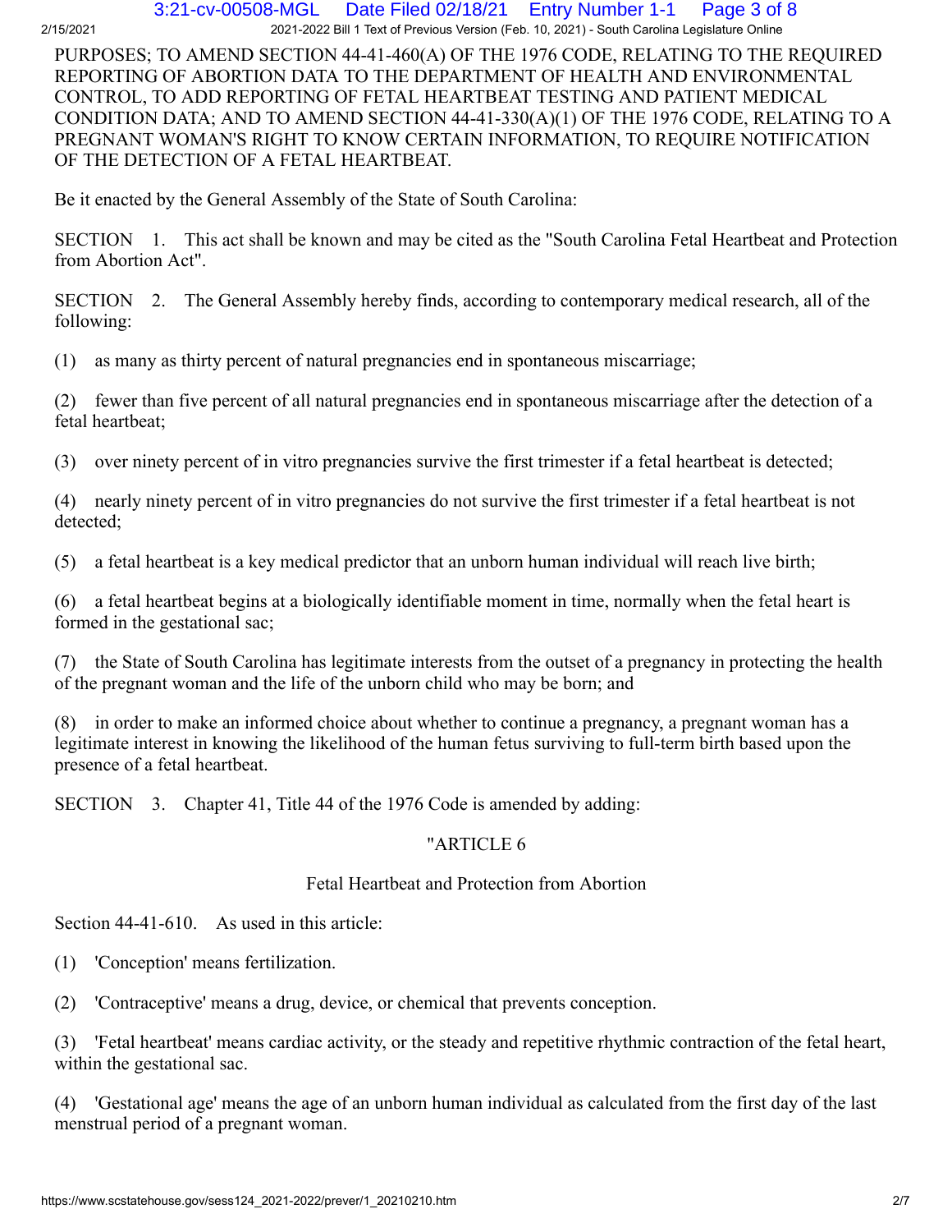PURPOSES; TO AMEND SECTION 44-41-460(A) OF THE 1976 CODE, RELATING TO THE REQUIRED REPORTING OF ABORTION DATA TO THE DEPARTMENT OF HEALTH AND ENVIRONMENTAL CONTROL, TO ADD REPORTING OF FETAL HEARTBEAT TESTING AND PATIENT MEDICAL CONDITION DATA; AND TO AMEND SECTION 44-41-330(A)(1) OF THE 1976 CODE, RELATING TO A PREGNANT WOMAN'S RIGHT TO KNOW CERTAIN INFORMATION, TO REQUIRE NOTIFICATION OF THE DETECTION OF A FETAL HEARTBEAT.

Be it enacted by the General Assembly of the State of South Carolina:

SECTION 1. This act shall be known and may be cited as the "South Carolina Fetal Heartbeat and Protection from Abortion Act".

SECTION 2. The General Assembly hereby finds, according to contemporary medical research, all of the following:

(1) as many as thirty percent of natural pregnancies end in spontaneous miscarriage;

(2) fewer than five percent of all natural pregnancies end in spontaneous miscarriage after the detection of a fetal heartbeat;

(3) over ninety percent of in vitro pregnancies survive the first trimester if a fetal heartbeat is detected;

(4) nearly ninety percent of in vitro pregnancies do not survive the first trimester if a fetal heartbeat is not detected;

(5) a fetal heartbeat is a key medical predictor that an unborn human individual will reach live birth;

(6) a fetal heartbeat begins at a biologically identifiable moment in time, normally when the fetal heart is formed in the gestational sac;

(7) the State of South Carolina has legitimate interests from the outset of a pregnancy in protecting the health of the pregnant woman and the life of the unborn child who may be born; and

(8) in order to make an informed choice about whether to continue a pregnancy, a pregnant woman has a legitimate interest in knowing the likelihood of the human fetus surviving to full-term birth based upon the presence of a fetal heartbeat.

SECTION 3. Chapter 41, Title 44 of the 1976 Code is amended by adding:

"ARTICLE 6

Fetal Heartbeat and Protection from Abortion

Section 44-41-610. As used in this article:

(1) 'Conception' means fertilization.

(2) 'Contraceptive' means a drug, device, or chemical that prevents conception.

(3) 'Fetal heartbeat' means cardiac activity, or the steady and repetitive rhythmic contraction of the fetal heart, within the gestational sac.

(4) 'Gestational age' means the age of an unborn human individual as calculated from the first day of the last menstrual period of a pregnant woman.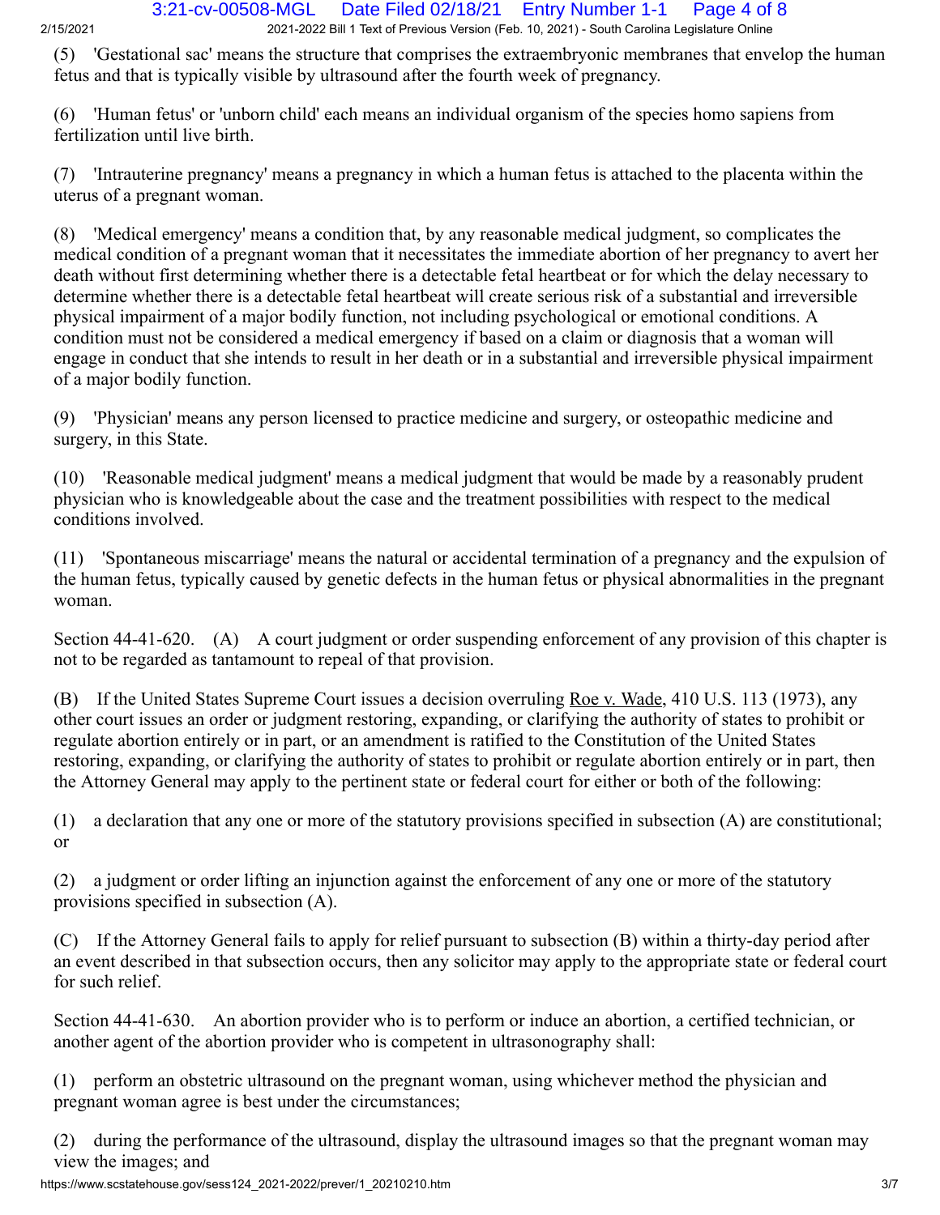(5) 'Gestational sac' means the structure that comprises the extraembryonic membranes that envelop the human fetus and that is typically visible by ultrasound after the fourth week of pregnancy.

(6) 'Human fetus' or 'unborn child' each means an individual organism of the species homo sapiens from fertilization until live birth.

(7) 'Intrauterine pregnancy' means a pregnancy in which a human fetus is attached to the placenta within the uterus of a pregnant woman.

(8) 'Medical emergency' means a condition that, by any reasonable medical judgment, so complicates the medical condition of a pregnant woman that it necessitates the immediate abortion of her pregnancy to avert her death without first determining whether there is a detectable fetal heartbeat or for which the delay necessary to determine whether there is a detectable fetal heartbeat will create serious risk of a substantial and irreversible physical impairment of a major bodily function, not including psychological or emotional conditions. A condition must not be considered a medical emergency if based on a claim or diagnosis that a woman will engage in conduct that she intends to result in her death or in a substantial and irreversible physical impairment of a major bodily function.

(9) 'Physician' means any person licensed to practice medicine and surgery, or osteopathic medicine and surgery, in this State.

(10) 'Reasonable medical judgment' means a medical judgment that would be made by a reasonably prudent physician who is knowledgeable about the case and the treatment possibilities with respect to the medical conditions involved.

(11) 'Spontaneous miscarriage' means the natural or accidental termination of a pregnancy and the expulsion of the human fetus, typically caused by genetic defects in the human fetus or physical abnormalities in the pregnant woman.

Section 44-41-620. (A) A court judgment or order suspending enforcement of any provision of this chapter is not to be regarded as tantamount to repeal of that provision.

(B) If the United States Supreme Court issues a decision overruling Roe v. Wade, 410 U.S. 113 (1973), any other court issues an order or judgment restoring, expanding, or clarifying the authority of states to prohibit or regulate abortion entirely or in part, or an amendment is ratified to the Constitution of the United States restoring, expanding, or clarifying the authority of states to prohibit or regulate abortion entirely or in part, then the Attorney General may apply to the pertinent state or federal court for either or both of the following:

(1) a declaration that any one or more of the statutory provisions specified in subsection (A) are constitutional; or

(2) a judgment or order lifting an injunction against the enforcement of any one or more of the statutory provisions specified in subsection (A).

(C) If the Attorney General fails to apply for relief pursuant to subsection (B) within a thirty-day period after an event described in that subsection occurs, then any solicitor may apply to the appropriate state or federal court for such relief.

Section 44-41-630. An abortion provider who is to perform or induce an abortion, a certified technician, or another agent of the abortion provider who is competent in ultrasonography shall:

(1) perform an obstetric ultrasound on the pregnant woman, using whichever method the physician and pregnant woman agree is best under the circumstances;

(2) during the performance of the ultrasound, display the ultrasound images so that the pregnant woman may view the images; and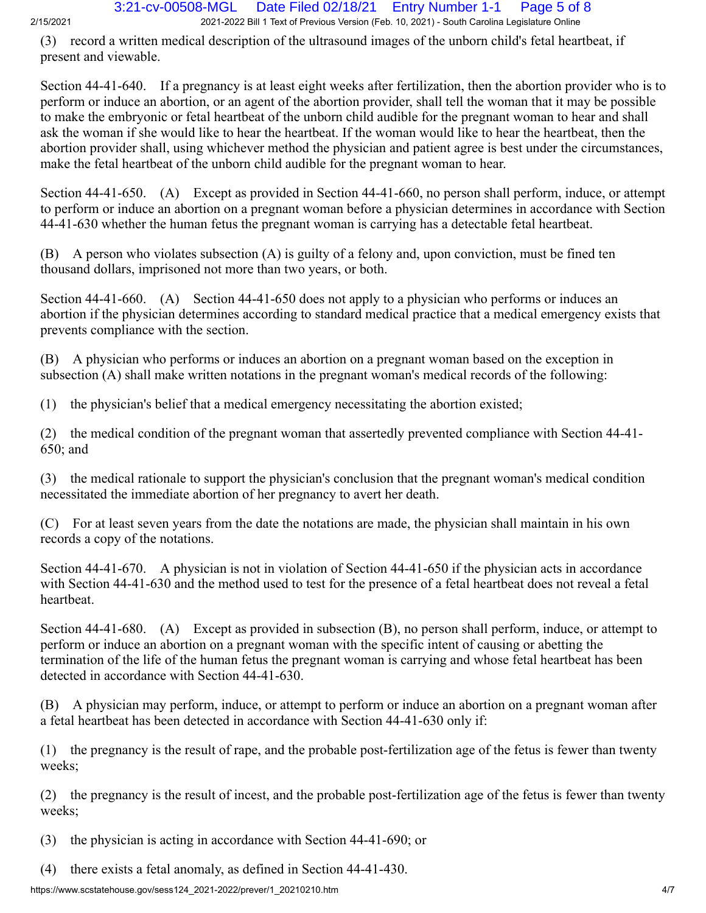(3) record a written medical description of the ultrasound images of the unborn child's fetal heartbeat, if present and viewable.

Section 44-41-640. If a pregnancy is at least eight weeks after fertilization, then the abortion provider who is to perform or induce an abortion, or an agent of the abortion provider, shall tell the woman that it may be possible to make the embryonic or fetal heartbeat of the unborn child audible for the pregnant woman to hear and shall ask the woman if she would like to hear the heartbeat. If the woman would like to hear the heartbeat, then the abortion provider shall, using whichever method the physician and patient agree is best under the circumstances, make the fetal heartbeat of the unborn child audible for the pregnant woman to hear.

Section 44-41-650. (A) Except as provided in Section 44-41-660, no person shall perform, induce, or attempt to perform or induce an abortion on a pregnant woman before a physician determines in accordance with Section 44-41-630 whether the human fetus the pregnant woman is carrying has a detectable fetal heartbeat.

(B) A person who violates subsection (A) is guilty of a felony and, upon conviction, must be fined ten thousand dollars, imprisoned not more than two years, or both.

Section 44-41-660. (A) Section 44-41-650 does not apply to a physician who performs or induces an abortion if the physician determines according to standard medical practice that a medical emergency exists that prevents compliance with the section.

(B) A physician who performs or induces an abortion on a pregnant woman based on the exception in subsection (A) shall make written notations in the pregnant woman's medical records of the following:

(1) the physician's belief that a medical emergency necessitating the abortion existed;

(2) the medical condition of the pregnant woman that assertedly prevented compliance with Section 44-41-650; and

(3) the medical rationale to support the physician's conclusion that the pregnant woman's medical condition necessitated the immediate abortion of her pregnancy to avert her death.

(C) For at least seven years from the date the notations are made, the physician shall maintain in his own records a copy of the notations.

Section 44-41-670. A physician is not in violation of Section 44-41-650 if the physician acts in accordance with Section 44-41-630 and the method used to test for the presence of a fetal heartbeat does not reveal a fetal heartbeat.

Section 44-41-680. (A) Except as provided in subsection (B), no person shall perform, induce, or attempt to perform or induce an abortion on a pregnant woman with the specific intent of causing or abetting the termination of the life of the human fetus the pregnant woman is carrying and whose fetal heartbeat has been detected in accordance with Section 44-41-630.

(B) A physician may perform, induce, or attempt to perform or induce an abortion on a pregnant woman after a fetal heartbeat has been detected in accordance with Section 44-41-630 only if:

(1) the pregnancy is the result of rape, and the probable post-fertilization age of the fetus is fewer than twenty weeks;

(2) the pregnancy is the result of incest, and the probable post-fertilization age of the fetus is fewer than twenty weeks;

(3) the physician is acting in accordance with Section 44-41-690; or

(4) there exists a fetal anomaly, as defined in Section 44-41-430.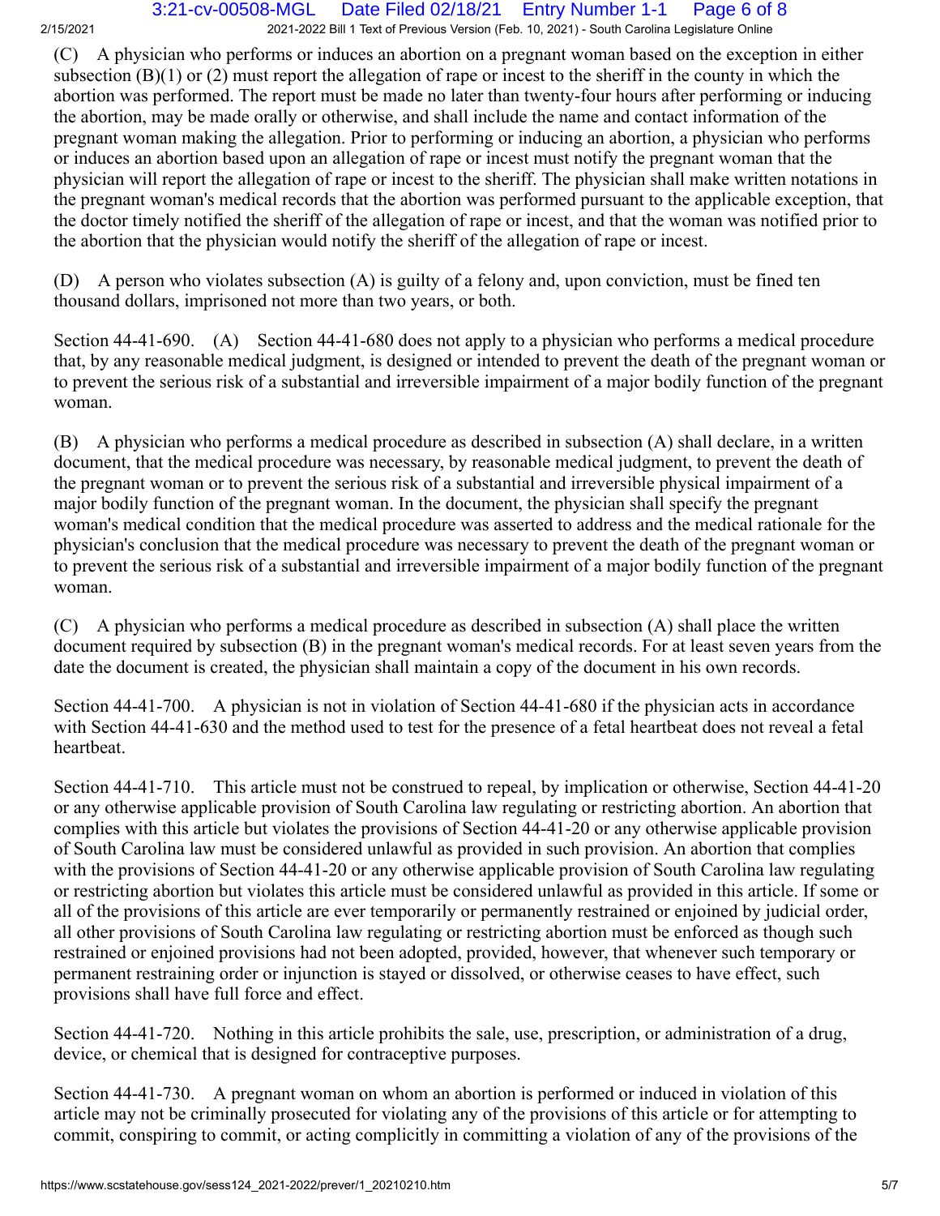(C) A physician who performs or induces an abortion on a pregnant woman based on the exception in either subsection (B)(1) or (2) must report the allegation of rape or incest to the sheriff in the county in which the abortion was performed. The report must be made no later than twenty-four hours after performing or inducing the abortion, may be made orally or otherwise, and shall include the name and contact information of the pregnant woman making the allegation. Prior to performing or inducing an abortion, a physician who performs or induces an abortion based upon an allegation of rape or incest must notify the pregnant woman that the physician will report the allegation of rape or incest to the sheriff. The physician shall make written notations in the pregnant woman's medical records that the abortion was performed pursuant to the applicable exception, that the doctor timely notified the sheriff of the allegation of rape or incest, and that the woman was notified prior to the abortion that the physician would notify the sheriff of the allegation of rape or incest.

(D) A person who violates subsection (A) is guilty of a felony and, upon conviction, must be fined ten thousand dollars, imprisoned not more than two years, or both.

Section 44-41-690. (A) Section 44-41-680 does not apply to a physician who performs a medical procedure that, by any reasonable medical judgment, is designed or intended to prevent the death of the pregnant woman or to prevent the serious risk of a substantial and irreversible impairment of a major bodily function of the pregnant woman.

(B) A physician who performs a medical procedure as described in subsection (A) shall declare, in a written document, that the medical procedure was necessary, by reasonable medical judgment, to prevent the death of the pregnant woman or to prevent the serious risk of a substantial and irreversible physical impairment of a major bodily function of the pregnant woman. In the document, the physician shall specify the pregnant woman's medical condition that the medical procedure was asserted to address and the medical rationale for the physician's conclusion that the medical procedure was necessary to prevent the death of the pregnant woman or to prevent the serious risk of a substantial and irreversible impairment of a major bodily function of the pregnant woman.

(C) A physician who performs a medical procedure as described in subsection (A) shall place the written document required by subsection (B) in the pregnant woman's medical records. For at least seven years from the date the document is created, the physician shall maintain a copy of the document in his own records.

Section 44-41-700. A physician is not in violation of Section 44-41-680 if the physician acts in accordance with Section 44-41-630 and the method used to test for the presence of a fetal heartbeat does not reveal a fetal heartbeat.

Section 44-41-710. This article must not be construed to repeal, by implication or otherwise, Section 44-41-20 or any otherwise applicable provision of South Carolina law regulating or restricting abortion. An abortion that complies with this article but violates the provisions of Section 44-41-20 or any otherwise applicable provision of South Carolina law must be considered unlawful as provided in such provision. An abortion that complies with the provisions of Section 44-41-20 or any otherwise applicable provision of South Carolina law regulating or restricting abortion but violates this article must be considered unlawful as provided in this article. If some or all of the provisions of this article are ever temporarily or permanently restrained or enjoined by judicial order, all other provisions of South Carolina law regulating or restricting abortion must be enforced as though such restrained or enjoined provisions had not been adopted, provided, however, that whenever such temporary or permanent restraining order or injunction is stayed or dissolved, or otherwise ceases to have effect, such provisions shall have full force and effect.

Section 44-41-720. Nothing in this article prohibits the sale, use, prescription, or administration of a drug, device, or chemical that is designed for contraceptive purposes.

Section 44-41-730. A pregnant woman on whom an abortion is performed or induced in violation of this article may not be criminally prosecuted for violating any of the provisions of this article or for attempting to commit, conspiring to commit, or acting complicitly in committing a violation of any of the provisions of the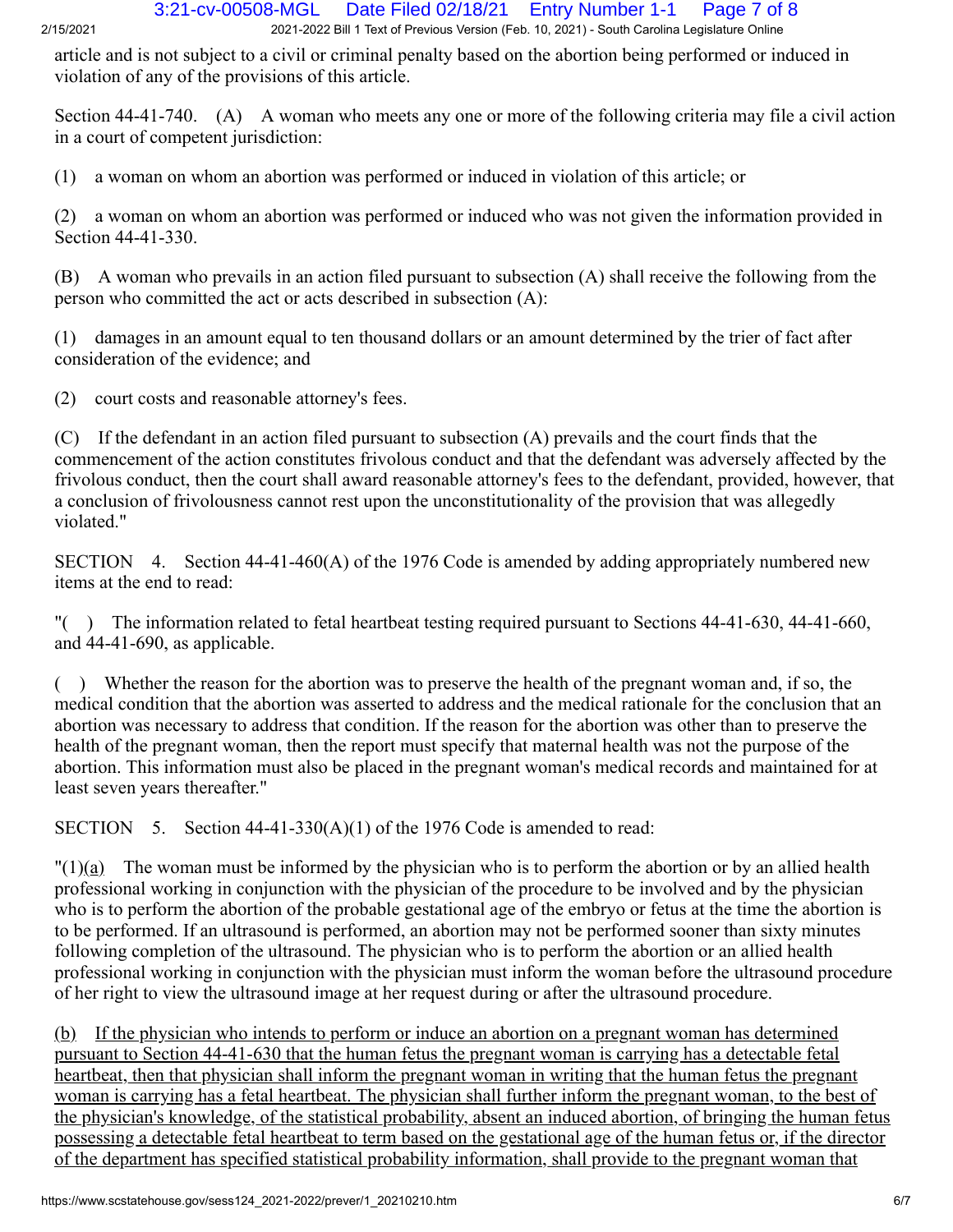article and is not subject to a civil or criminal penalty based on the abortion being performed or induced in violation of any of the provisions of this article.

Section 44-41-740. (A) A woman who meets any one or more of the following criteria may file a civil action in a court of competent jurisdiction:

(1) a woman on whom an abortion was performed or induced in violation of this article; or

(2) a woman on whom an abortion was performed or induced who was not given the information provided in Section 44-41-330.

(B) A woman who prevails in an action filed pursuant to subsection (A) shall receive the following from the person who committed the act or acts described in subsection (A):

(1) damages in an amount equal to ten thousand dollars or an amount determined by the trier of fact after consideration of the evidence; and

(2) court costs and reasonable attorney's fees.

(C) If the defendant in an action filed pursuant to subsection (A) prevails and the court finds that the commencement of the action constitutes frivolous conduct and that the defendant was adversely affected by the frivolous conduct, then the court shall award reasonable attorney's fees to the defendant, provided, however, that a conclusion of frivolousness cannot rest upon the unconstitutionality of the provision that was allegedly violated."

SECTION 4. Section 44-41-460(A) of the 1976 Code is amended by adding appropriately numbered new items at the end to read:

"( ) The information related to fetal heartbeat testing required pursuant to Sections 44-41-630, 44-41-660, and 44-41-690, as applicable.

( ) Whether the reason for the abortion was to preserve the health of the pregnant woman and, if so, the medical condition that the abortion was asserted to address and the medical rationale for the conclusion that an abortion was necessary to address that condition. If the reason for the abortion was other than to preserve the health of the pregnant woman, then the report must specify that maternal health was not the purpose of the abortion. This information must also be placed in the pregnant woman's medical records and maintained for at least seven years thereafter."

SECTION 5. Section 44-41-330(A)(1) of the 1976 Code is amended to read:

"(1)<u>(a)</u> The woman must be informed by the physician who is to perform the abortion or by an allied health professional working in conjunction with the physician of the procedure to be involved and by the physician who is to perform the abortion of the probable gestational age of the embryo or fetus at the time the abortion is to be performed. If an ultrasound is performed, an abortion may not be performed sooner than sixty minutes following completion of the ultrasound. The physician who is to perform the abortion or an allied health professional working in conjunction with the physician must inform the woman before the ultrasound procedure of her right to view the ultrasound image at her request during or after the ultrasound procedure.

<u>(b) If the physician who intends to perform or induce an abortion on a pregnant woman has determined pursuant to Section 44-41-630 that the human fetus the pregnant woman is carrying has a detectable fetal heartbeat, then that physician shall inform the pregnant woman in writing that the human fetus the pregnant woman is carrying has a fetal heartbeat. The physician shall further inform the pregnant woman, to the best of the physician's knowledge, of the statistical probability, absent an induced abortion, of bringing the human fetus possessing a detectable fetal heartbeat to term based on the gestational age of the human fetus or, if the director of the department has specified statistical probability information, shall provide to the pregnant woman that</u>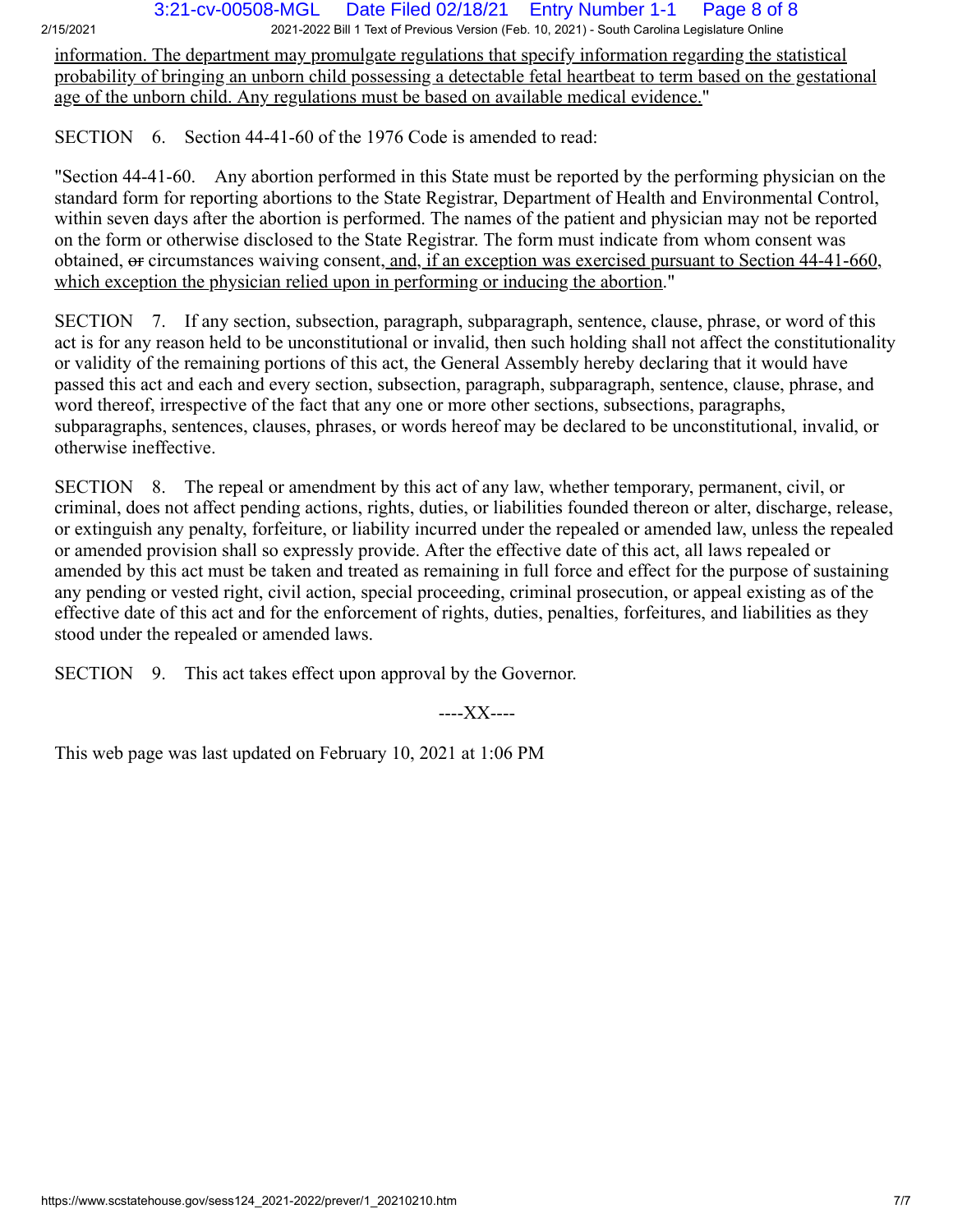information. The department may promulgate regulations that specify information regarding the statistical probability of bringing an unborn child possessing a detectable fetal heartbeat to term based on the gestational age of the unborn child. Any regulations must be based on available medical evidence."

SECTION 6. Section 44-41-60 of the 1976 Code is amended to read:

"Section 44-41-60. Any abortion performed in this State must be reported by the performing physician on the standard form for reporting abortions to the State Registrar, Department of Health and Environmental Control, within seven days after the abortion is performed. The names of the patient and physician may not be reported on the form or otherwise disclosed to the State Registrar. The form must indicate from whom consent was obtained, ~~or~~ circumstances waiving consent, and, if an exception was exercised pursuant to Section 44-41-660, which exception the physician relied upon in performing or inducing the abortion."

SECTION 7. If any section, subsection, paragraph, subparagraph, sentence, clause, phrase, or word of this act is for any reason held to be unconstitutional or invalid, then such holding shall not affect the constitutionality or validity of the remaining portions of this act, the General Assembly hereby declaring that it would have passed this act and each and every section, subsection, paragraph, subparagraph, sentence, clause, phrase, and word thereof, irrespective of the fact that any one or more other sections, subsections, paragraphs, subparagraphs, sentences, clauses, phrases, or words hereof may be declared to be unconstitutional, invalid, or otherwise ineffective.

SECTION 8. The repeal or amendment by this act of any law, whether temporary, permanent, civil, or criminal, does not affect pending actions, rights, duties, or liabilities founded thereon or alter, discharge, release, or extinguish any penalty, forfeiture, or liability incurred under the repealed or amended law, unless the repealed or amended provision shall so expressly provide. After the effective date of this act, all laws repealed or amended by this act must be taken and treated as remaining in full force and effect for the purpose of sustaining any pending or vested right, civil action, special proceeding, criminal prosecution, or appeal existing as of the effective date of this act and for the enforcement of rights, duties, penalties, forfeitures, and liabilities as they stood under the repealed or amended laws.

SECTION 9. This act takes effect upon approval by the Governor.

----XX----

This web page was last updated on February 10, 2021 at 1:06 PM